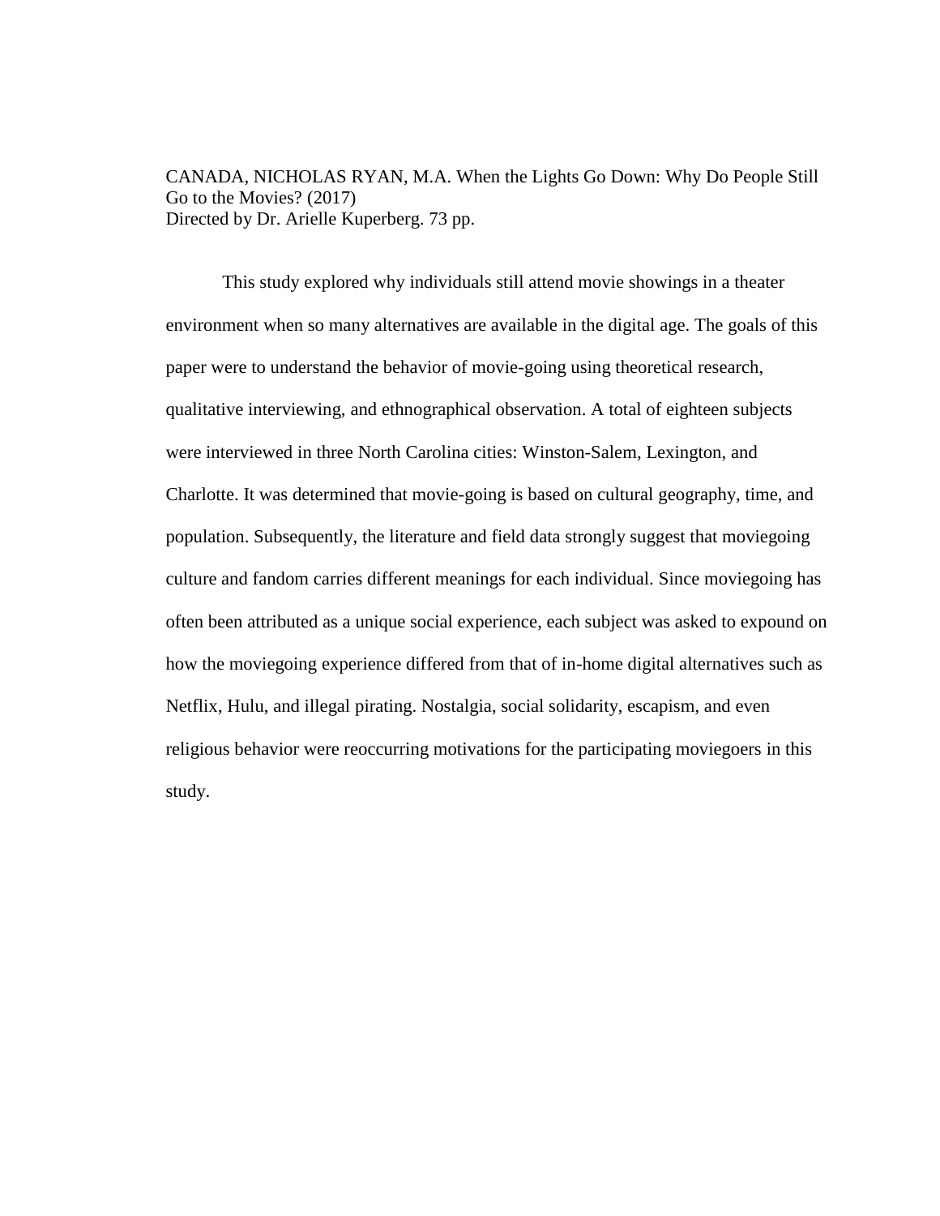CANADA, NICHOLAS RYAN, M.A. When the Lights Go Down: Why Do People Still Go to the Movies? (2017)
Directed by Dr. Arielle Kuperberg. 73 pp.

This study explored why individuals still attend movie showings in a theater environment when so many alternatives are available in the digital age. The goals of this paper were to understand the behavior of movie-going using theoretical research, qualitative interviewing, and ethnographical observation. A total of eighteen subjects were interviewed in three North Carolina cities: Winston-Salem, Lexington, and Charlotte. It was determined that movie-going is based on cultural geography, time, and population. Subsequently, the literature and field data strongly suggest that moviegoing culture and fandom carries different meanings for each individual. Since moviegoing has often been attributed as a unique social experience, each subject was asked to expound on how the moviegoing experience differed from that of in-home digital alternatives such as Netflix, Hulu, and illegal pirating. Nostalgia, social solidarity, escapism, and even religious behavior were reoccurring motivations for the participating moviegoers in this study.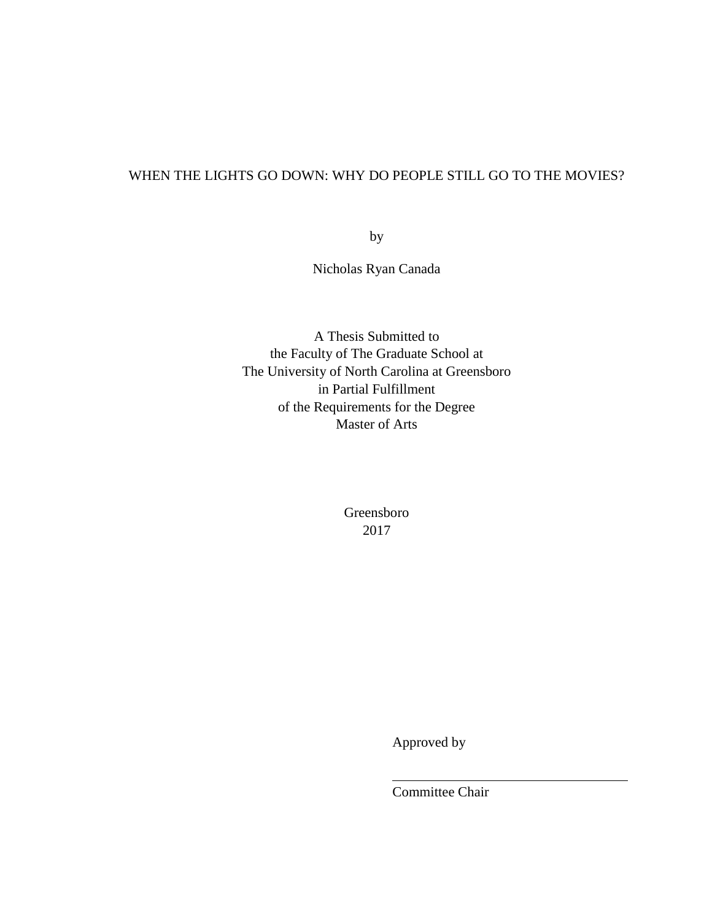WHEN THE LIGHTS GO DOWN: WHY DO PEOPLE STILL GO TO THE MOVIES?

by

Nicholas Ryan Canada

A Thesis Submitted to
the Faculty of The Graduate School at
The University of North Carolina at Greensboro
in Partial Fulfillment
of the Requirements for the Degree
Master of Arts

Greensboro
2017

Approved by

\_\_\_\_\_\_\_\_\_\_\_\_\_\_\_\_\_\_\_\_\_\_\_\_\_\_\_\_\_\_\_\_\_\_\_\_\_

Committee Chair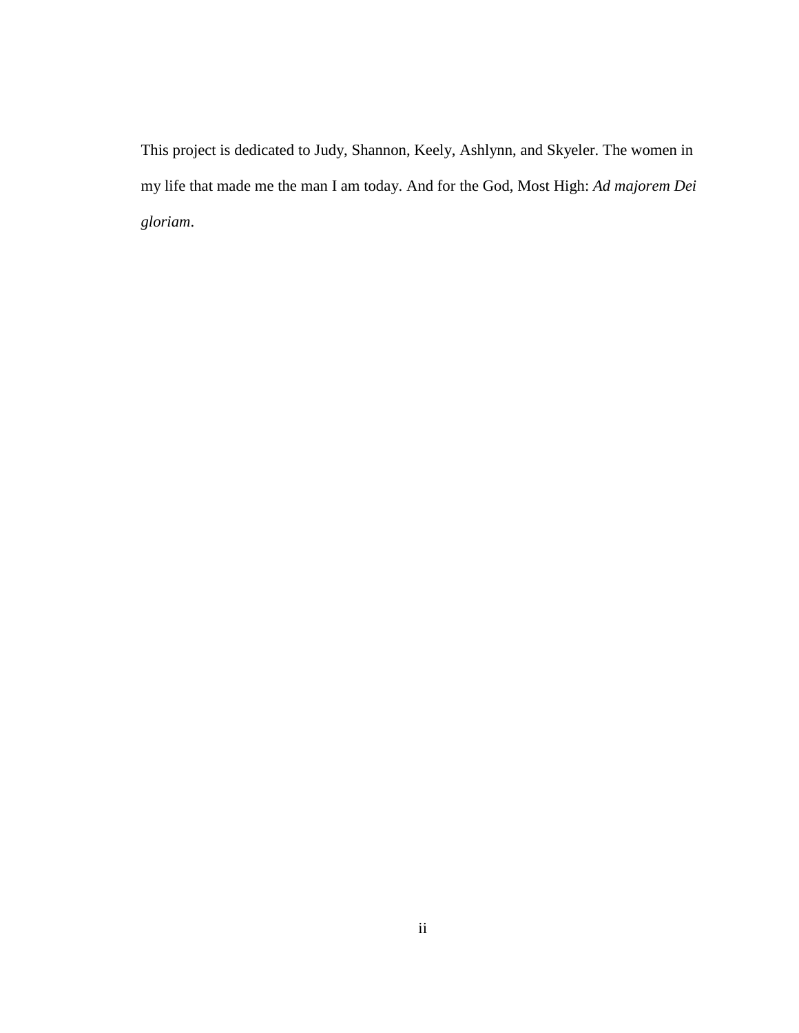This project is dedicated to Judy, Shannon, Keely, Ashlynn, and Skyeler. The women in my life that made me the man I am today. And for the God, Most High: *Ad majorem Dei gloriam*.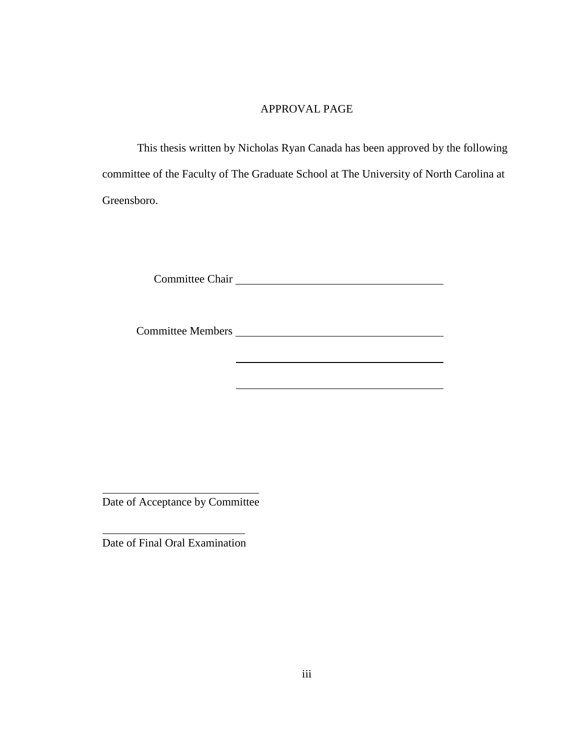# APPROVAL PAGE

This thesis written by Nicholas Ryan Canada has been approved by the following committee of the Faculty of The Graduate School at The University of North Carolina at Greensboro.

Committee Chair \_\_\_\_\_\_\_\_\_\_\_\_\_\_\_\_\_\_\_\_\_\_\_\_\_\_\_\_\_\_\_\_\_\_\_\_

Committee Members \_\_\_\_\_\_\_\_\_\_\_\_\_\_\_\_\_\_\_\_\_\_\_\_\_\_\_\_\_\_\_\_\_\_\_\_

\_\_\_\_\_\_\_\_\_\_\_\_\_\_\_\_\_\_\_\_\_\_\_\_\_\_\_\_\_\_\_\_\_\_\_\_

\_\_\_\_\_\_\_\_\_\_\_\_\_\_\_\_\_\_\_\_\_\_\_\_\_\_\_\_\_\_\_\_\_\_\_\_

\_\_\_\_\_\_\_\_\_\_\_\_\_\_\_\_\_\_\_\_\_\_\_\_\_\_\_

Date of Acceptance by Committee

\_\_\_\_\_\_\_\_\_\_\_\_\_\_\_\_\_\_\_\_\_\_\_\_\_\_\_

Date of Final Oral Examination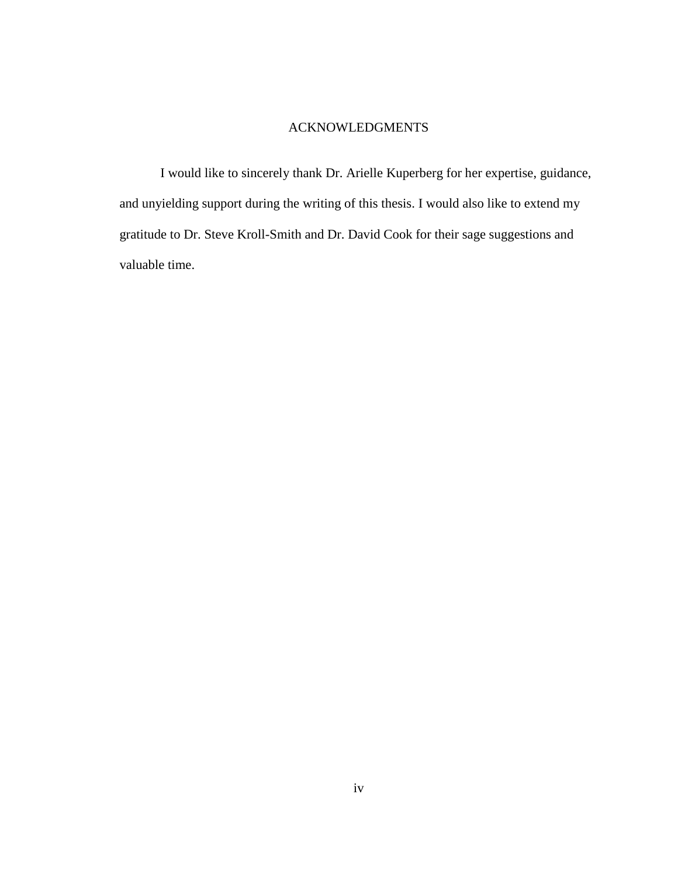# ACKNOWLEDGMENTS

I would like to sincerely thank Dr. Arielle Kuperberg for her expertise, guidance, and unyielding support during the writing of this thesis. I would also like to extend my gratitude to Dr. Steve Kroll-Smith and Dr. David Cook for their sage suggestions and valuable time.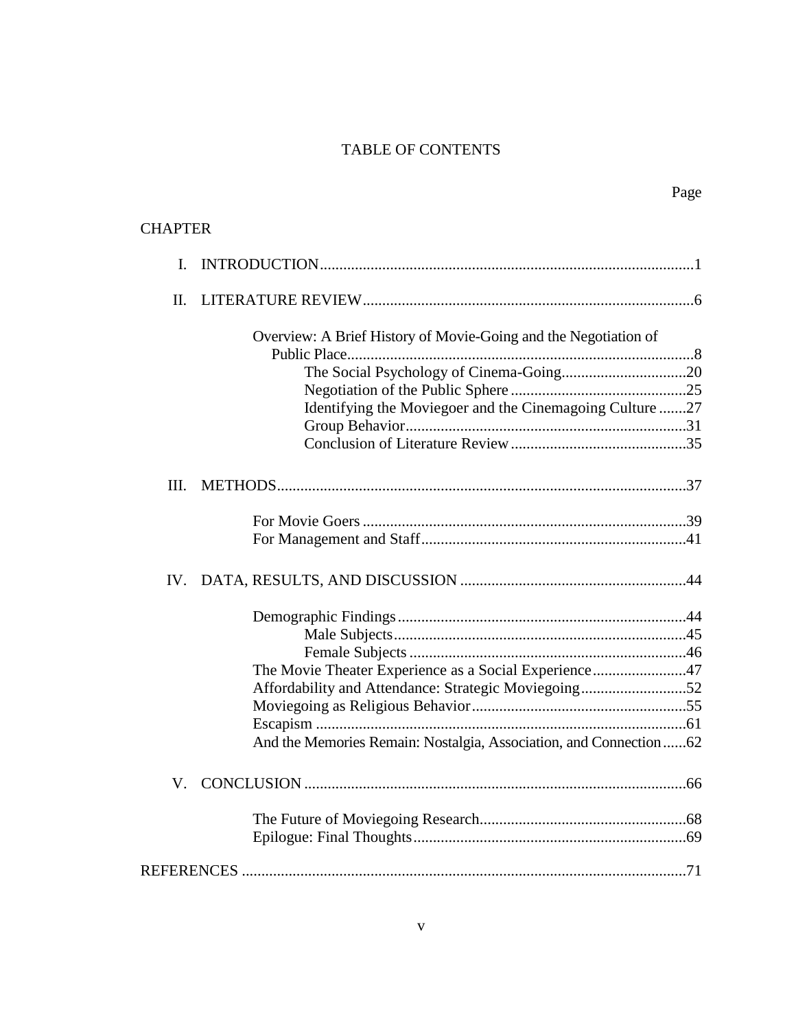# TABLE OF CONTENTS

Page

CHAPTER

I. INTRODUCTION................................................................................................1

II. LITERATURE REVIEW.....................................................................................6

- Overview: A Brief History of Movie-Going and the Negotiation of Public Place..........................................................................................8
  - The Social Psychology of Cinema-Going................................20
  - Negotiation of the Public Sphere.............................................25
  - Identifying the Moviegoer and the Cinemagoing Culture.......27
  - Group Behavior........................................................................31
  - Conclusion of Literature Review.............................................35

III. METHODS.........................................................................................................37

- For Movie Goers...................................................................................39
- For Management and Staff...................................................................41

IV. DATA, RESULTS, AND DISCUSSION..........................................................44

- Demographic Findings.........................................................................44
  - Male Subjects...........................................................................45
  - Female Subjects.......................................................................46
- The Movie Theater Experience as a Social Experience........................47
- Affordability and Attendance: Strategic Moviegoing...........................52
- Moviegoing as Religious Behavior.......................................................55
- Escapism...............................................................................................61
- And the Memories Remain: Nostalgia, Association, and Connection......62

V. CONCLUSION..................................................................................................66

- The Future of Moviegoing Research.....................................................68
- Epilogue: Final Thoughts......................................................................69

REFERENCES..................................................................................................................71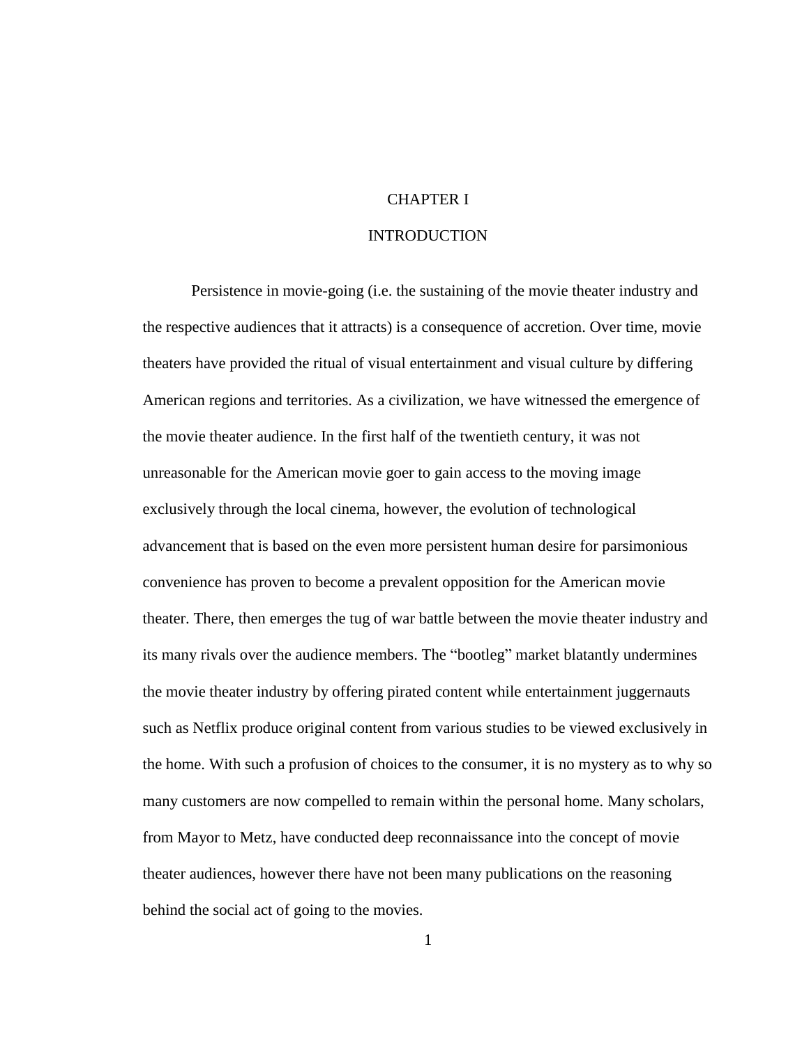# CHAPTER I

# INTRODUCTION

Persistence in movie-going (i.e. the sustaining of the movie theater industry and the respective audiences that it attracts) is a consequence of accretion. Over time, movie theaters have provided the ritual of visual entertainment and visual culture by differing American regions and territories. As a civilization, we have witnessed the emergence of the movie theater audience. In the first half of the twentieth century, it was not unreasonable for the American movie goer to gain access to the moving image exclusively through the local cinema, however, the evolution of technological advancement that is based on the even more persistent human desire for parsimonious convenience has proven to become a prevalent opposition for the American movie theater. There, then emerges the tug of war battle between the movie theater industry and its many rivals over the audience members. The "bootleg" market blatantly undermines the movie theater industry by offering pirated content while entertainment juggernauts such as Netflix produce original content from various studies to be viewed exclusively in the home. With such a profusion of choices to the consumer, it is no mystery as to why so many customers are now compelled to remain within the personal home. Many scholars, from Mayor to Metz, have conducted deep reconnaissance into the concept of movie theater audiences, however there have not been many publications on the reasoning behind the social act of going to the movies.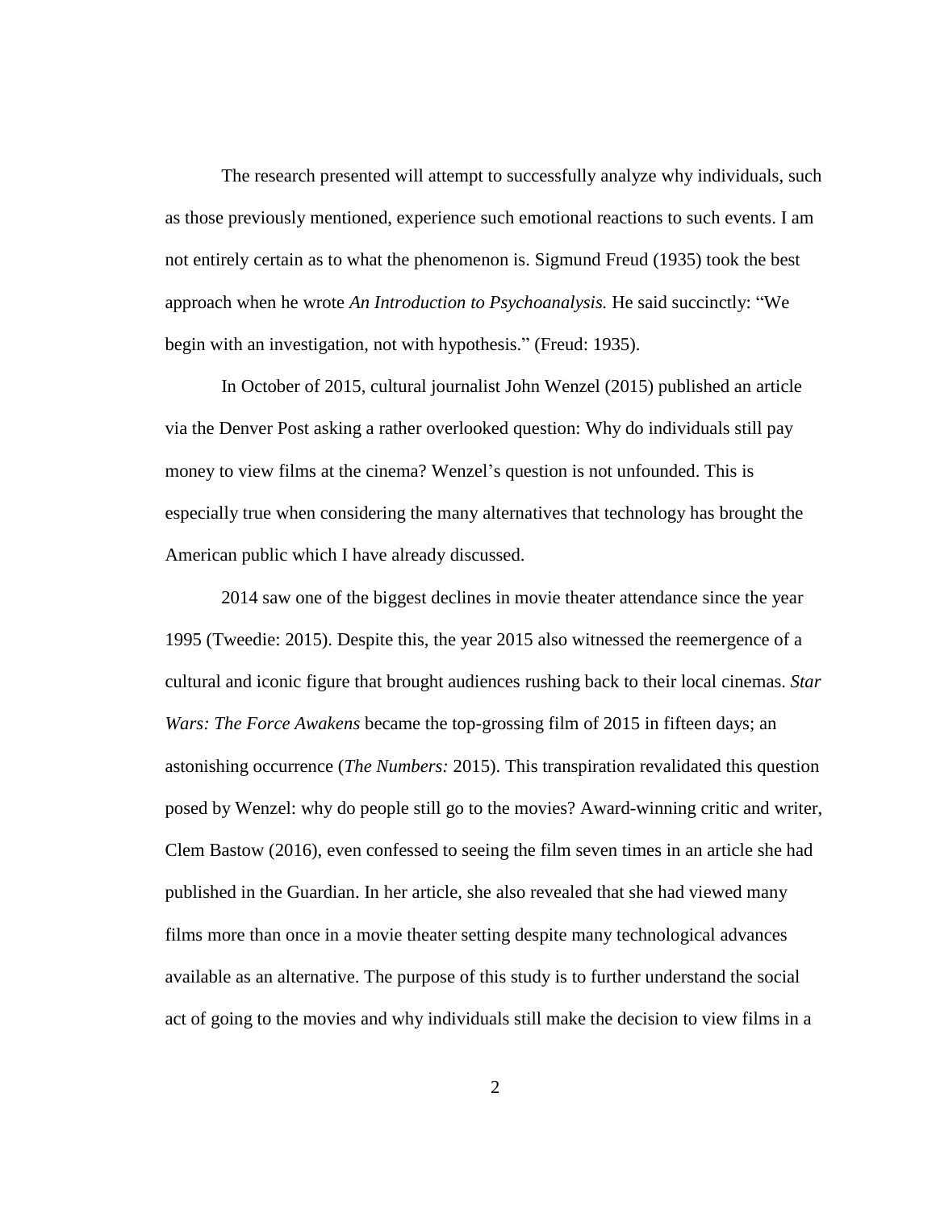The research presented will attempt to successfully analyze why individuals, such as those previously mentioned, experience such emotional reactions to such events. I am not entirely certain as to what the phenomenon is. Sigmund Freud (1935) took the best approach when he wrote *An Introduction to Psychoanalysis.* He said succinctly: "We begin with an investigation, not with hypothesis." (Freud: 1935).

In October of 2015, cultural journalist John Wenzel (2015) published an article via the Denver Post asking a rather overlooked question: Why do individuals still pay money to view films at the cinema? Wenzel's question is not unfounded. This is especially true when considering the many alternatives that technology has brought the American public which I have already discussed.

2014 saw one of the biggest declines in movie theater attendance since the year 1995 (Tweedie: 2015). Despite this, the year 2015 also witnessed the reemergence of a cultural and iconic figure that brought audiences rushing back to their local cinemas. *Star Wars: The Force Awakens* became the top-grossing film of 2015 in fifteen days; an astonishing occurrence (*The Numbers:* 2015). This transpiration revalidated this question posed by Wenzel: why do people still go to the movies? Award-winning critic and writer, Clem Bastow (2016), even confessed to seeing the film seven times in an article she had published in the Guardian. In her article, she also revealed that she had viewed many films more than once in a movie theater setting despite many technological advances available as an alternative. The purpose of this study is to further understand the social act of going to the movies and why individuals still make the decision to view films in a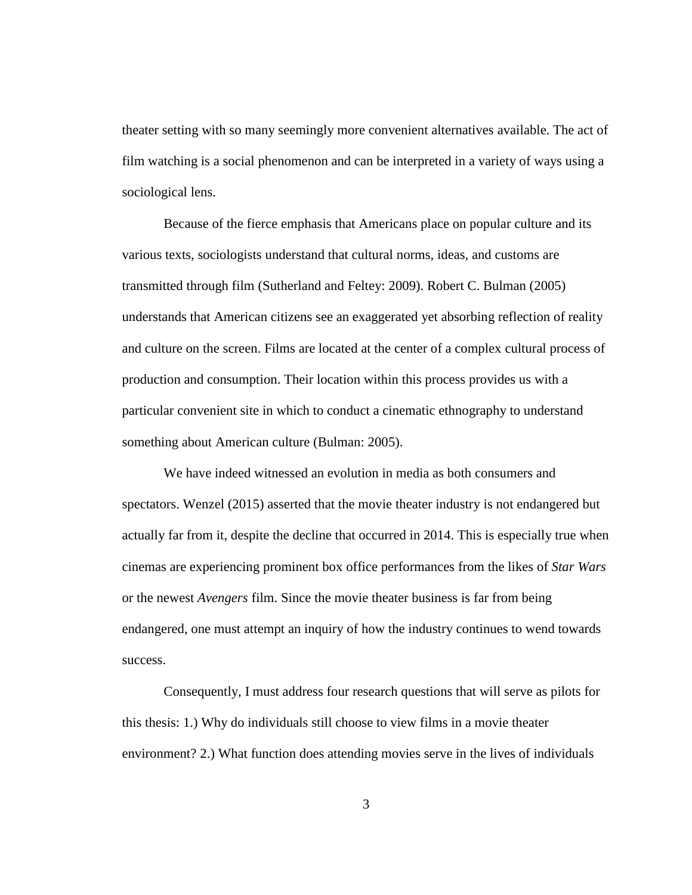theater setting with so many seemingly more convenient alternatives available. The act of film watching is a social phenomenon and can be interpreted in a variety of ways using a sociological lens.

Because of the fierce emphasis that Americans place on popular culture and its various texts, sociologists understand that cultural norms, ideas, and customs are transmitted through film (Sutherland and Feltey: 2009). Robert C. Bulman (2005) understands that American citizens see an exaggerated yet absorbing reflection of reality and culture on the screen. Films are located at the center of a complex cultural process of production and consumption. Their location within this process provides us with a particular convenient site in which to conduct a cinematic ethnography to understand something about American culture (Bulman: 2005).

We have indeed witnessed an evolution in media as both consumers and spectators. Wenzel (2015) asserted that the movie theater industry is not endangered but actually far from it, despite the decline that occurred in 2014. This is especially true when cinemas are experiencing prominent box office performances from the likes of *Star Wars* or the newest *Avengers* film. Since the movie theater business is far from being endangered, one must attempt an inquiry of how the industry continues to wend towards success.

Consequently, I must address four research questions that will serve as pilots for this thesis: 1.) Why do individuals still choose to view films in a movie theater environment? 2.) What function does attending movies serve in the lives of individuals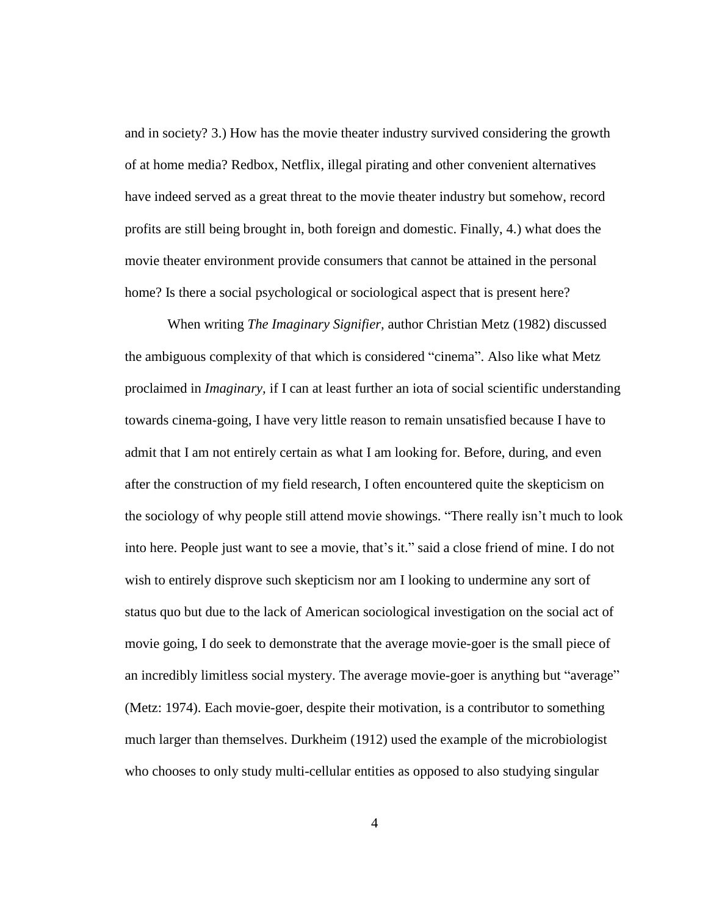and in society? 3.) How has the movie theater industry survived considering the growth of at home media? Redbox, Netflix, illegal pirating and other convenient alternatives have indeed served as a great threat to the movie theater industry but somehow, record profits are still being brought in, both foreign and domestic. Finally, 4.) what does the movie theater environment provide consumers that cannot be attained in the personal home? Is there a social psychological or sociological aspect that is present here?

When writing *The Imaginary Signifier,* author Christian Metz (1982) discussed the ambiguous complexity of that which is considered "cinema". Also like what Metz proclaimed in *Imaginary,* if I can at least further an iota of social scientific understanding towards cinema-going, I have very little reason to remain unsatisfied because I have to admit that I am not entirely certain as what I am looking for. Before, during, and even after the construction of my field research, I often encountered quite the skepticism on the sociology of why people still attend movie showings. "There really isn't much to look into here. People just want to see a movie, that's it." said a close friend of mine. I do not wish to entirely disprove such skepticism nor am I looking to undermine any sort of status quo but due to the lack of American sociological investigation on the social act of movie going, I do seek to demonstrate that the average movie-goer is the small piece of an incredibly limitless social mystery. The average movie-goer is anything but "average" (Metz: 1974). Each movie-goer, despite their motivation, is a contributor to something much larger than themselves. Durkheim (1912) used the example of the microbiologist who chooses to only study multi-cellular entities as opposed to also studying singular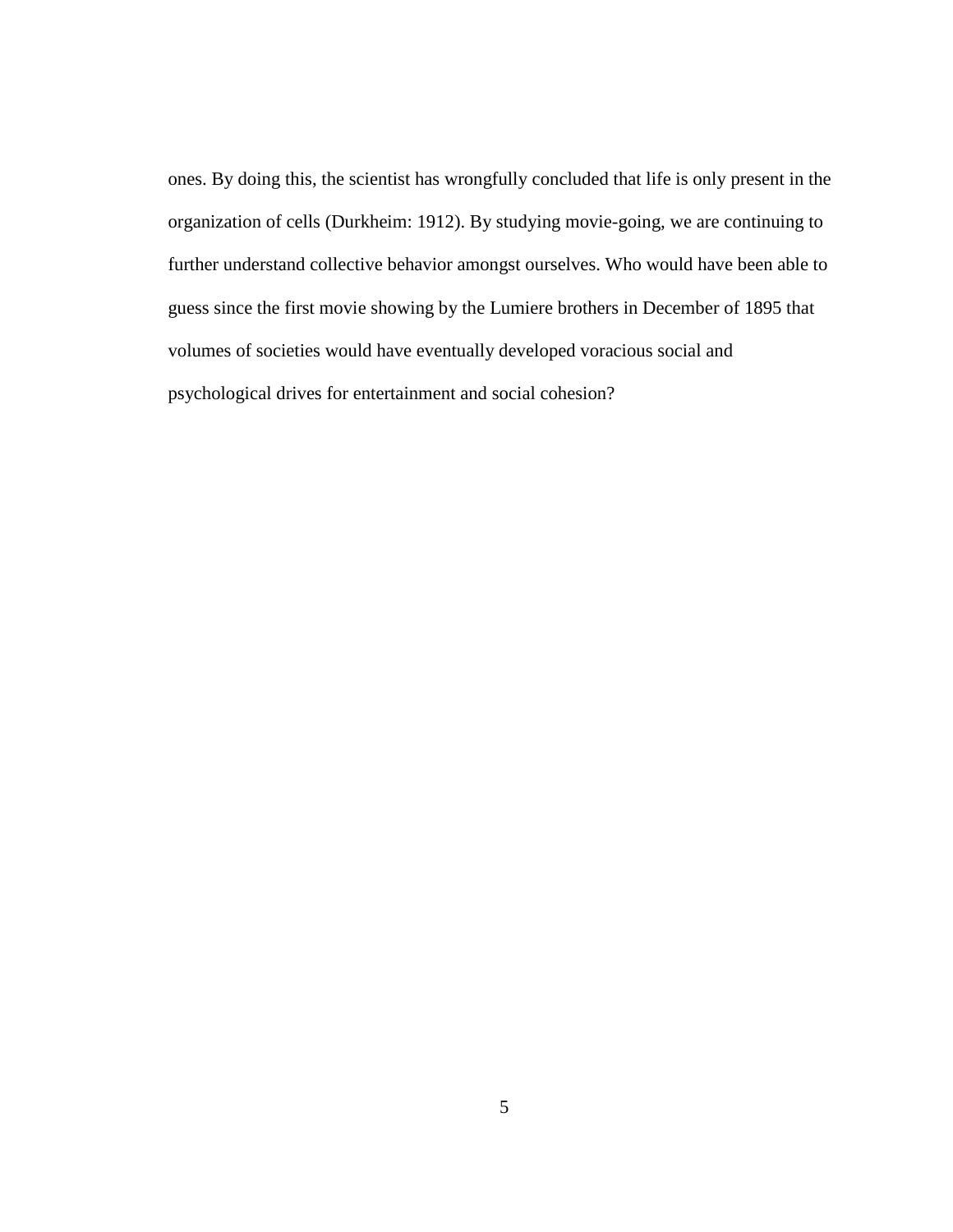ones. By doing this, the scientist has wrongfully concluded that life is only present in the organization of cells (Durkheim: 1912). By studying movie-going, we are continuing to further understand collective behavior amongst ourselves. Who would have been able to guess since the first movie showing by the Lumiere brothers in December of 1895 that volumes of societies would have eventually developed voracious social and psychological drives for entertainment and social cohesion?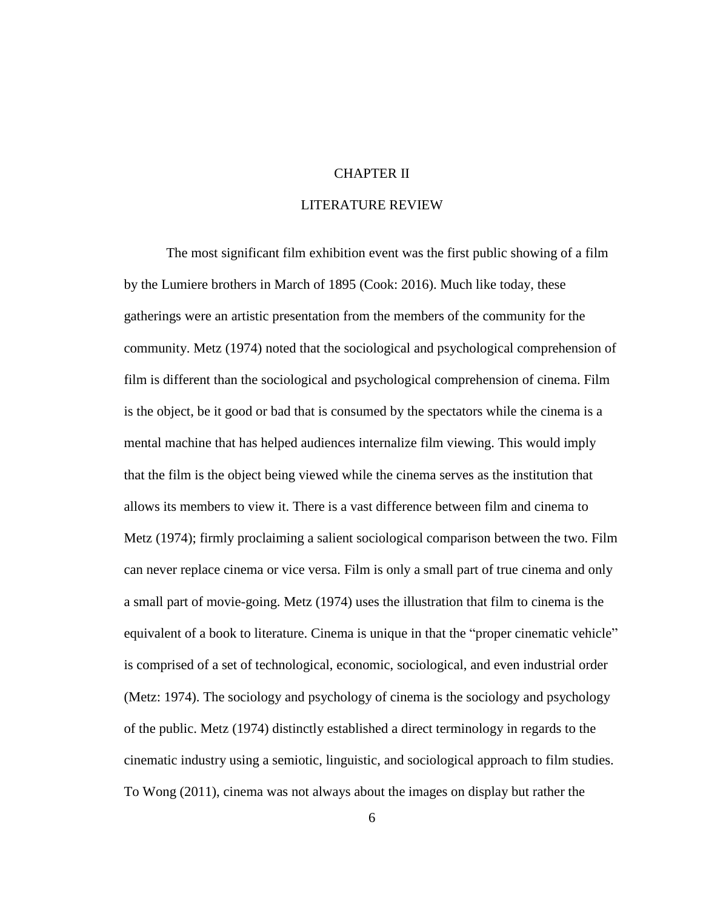# CHAPTER II

# LITERATURE REVIEW

The most significant film exhibition event was the first public showing of a film by the Lumiere brothers in March of 1895 (Cook: 2016). Much like today, these gatherings were an artistic presentation from the members of the community for the community. Metz (1974) noted that the sociological and psychological comprehension of film is different than the sociological and psychological comprehension of cinema. Film is the object, be it good or bad that is consumed by the spectators while the cinema is a mental machine that has helped audiences internalize film viewing. This would imply that the film is the object being viewed while the cinema serves as the institution that allows its members to view it. There is a vast difference between film and cinema to Metz (1974); firmly proclaiming a salient sociological comparison between the two. Film can never replace cinema or vice versa. Film is only a small part of true cinema and only a small part of movie-going. Metz (1974) uses the illustration that film to cinema is the equivalent of a book to literature. Cinema is unique in that the "proper cinematic vehicle" is comprised of a set of technological, economic, sociological, and even industrial order (Metz: 1974). The sociology and psychology of cinema is the sociology and psychology of the public. Metz (1974) distinctly established a direct terminology in regards to the cinematic industry using a semiotic, linguistic, and sociological approach to film studies. To Wong (2011), cinema was not always about the images on display but rather the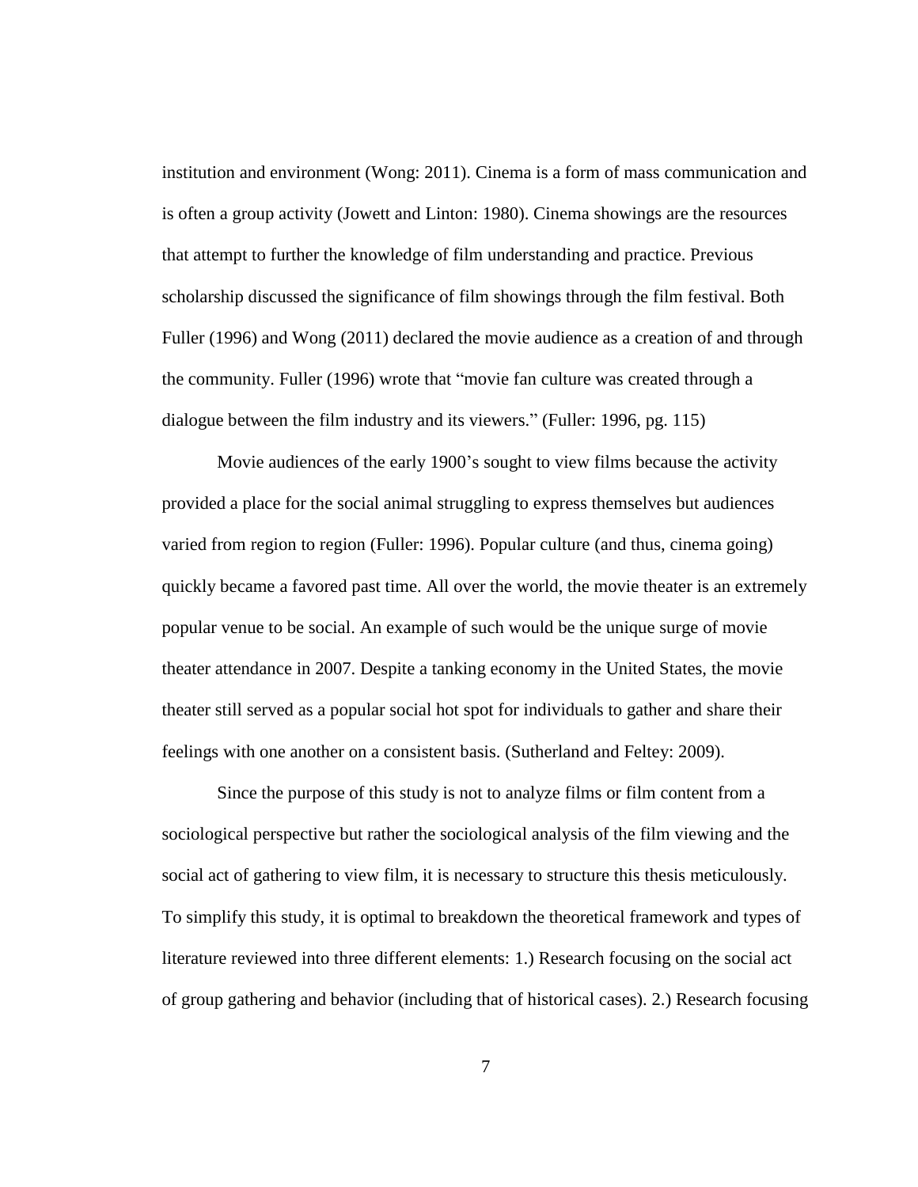institution and environment (Wong: 2011). Cinema is a form of mass communication and is often a group activity (Jowett and Linton: 1980). Cinema showings are the resources that attempt to further the knowledge of film understanding and practice. Previous scholarship discussed the significance of film showings through the film festival. Both Fuller (1996) and Wong (2011) declared the movie audience as a creation of and through the community. Fuller (1996) wrote that "movie fan culture was created through a dialogue between the film industry and its viewers." (Fuller: 1996, pg. 115)

Movie audiences of the early 1900's sought to view films because the activity provided a place for the social animal struggling to express themselves but audiences varied from region to region (Fuller: 1996). Popular culture (and thus, cinema going) quickly became a favored past time. All over the world, the movie theater is an extremely popular venue to be social. An example of such would be the unique surge of movie theater attendance in 2007. Despite a tanking economy in the United States, the movie theater still served as a popular social hot spot for individuals to gather and share their feelings with one another on a consistent basis. (Sutherland and Feltey: 2009).

Since the purpose of this study is not to analyze films or film content from a sociological perspective but rather the sociological analysis of the film viewing and the social act of gathering to view film, it is necessary to structure this thesis meticulously. To simplify this study, it is optimal to breakdown the theoretical framework and types of literature reviewed into three different elements: 1.) Research focusing on the social act of group gathering and behavior (including that of historical cases). 2.) Research focusing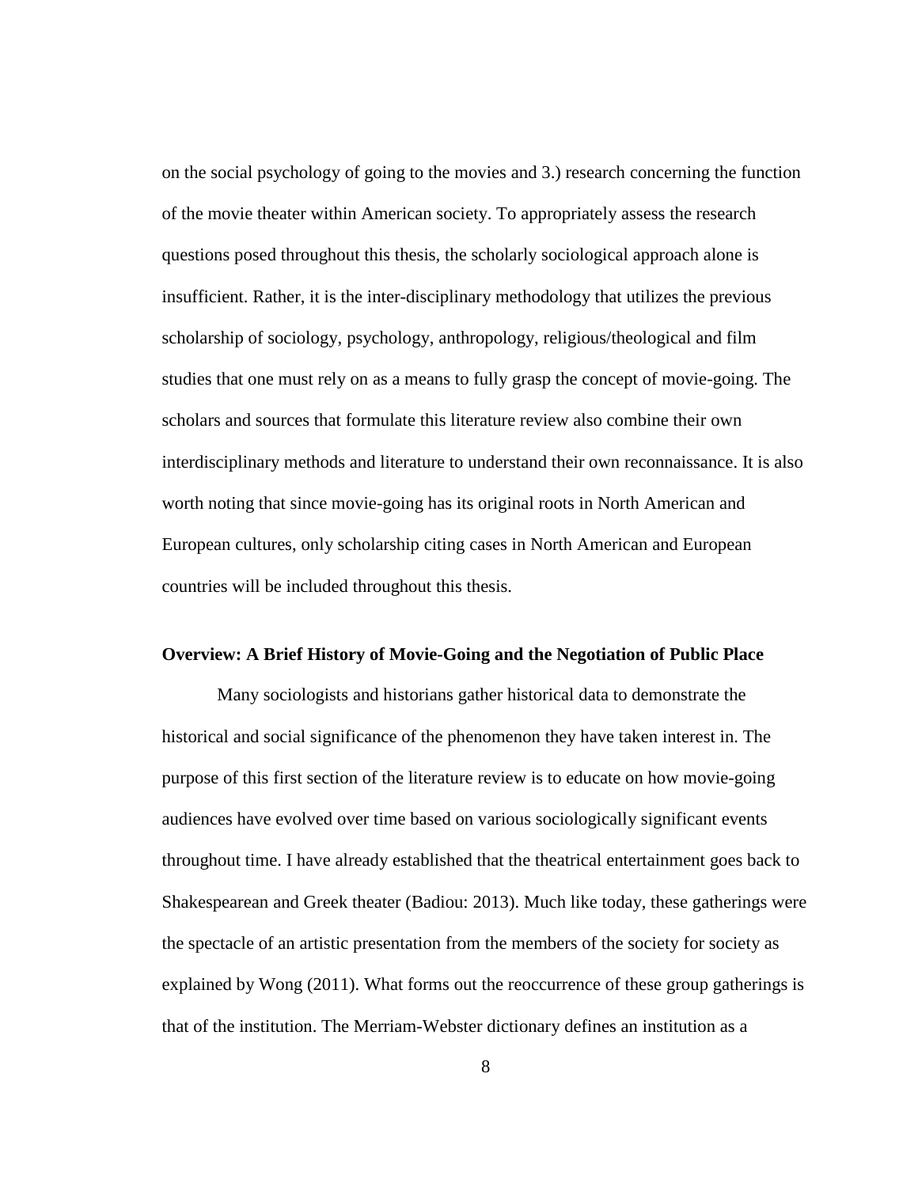on the social psychology of going to the movies and 3.) research concerning the function of the movie theater within American society. To appropriately assess the research questions posed throughout this thesis, the scholarly sociological approach alone is insufficient. Rather, it is the inter-disciplinary methodology that utilizes the previous scholarship of sociology, psychology, anthropology, religious/theological and film studies that one must rely on as a means to fully grasp the concept of movie-going. The scholars and sources that formulate this literature review also combine their own interdisciplinary methods and literature to understand their own reconnaissance. It is also worth noting that since movie-going has its original roots in North American and European cultures, only scholarship citing cases in North American and European countries will be included throughout this thesis.

### Overview: A Brief History of Movie-Going and the Negotiation of Public Place

Many sociologists and historians gather historical data to demonstrate the historical and social significance of the phenomenon they have taken interest in. The purpose of this first section of the literature review is to educate on how movie-going audiences have evolved over time based on various sociologically significant events throughout time. I have already established that the theatrical entertainment goes back to Shakespearean and Greek theater (Badiou: 2013). Much like today, these gatherings were the spectacle of an artistic presentation from the members of the society for society as explained by Wong (2011). What forms out the reoccurrence of these group gatherings is that of the institution. The Merriam-Webster dictionary defines an institution as a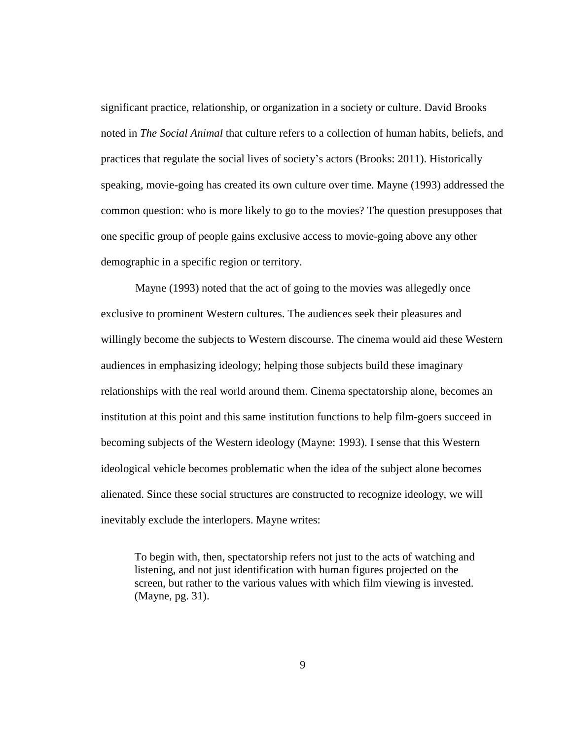significant practice, relationship, or organization in a society or culture. David Brooks noted in *The Social Animal* that culture refers to a collection of human habits, beliefs, and practices that regulate the social lives of society's actors (Brooks: 2011). Historically speaking, movie-going has created its own culture over time. Mayne (1993) addressed the common question: who is more likely to go to the movies? The question presupposes that one specific group of people gains exclusive access to movie-going above any other demographic in a specific region or territory.

Mayne (1993) noted that the act of going to the movies was allegedly once exclusive to prominent Western cultures. The audiences seek their pleasures and willingly become the subjects to Western discourse. The cinema would aid these Western audiences in emphasizing ideology; helping those subjects build these imaginary relationships with the real world around them. Cinema spectatorship alone, becomes an institution at this point and this same institution functions to help film-goers succeed in becoming subjects of the Western ideology (Mayne: 1993). I sense that this Western ideological vehicle becomes problematic when the idea of the subject alone becomes alienated. Since these social structures are constructed to recognize ideology, we will inevitably exclude the interlopers. Mayne writes:

> To begin with, then, spectatorship refers not just to the acts of watching and listening, and not just identification with human figures projected on the screen, but rather to the various values with which film viewing is invested. (Mayne, pg. 31).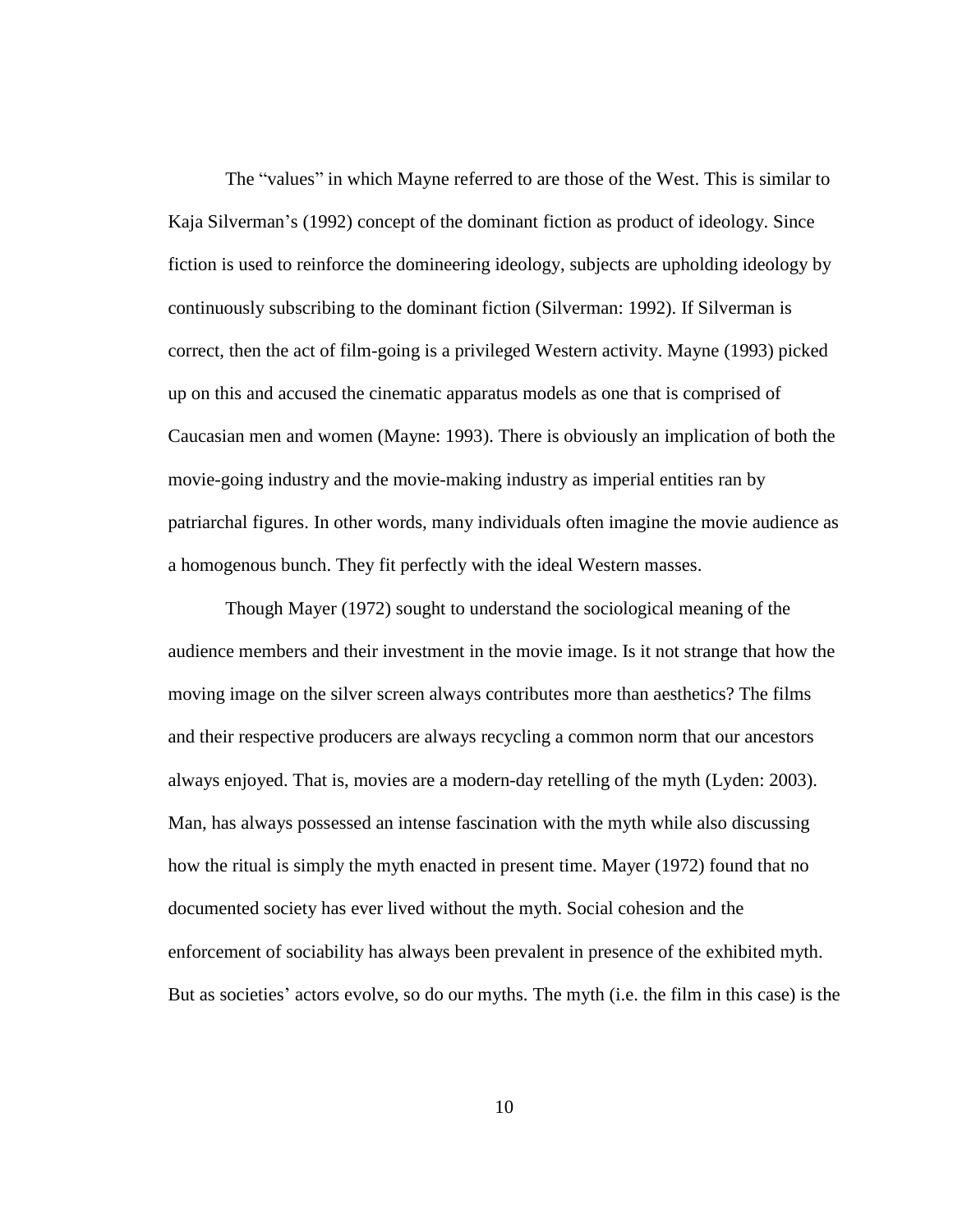The "values" in which Mayne referred to are those of the West. This is similar to Kaja Silverman's (1992) concept of the dominant fiction as product of ideology. Since fiction is used to reinforce the domineering ideology, subjects are upholding ideology by continuously subscribing to the dominant fiction (Silverman: 1992). If Silverman is correct, then the act of film-going is a privileged Western activity. Mayne (1993) picked up on this and accused the cinematic apparatus models as one that is comprised of Caucasian men and women (Mayne: 1993). There is obviously an implication of both the movie-going industry and the movie-making industry as imperial entities ran by patriarchal figures. In other words, many individuals often imagine the movie audience as a homogenous bunch. They fit perfectly with the ideal Western masses.

Though Mayer (1972) sought to understand the sociological meaning of the audience members and their investment in the movie image. Is it not strange that how the moving image on the silver screen always contributes more than aesthetics? The films and their respective producers are always recycling a common norm that our ancestors always enjoyed. That is, movies are a modern-day retelling of the myth (Lyden: 2003). Man, has always possessed an intense fascination with the myth while also discussing how the ritual is simply the myth enacted in present time. Mayer (1972) found that no documented society has ever lived without the myth. Social cohesion and the enforcement of sociability has always been prevalent in presence of the exhibited myth. But as societies' actors evolve, so do our myths. The myth (i.e. the film in this case) is the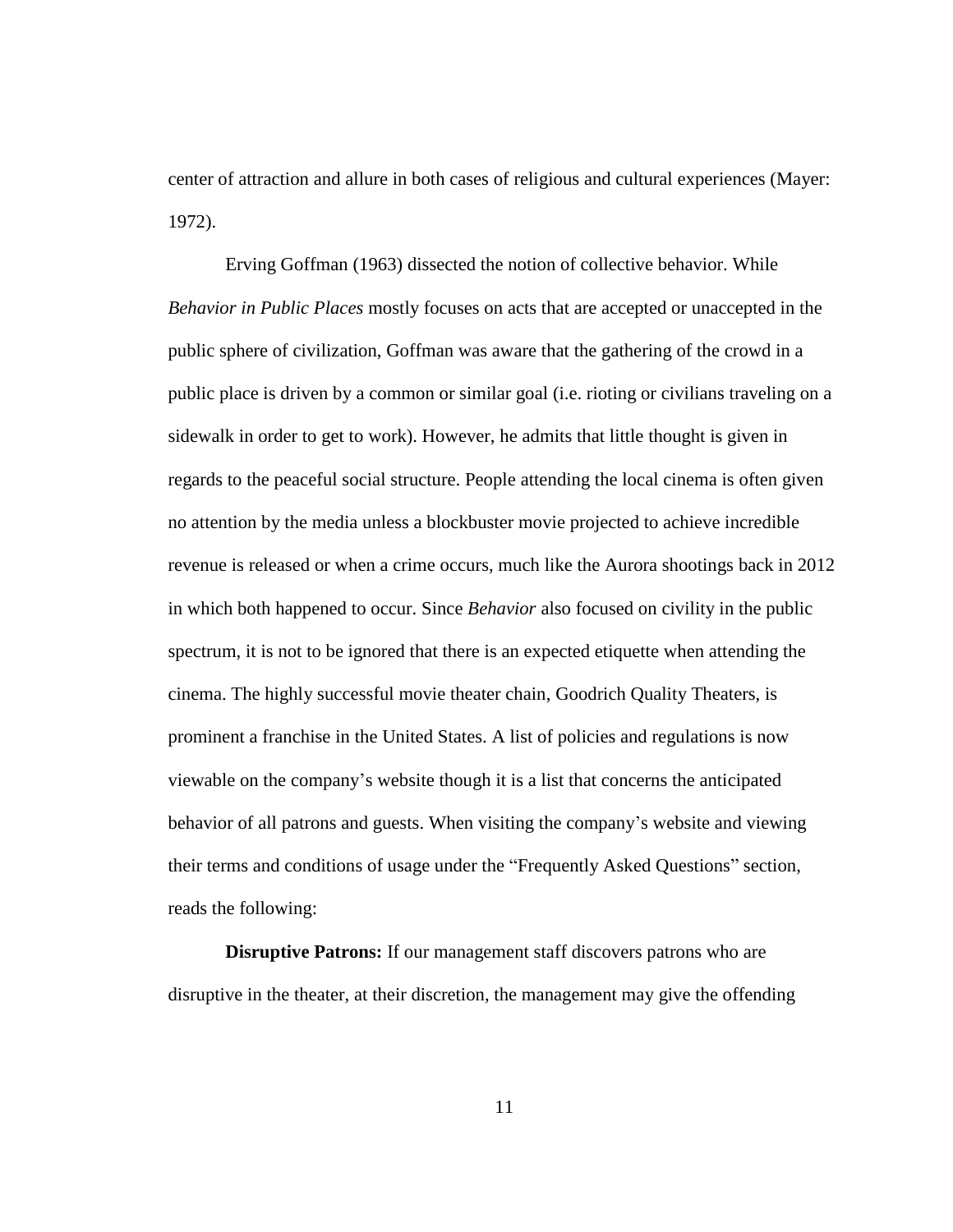center of attraction and allure in both cases of religious and cultural experiences (Mayer: 1972).

Erving Goffman (1963) dissected the notion of collective behavior. While *Behavior in Public Places* mostly focuses on acts that are accepted or unaccepted in the public sphere of civilization, Goffman was aware that the gathering of the crowd in a public place is driven by a common or similar goal (i.e. rioting or civilians traveling on a sidewalk in order to get to work). However, he admits that little thought is given in regards to the peaceful social structure. People attending the local cinema is often given no attention by the media unless a blockbuster movie projected to achieve incredible revenue is released or when a crime occurs, much like the Aurora shootings back in 2012 in which both happened to occur. Since *Behavior* also focused on civility in the public spectrum, it is not to be ignored that there is an expected etiquette when attending the cinema. The highly successful movie theater chain, Goodrich Quality Theaters, is prominent a franchise in the United States. A list of policies and regulations is now viewable on the company's website though it is a list that concerns the anticipated behavior of all patrons and guests. When visiting the company's website and viewing their terms and conditions of usage under the "Frequently Asked Questions" section, reads the following:

**Disruptive Patrons:** If our management staff discovers patrons who are disruptive in the theater, at their discretion, the management may give the offending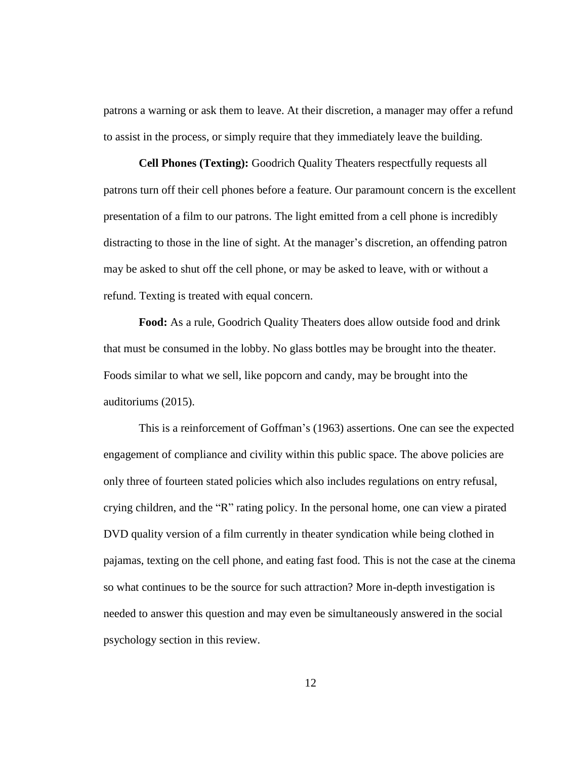patrons a warning or ask them to leave. At their discretion, a manager may offer a refund to assist in the process, or simply require that they immediately leave the building.

**Cell Phones (Texting):** Goodrich Quality Theaters respectfully requests all patrons turn off their cell phones before a feature. Our paramount concern is the excellent presentation of a film to our patrons. The light emitted from a cell phone is incredibly distracting to those in the line of sight. At the manager's discretion, an offending patron may be asked to shut off the cell phone, or may be asked to leave, with or without a refund. Texting is treated with equal concern.

**Food:** As a rule, Goodrich Quality Theaters does allow outside food and drink that must be consumed in the lobby. No glass bottles may be brought into the theater. Foods similar to what we sell, like popcorn and candy, may be brought into the auditoriums (2015).

This is a reinforcement of Goffman's (1963) assertions. One can see the expected engagement of compliance and civility within this public space. The above policies are only three of fourteen stated policies which also includes regulations on entry refusal, crying children, and the "R" rating policy. In the personal home, one can view a pirated DVD quality version of a film currently in theater syndication while being clothed in pajamas, texting on the cell phone, and eating fast food. This is not the case at the cinema so what continues to be the source for such attraction? More in-depth investigation is needed to answer this question and may even be simultaneously answered in the social psychology section in this review.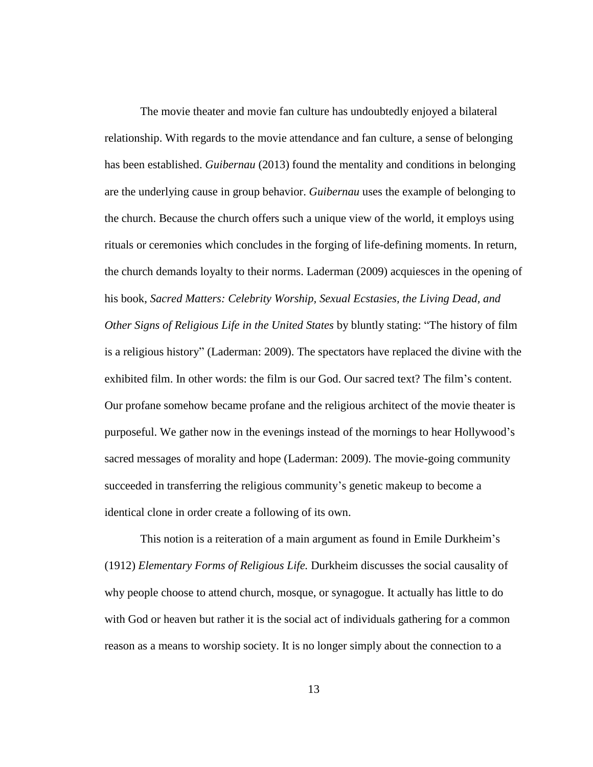The movie theater and movie fan culture has undoubtedly enjoyed a bilateral relationship. With regards to the movie attendance and fan culture, a sense of belonging has been established. *Guibernau* (2013) found the mentality and conditions in belonging are the underlying cause in group behavior. *Guibernau* uses the example of belonging to the church. Because the church offers such a unique view of the world, it employs using rituals or ceremonies which concludes in the forging of life-defining moments. In return, the church demands loyalty to their norms. Laderman (2009) acquiesces in the opening of his book, *Sacred Matters: Celebrity Worship, Sexual Ecstasies, the Living Dead, and Other Signs of Religious Life in the United States* by bluntly stating: "The history of film is a religious history" (Laderman: 2009). The spectators have replaced the divine with the exhibited film. In other words: the film is our God. Our sacred text? The film's content. Our profane somehow became profane and the religious architect of the movie theater is purposeful. We gather now in the evenings instead of the mornings to hear Hollywood's sacred messages of morality and hope (Laderman: 2009). The movie-going community succeeded in transferring the religious community's genetic makeup to become a identical clone in order create a following of its own.

This notion is a reiteration of a main argument as found in Emile Durkheim's (1912) *Elementary Forms of Religious Life.* Durkheim discusses the social causality of why people choose to attend church, mosque, or synagogue. It actually has little to do with God or heaven but rather it is the social act of individuals gathering for a common reason as a means to worship society. It is no longer simply about the connection to a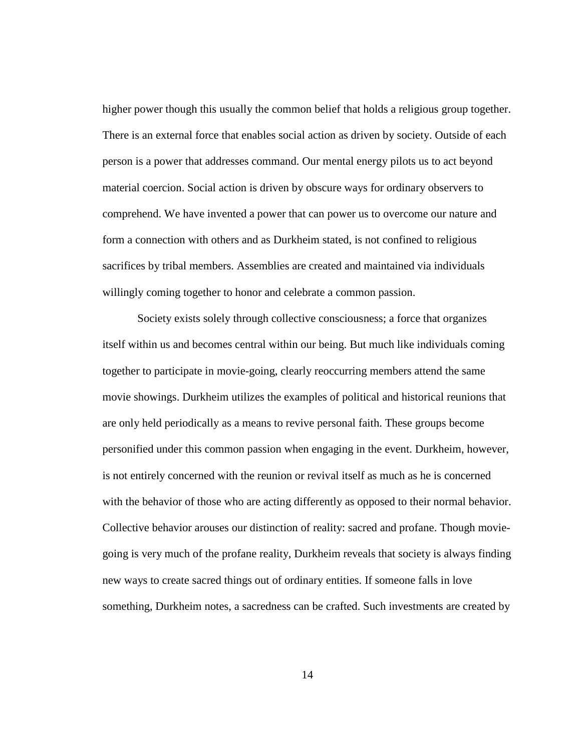higher power though this usually the common belief that holds a religious group together. There is an external force that enables social action as driven by society. Outside of each person is a power that addresses command. Our mental energy pilots us to act beyond material coercion. Social action is driven by obscure ways for ordinary observers to comprehend. We have invented a power that can power us to overcome our nature and form a connection with others and as Durkheim stated, is not confined to religious sacrifices by tribal members. Assemblies are created and maintained via individuals willingly coming together to honor and celebrate a common passion.

Society exists solely through collective consciousness; a force that organizes itself within us and becomes central within our being. But much like individuals coming together to participate in movie-going, clearly reoccurring members attend the same movie showings. Durkheim utilizes the examples of political and historical reunions that are only held periodically as a means to revive personal faith. These groups become personified under this common passion when engaging in the event. Durkheim, however, is not entirely concerned with the reunion or revival itself as much as he is concerned with the behavior of those who are acting differently as opposed to their normal behavior. Collective behavior arouses our distinction of reality: sacred and profane. Though movie-going is very much of the profane reality, Durkheim reveals that society is always finding new ways to create sacred things out of ordinary entities. If someone falls in love something, Durkheim notes, a sacredness can be crafted. Such investments are created by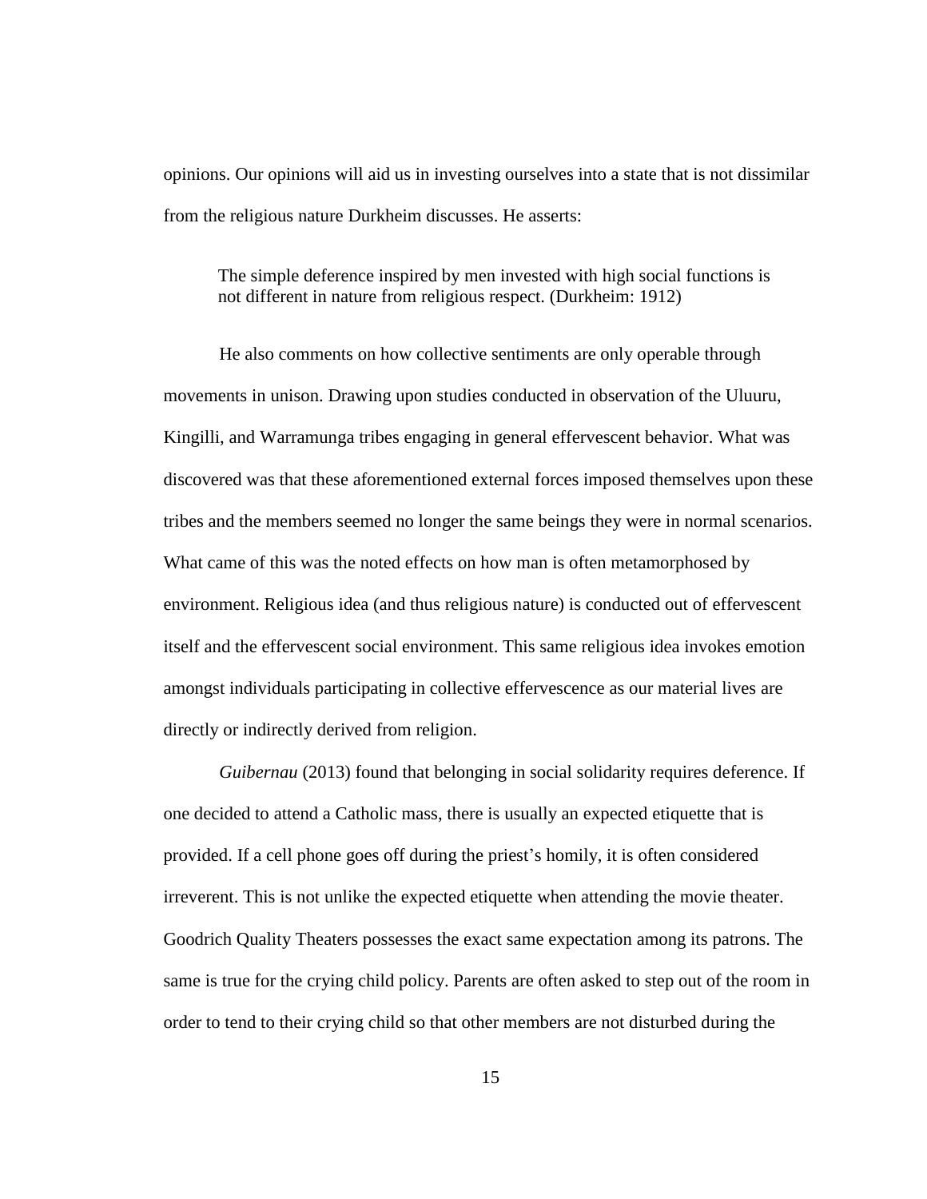opinions. Our opinions will aid us in investing ourselves into a state that is not dissimilar from the religious nature Durkheim discusses. He asserts:

> The simple deference inspired by men invested with high social functions is not different in nature from religious respect. (Durkheim: 1912)

He also comments on how collective sentiments are only operable through movements in unison. Drawing upon studies conducted in observation of the Uluuru, Kingilli, and Warramunga tribes engaging in general effervescent behavior. What was discovered was that these aforementioned external forces imposed themselves upon these tribes and the members seemed no longer the same beings they were in normal scenarios. What came of this was the noted effects on how man is often metamorphosed by environment. Religious idea (and thus religious nature) is conducted out of effervescent itself and the effervescent social environment. This same religious idea invokes emotion amongst individuals participating in collective effervescence as our material lives are directly or indirectly derived from religion.

*Guibernau* (2013) found that belonging in social solidarity requires deference. If one decided to attend a Catholic mass, there is usually an expected etiquette that is provided. If a cell phone goes off during the priest's homily, it is often considered irreverent. This is not unlike the expected etiquette when attending the movie theater. Goodrich Quality Theaters possesses the exact same expectation among its patrons. The same is true for the crying child policy. Parents are often asked to step out of the room in order to tend to their crying child so that other members are not disturbed during the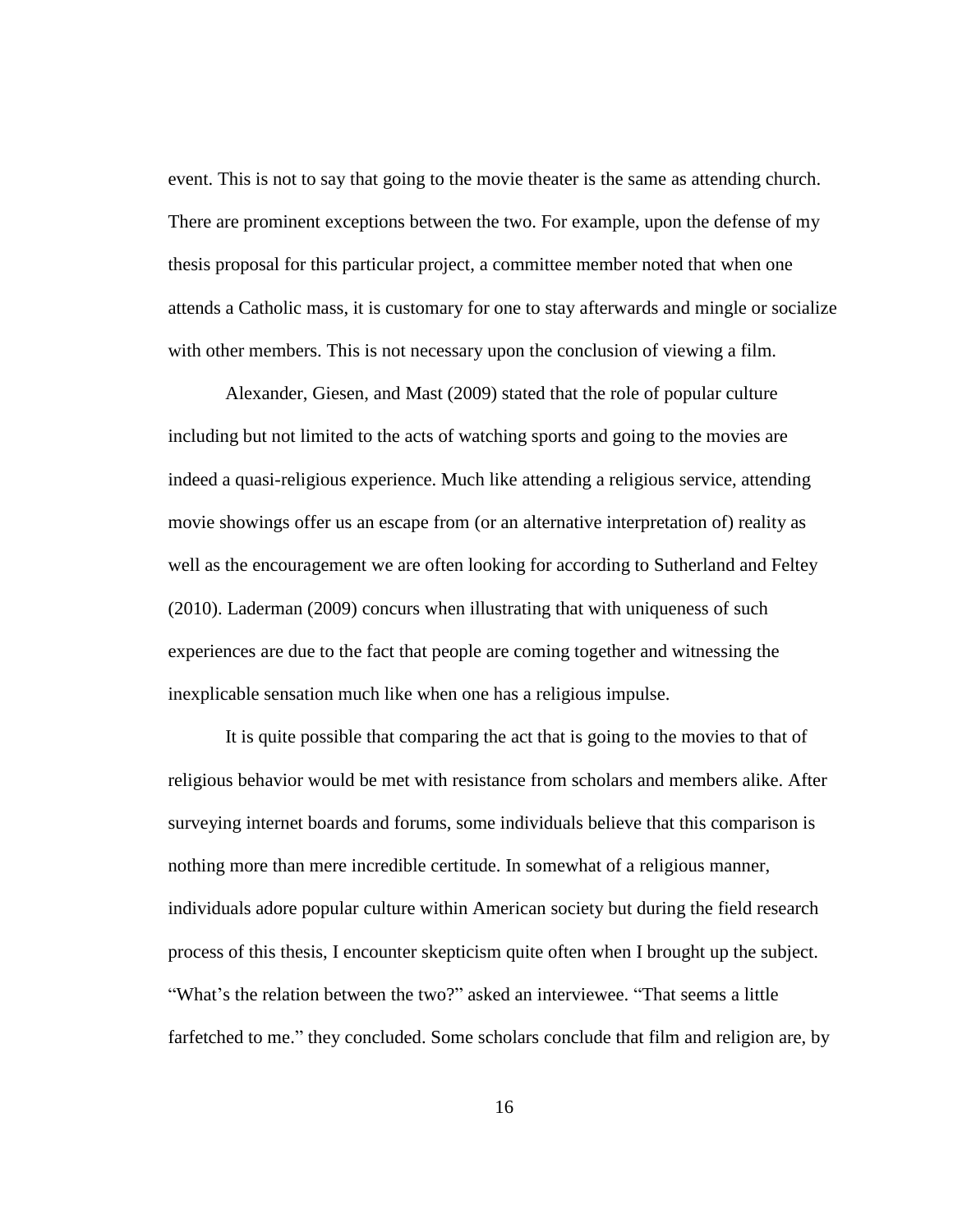event. This is not to say that going to the movie theater is the same as attending church. There are prominent exceptions between the two. For example, upon the defense of my thesis proposal for this particular project, a committee member noted that when one attends a Catholic mass, it is customary for one to stay afterwards and mingle or socialize with other members. This is not necessary upon the conclusion of viewing a film.

Alexander, Giesen, and Mast (2009) stated that the role of popular culture including but not limited to the acts of watching sports and going to the movies are indeed a quasi-religious experience. Much like attending a religious service, attending movie showings offer us an escape from (or an alternative interpretation of) reality as well as the encouragement we are often looking for according to Sutherland and Feltey (2010). Laderman (2009) concurs when illustrating that with uniqueness of such experiences are due to the fact that people are coming together and witnessing the inexplicable sensation much like when one has a religious impulse.

It is quite possible that comparing the act that is going to the movies to that of religious behavior would be met with resistance from scholars and members alike. After surveying internet boards and forums, some individuals believe that this comparison is nothing more than mere incredible certitude. In somewhat of a religious manner, individuals adore popular culture within American society but during the field research process of this thesis, I encounter skepticism quite often when I brought up the subject. "What's the relation between the two?" asked an interviewee. "That seems a little farfetched to me." they concluded. Some scholars conclude that film and religion are, by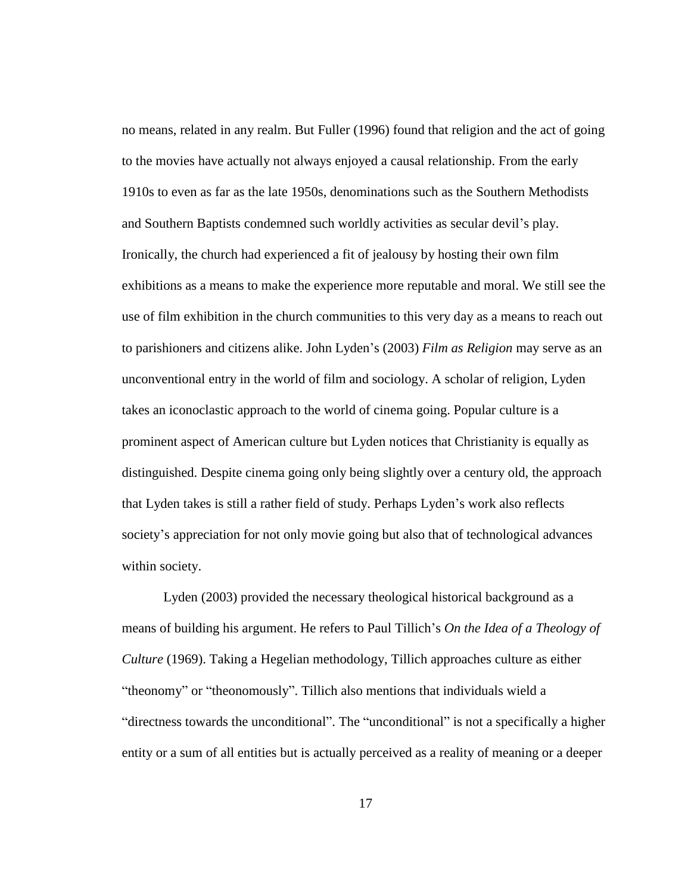no means, related in any realm. But Fuller (1996) found that religion and the act of going to the movies have actually not always enjoyed a causal relationship. From the early 1910s to even as far as the late 1950s, denominations such as the Southern Methodists and Southern Baptists condemned such worldly activities as secular devil's play. Ironically, the church had experienced a fit of jealousy by hosting their own film exhibitions as a means to make the experience more reputable and moral. We still see the use of film exhibition in the church communities to this very day as a means to reach out to parishioners and citizens alike. John Lyden's (2003) *Film as Religion* may serve as an unconventional entry in the world of film and sociology. A scholar of religion, Lyden takes an iconoclastic approach to the world of cinema going. Popular culture is a prominent aspect of American culture but Lyden notices that Christianity is equally as distinguished. Despite cinema going only being slightly over a century old, the approach that Lyden takes is still a rather field of study. Perhaps Lyden's work also reflects society's appreciation for not only movie going but also that of technological advances within society.

Lyden (2003) provided the necessary theological historical background as a means of building his argument. He refers to Paul Tillich's *On the Idea of a Theology of Culture* (1969). Taking a Hegelian methodology, Tillich approaches culture as either "theonomy" or "theonomously". Tillich also mentions that individuals wield a "directness towards the unconditional". The "unconditional" is not a specifically a higher entity or a sum of all entities but is actually perceived as a reality of meaning or a deeper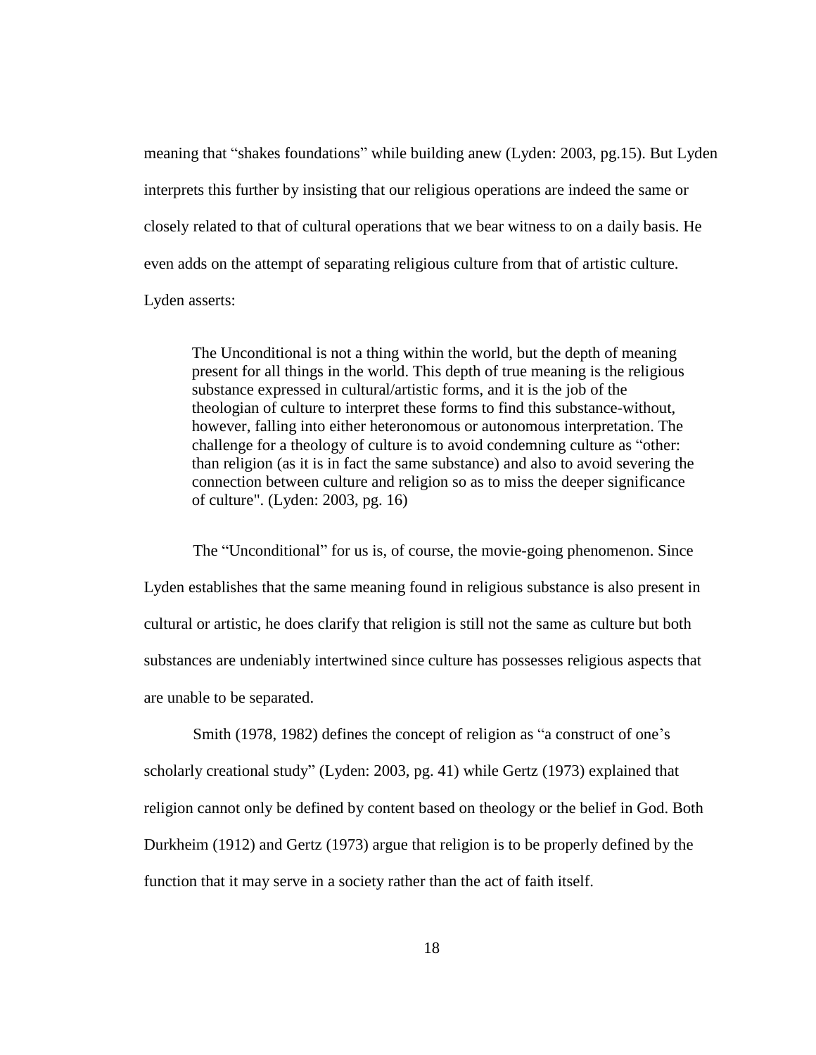meaning that "shakes foundations" while building anew (Lyden: 2003, pg.15). But Lyden interprets this further by insisting that our religious operations are indeed the same or closely related to that of cultural operations that we bear witness to on a daily basis. He even adds on the attempt of separating religious culture from that of artistic culture. Lyden asserts:

> The Unconditional is not a thing within the world, but the depth of meaning present for all things in the world. This depth of true meaning is the religious substance expressed in cultural/artistic forms, and it is the job of the theologian of culture to interpret these forms to find this substance-without, however, falling into either heteronomous or autonomous interpretation. The challenge for a theology of culture is to avoid condemning culture as "other: than religion (as it is in fact the same substance) and also to avoid severing the connection between culture and religion so as to miss the deeper significance of culture". (Lyden: 2003, pg. 16)

The "Unconditional" for us is, of course, the movie-going phenomenon. Since Lyden establishes that the same meaning found in religious substance is also present in cultural or artistic, he does clarify that religion is still not the same as culture but both substances are undeniably intertwined since culture has possesses religious aspects that are unable to be separated.

Smith (1978, 1982) defines the concept of religion as "a construct of one's scholarly creational study" (Lyden: 2003, pg. 41) while Gertz (1973) explained that religion cannot only be defined by content based on theology or the belief in God. Both Durkheim (1912) and Gertz (1973) argue that religion is to be properly defined by the function that it may serve in a society rather than the act of faith itself.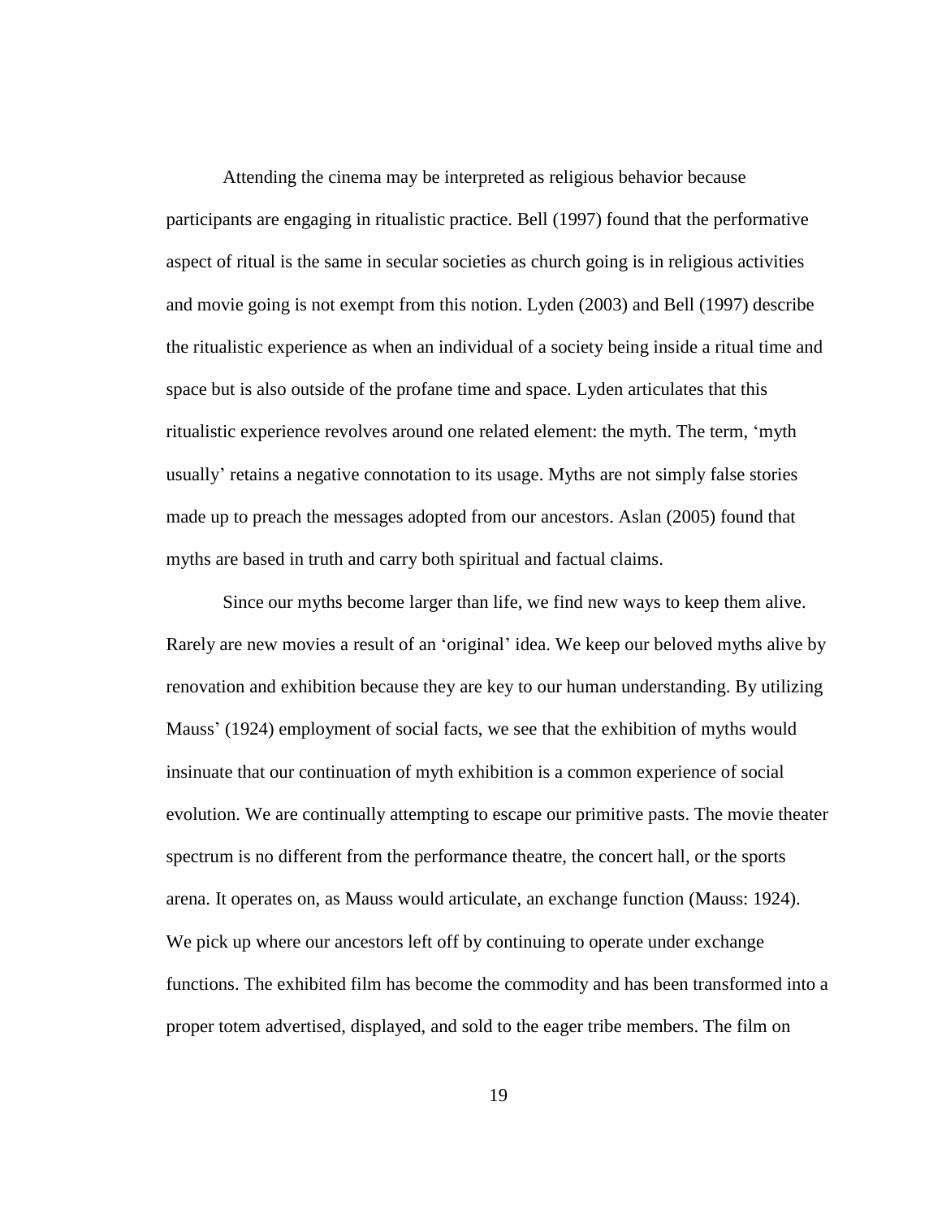Attending the cinema may be interpreted as religious behavior because participants are engaging in ritualistic practice. Bell (1997) found that the performative aspect of ritual is the same in secular societies as church going is in religious activities and movie going is not exempt from this notion. Lyden (2003) and Bell (1997) describe the ritualistic experience as when an individual of a society being inside a ritual time and space but is also outside of the profane time and space. Lyden articulates that this ritualistic experience revolves around one related element: the myth. The term, 'myth usually' retains a negative connotation to its usage. Myths are not simply false stories made up to preach the messages adopted from our ancestors. Aslan (2005) found that myths are based in truth and carry both spiritual and factual claims.

Since our myths become larger than life, we find new ways to keep them alive. Rarely are new movies a result of an 'original' idea. We keep our beloved myths alive by renovation and exhibition because they are key to our human understanding. By utilizing Mauss' (1924) employment of social facts, we see that the exhibition of myths would insinuate that our continuation of myth exhibition is a common experience of social evolution. We are continually attempting to escape our primitive pasts. The movie theater spectrum is no different from the performance theatre, the concert hall, or the sports arena. It operates on, as Mauss would articulate, an exchange function (Mauss: 1924). We pick up where our ancestors left off by continuing to operate under exchange functions. The exhibited film has become the commodity and has been transformed into a proper totem advertised, displayed, and sold to the eager tribe members. The film on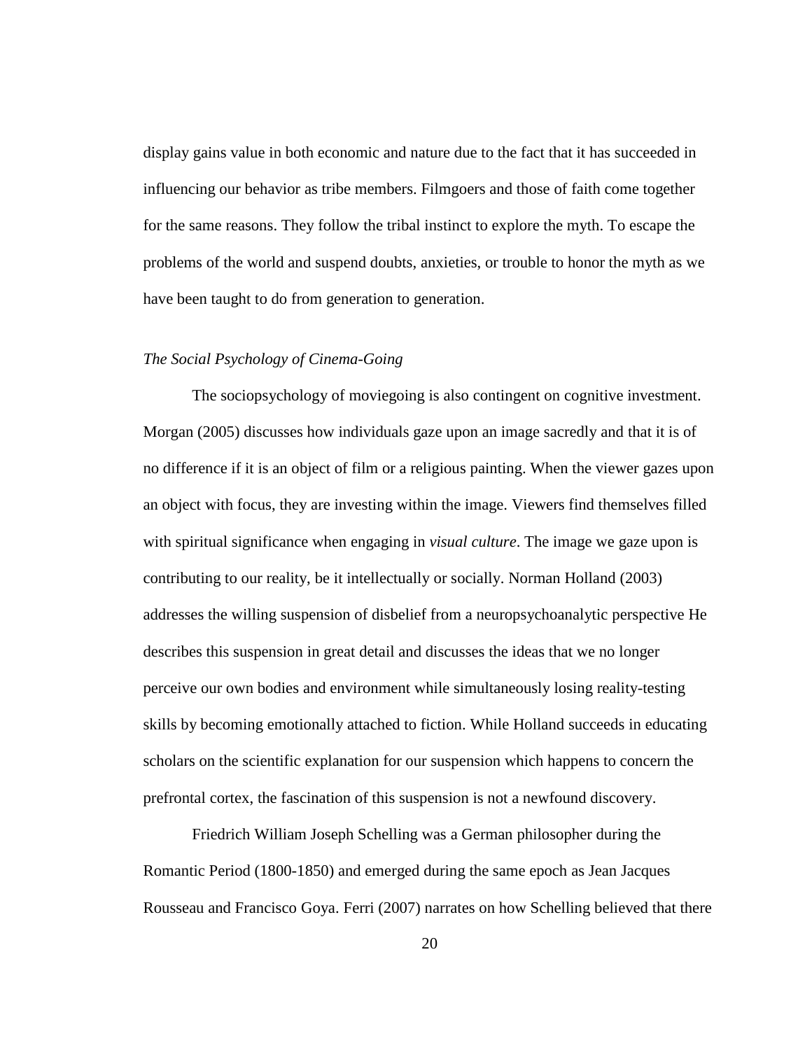display gains value in both economic and nature due to the fact that it has succeeded in influencing our behavior as tribe members. Filmgoers and those of faith come together for the same reasons. They follow the tribal instinct to explore the myth. To escape the problems of the world and suspend doubts, anxieties, or trouble to honor the myth as we have been taught to do from generation to generation.

### *The Social Psychology of Cinema-Going*

The sociopsychology of moviegoing is also contingent on cognitive investment. Morgan (2005) discusses how individuals gaze upon an image sacredly and that it is of no difference if it is an object of film or a religious painting. When the viewer gazes upon an object with focus, they are investing within the image. Viewers find themselves filled with spiritual significance when engaging in *visual culture*. The image we gaze upon is contributing to our reality, be it intellectually or socially. Norman Holland (2003) addresses the willing suspension of disbelief from a neuropsychoanalytic perspective He describes this suspension in great detail and discusses the ideas that we no longer perceive our own bodies and environment while simultaneously losing reality-testing skills by becoming emotionally attached to fiction. While Holland succeeds in educating scholars on the scientific explanation for our suspension which happens to concern the prefrontal cortex, the fascination of this suspension is not a newfound discovery.

Friedrich William Joseph Schelling was a German philosopher during the Romantic Period (1800-1850) and emerged during the same epoch as Jean Jacques Rousseau and Francisco Goya. Ferri (2007) narrates on how Schelling believed that there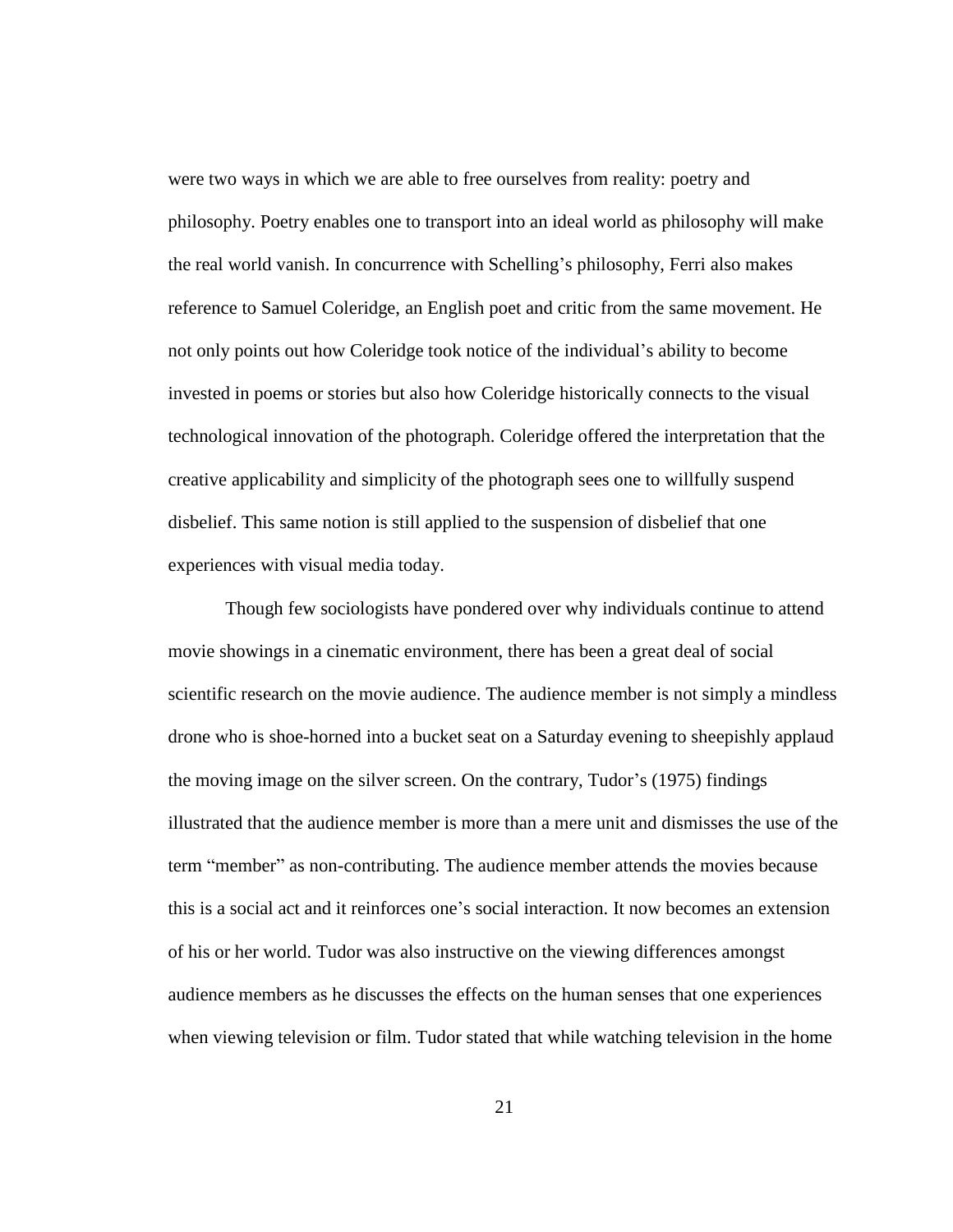were two ways in which we are able to free ourselves from reality: poetry and philosophy. Poetry enables one to transport into an ideal world as philosophy will make the real world vanish. In concurrence with Schelling's philosophy, Ferri also makes reference to Samuel Coleridge, an English poet and critic from the same movement. He not only points out how Coleridge took notice of the individual's ability to become invested in poems or stories but also how Coleridge historically connects to the visual technological innovation of the photograph. Coleridge offered the interpretation that the creative applicability and simplicity of the photograph sees one to willfully suspend disbelief. This same notion is still applied to the suspension of disbelief that one experiences with visual media today.

Though few sociologists have pondered over why individuals continue to attend movie showings in a cinematic environment, there has been a great deal of social scientific research on the movie audience. The audience member is not simply a mindless drone who is shoe-horned into a bucket seat on a Saturday evening to sheepishly applaud the moving image on the silver screen. On the contrary, Tudor's (1975) findings illustrated that the audience member is more than a mere unit and dismisses the use of the term "member" as non-contributing. The audience member attends the movies because this is a social act and it reinforces one's social interaction. It now becomes an extension of his or her world. Tudor was also instructive on the viewing differences amongst audience members as he discusses the effects on the human senses that one experiences when viewing television or film. Tudor stated that while watching television in the home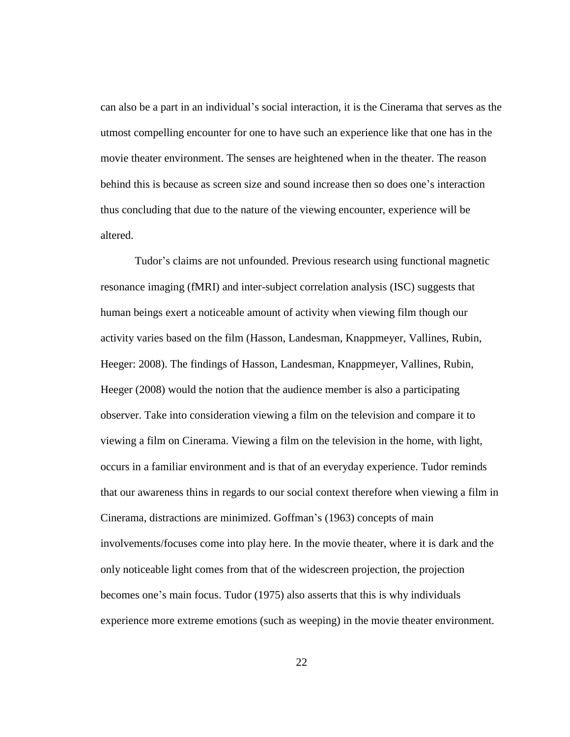can also be a part in an individual's social interaction, it is the Cinerama that serves as the utmost compelling encounter for one to have such an experience like that one has in the movie theater environment. The senses are heightened when in the theater. The reason behind this is because as screen size and sound increase then so does one's interaction thus concluding that due to the nature of the viewing encounter, experience will be altered.

Tudor's claims are not unfounded. Previous research using functional magnetic resonance imaging (fMRI) and inter-subject correlation analysis (ISC) suggests that human beings exert a noticeable amount of activity when viewing film though our activity varies based on the film (Hasson, Landesman, Knappmeyer, Vallines, Rubin, Heeger: 2008). The findings of Hasson, Landesman, Knappmeyer, Vallines, Rubin, Heeger (2008) would the notion that the audience member is also a participating observer. Take into consideration viewing a film on the television and compare it to viewing a film on Cinerama. Viewing a film on the television in the home, with light, occurs in a familiar environment and is that of an everyday experience. Tudor reminds that our awareness thins in regards to our social context therefore when viewing a film in Cinerama, distractions are minimized. Goffman's (1963) concepts of main involvements/focuses come into play here. In the movie theater, where it is dark and the only noticeable light comes from that of the widescreen projection, the projection becomes one's main focus. Tudor (1975) also asserts that this is why individuals experience more extreme emotions (such as weeping) in the movie theater environment.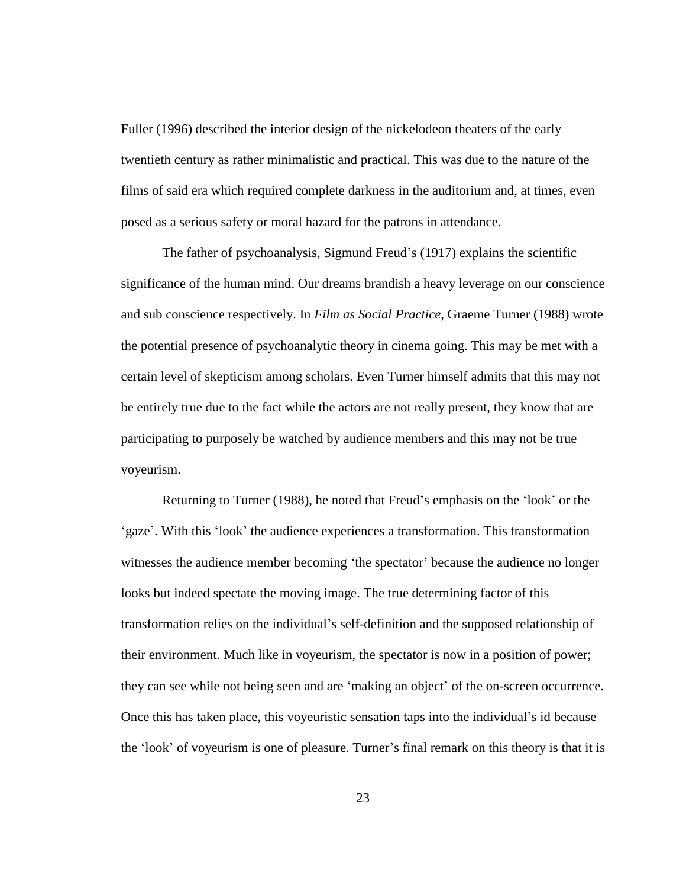Fuller (1996) described the interior design of the nickelodeon theaters of the early twentieth century as rather minimalistic and practical. This was due to the nature of the films of said era which required complete darkness in the auditorium and, at times, even posed as a serious safety or moral hazard for the patrons in attendance.

The father of psychoanalysis, Sigmund Freud's (1917) explains the scientific significance of the human mind. Our dreams brandish a heavy leverage on our conscience and sub conscience respectively. In *Film as Social Practice,* Graeme Turner (1988) wrote the potential presence of psychoanalytic theory in cinema going. This may be met with a certain level of skepticism among scholars. Even Turner himself admits that this may not be entirely true due to the fact while the actors are not really present, they know that are participating to purposely be watched by audience members and this may not be true voyeurism.

Returning to Turner (1988), he noted that Freud's emphasis on the 'look' or the 'gaze'. With this 'look' the audience experiences a transformation. This transformation witnesses the audience member becoming 'the spectator' because the audience no longer looks but indeed spectate the moving image. The true determining factor of this transformation relies on the individual's self-definition and the supposed relationship of their environment. Much like in voyeurism, the spectator is now in a position of power; they can see while not being seen and are 'making an object' of the on-screen occurrence. Once this has taken place, this voyeuristic sensation taps into the individual's id because the 'look' of voyeurism is one of pleasure. Turner's final remark on this theory is that it is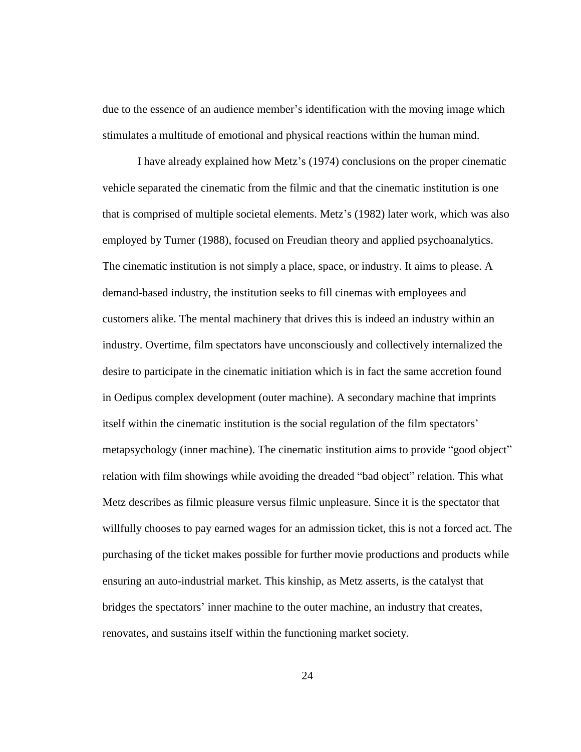due to the essence of an audience member's identification with the moving image which stimulates a multitude of emotional and physical reactions within the human mind.

I have already explained how Metz's (1974) conclusions on the proper cinematic vehicle separated the cinematic from the filmic and that the cinematic institution is one that is comprised of multiple societal elements. Metz's (1982) later work, which was also employed by Turner (1988), focused on Freudian theory and applied psychoanalytics. The cinematic institution is not simply a place, space, or industry. It aims to please. A demand-based industry, the institution seeks to fill cinemas with employees and customers alike. The mental machinery that drives this is indeed an industry within an industry. Overtime, film spectators have unconsciously and collectively internalized the desire to participate in the cinematic initiation which is in fact the same accretion found in Oedipus complex development (outer machine). A secondary machine that imprints itself within the cinematic institution is the social regulation of the film spectators' metapsychology (inner machine). The cinematic institution aims to provide "good object" relation with film showings while avoiding the dreaded "bad object" relation. This what Metz describes as filmic pleasure versus filmic unpleasure. Since it is the spectator that willfully chooses to pay earned wages for an admission ticket, this is not a forced act. The purchasing of the ticket makes possible for further movie productions and products while ensuring an auto-industrial market. This kinship, as Metz asserts, is the catalyst that bridges the spectators' inner machine to the outer machine, an industry that creates, renovates, and sustains itself within the functioning market society.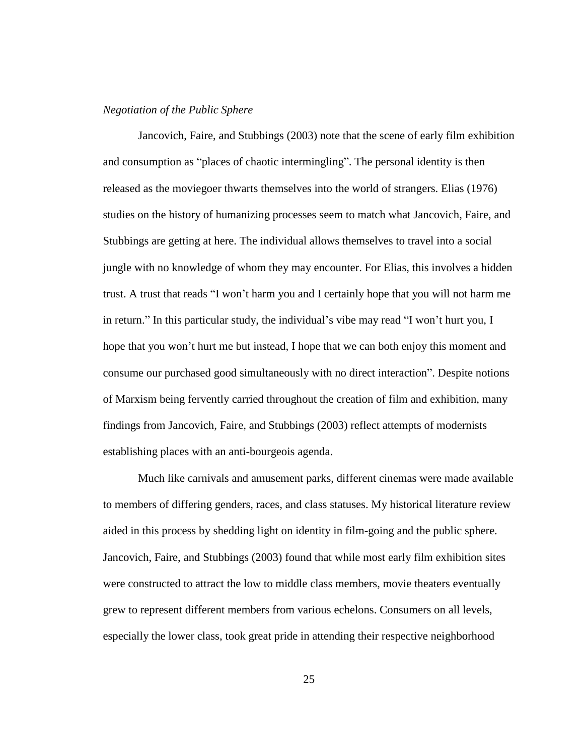*Negotiation of the Public Sphere*

Jancovich, Faire, and Stubbings (2003) note that the scene of early film exhibition and consumption as "places of chaotic intermingling". The personal identity is then released as the moviegoer thwarts themselves into the world of strangers. Elias (1976) studies on the history of humanizing processes seem to match what Jancovich, Faire, and Stubbings are getting at here. The individual allows themselves to travel into a social jungle with no knowledge of whom they may encounter. For Elias, this involves a hidden trust. A trust that reads "I won't harm you and I certainly hope that you will not harm me in return." In this particular study, the individual's vibe may read "I won't hurt you, I hope that you won't hurt me but instead, I hope that we can both enjoy this moment and consume our purchased good simultaneously with no direct interaction". Despite notions of Marxism being fervently carried throughout the creation of film and exhibition, many findings from Jancovich, Faire, and Stubbings (2003) reflect attempts of modernists establishing places with an anti-bourgeois agenda.

Much like carnivals and amusement parks, different cinemas were made available to members of differing genders, races, and class statuses. My historical literature review aided in this process by shedding light on identity in film-going and the public sphere. Jancovich, Faire, and Stubbings (2003) found that while most early film exhibition sites were constructed to attract the low to middle class members, movie theaters eventually grew to represent different members from various echelons. Consumers on all levels, especially the lower class, took great pride in attending their respective neighborhood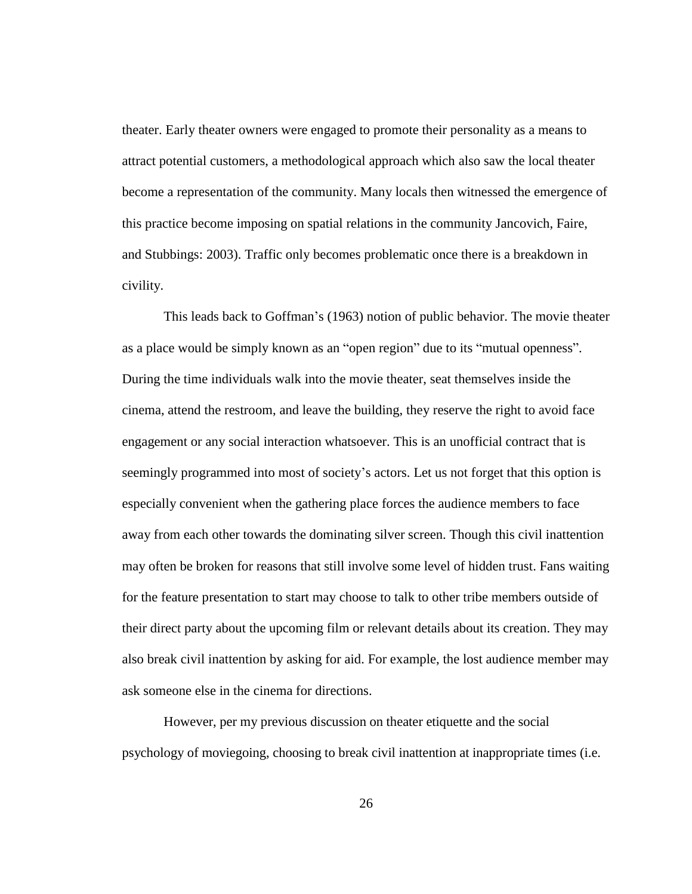theater. Early theater owners were engaged to promote their personality as a means to attract potential customers, a methodological approach which also saw the local theater become a representation of the community. Many locals then witnessed the emergence of this practice become imposing on spatial relations in the community Jancovich, Faire, and Stubbings: 2003). Traffic only becomes problematic once there is a breakdown in civility.

This leads back to Goffman's (1963) notion of public behavior. The movie theater as a place would be simply known as an "open region" due to its "mutual openness". During the time individuals walk into the movie theater, seat themselves inside the cinema, attend the restroom, and leave the building, they reserve the right to avoid face engagement or any social interaction whatsoever. This is an unofficial contract that is seemingly programmed into most of society's actors. Let us not forget that this option is especially convenient when the gathering place forces the audience members to face away from each other towards the dominating silver screen. Though this civil inattention may often be broken for reasons that still involve some level of hidden trust. Fans waiting for the feature presentation to start may choose to talk to other tribe members outside of their direct party about the upcoming film or relevant details about its creation. They may also break civil inattention by asking for aid. For example, the lost audience member may ask someone else in the cinema for directions.

However, per my previous discussion on theater etiquette and the social psychology of moviegoing, choosing to break civil inattention at inappropriate times (i.e.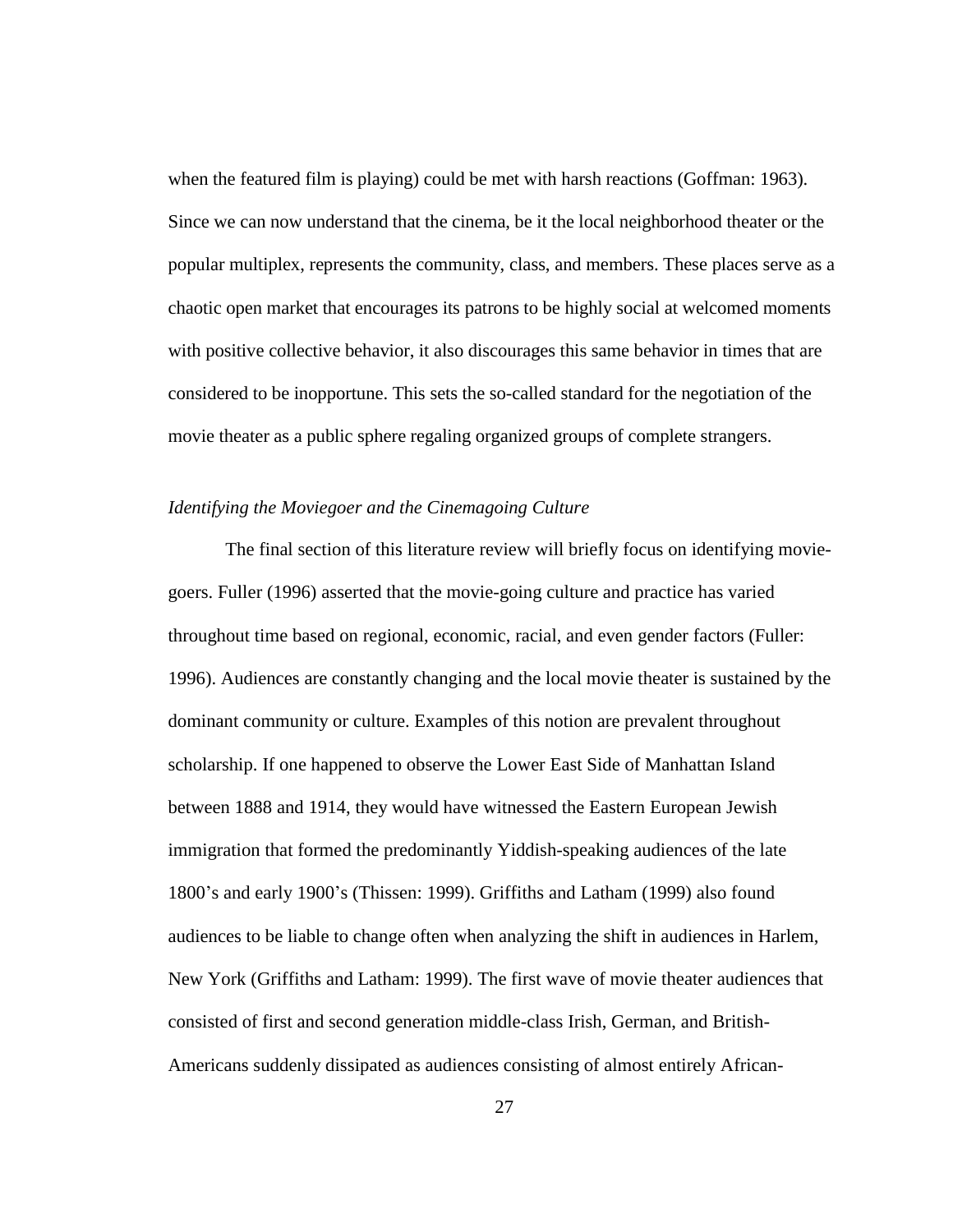when the featured film is playing) could be met with harsh reactions (Goffman: 1963). Since we can now understand that the cinema, be it the local neighborhood theater or the popular multiplex, represents the community, class, and members. These places serve as a chaotic open market that encourages its patrons to be highly social at welcomed moments with positive collective behavior, it also discourages this same behavior in times that are considered to be inopportune. This sets the so-called standard for the negotiation of the movie theater as a public sphere regaling organized groups of complete strangers.

### *Identifying the Moviegoer and the Cinemagoing Culture*

The final section of this literature review will briefly focus on identifying movie-goers. Fuller (1996) asserted that the movie-going culture and practice has varied throughout time based on regional, economic, racial, and even gender factors (Fuller: 1996). Audiences are constantly changing and the local movie theater is sustained by the dominant community or culture. Examples of this notion are prevalent throughout scholarship. If one happened to observe the Lower East Side of Manhattan Island between 1888 and 1914, they would have witnessed the Eastern European Jewish immigration that formed the predominantly Yiddish-speaking audiences of the late 1800's and early 1900's (Thissen: 1999). Griffiths and Latham (1999) also found audiences to be liable to change often when analyzing the shift in audiences in Harlem, New York (Griffiths and Latham: 1999). The first wave of movie theater audiences that consisted of first and second generation middle-class Irish, German, and British-Americans suddenly dissipated as audiences consisting of almost entirely African-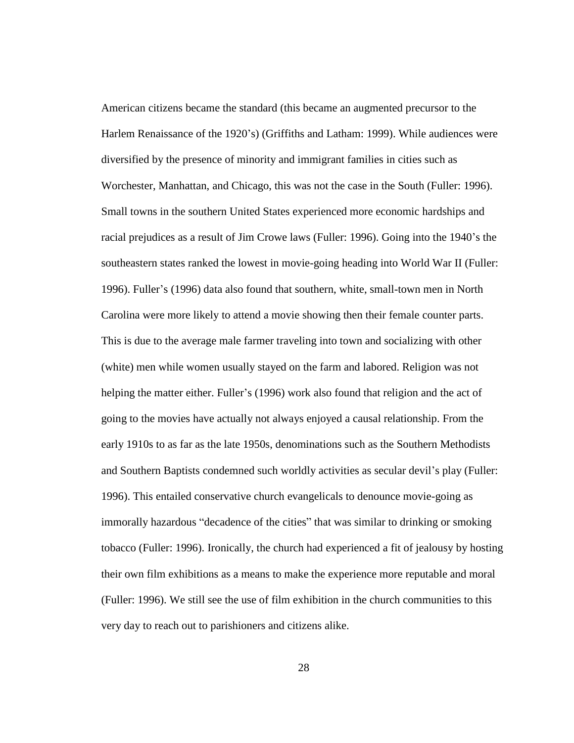American citizens became the standard (this became an augmented precursor to the Harlem Renaissance of the 1920's) (Griffiths and Latham: 1999). While audiences were diversified by the presence of minority and immigrant families in cities such as Worchester, Manhattan, and Chicago, this was not the case in the South (Fuller: 1996). Small towns in the southern United States experienced more economic hardships and racial prejudices as a result of Jim Crowe laws (Fuller: 1996). Going into the 1940's the southeastern states ranked the lowest in movie-going heading into World War II (Fuller: 1996). Fuller's (1996) data also found that southern, white, small-town men in North Carolina were more likely to attend a movie showing then their female counter parts. This is due to the average male farmer traveling into town and socializing with other (white) men while women usually stayed on the farm and labored. Religion was not helping the matter either. Fuller's (1996) work also found that religion and the act of going to the movies have actually not always enjoyed a causal relationship. From the early 1910s to as far as the late 1950s, denominations such as the Southern Methodists and Southern Baptists condemned such worldly activities as secular devil's play (Fuller: 1996). This entailed conservative church evangelicals to denounce movie-going as immorally hazardous "decadence of the cities" that was similar to drinking or smoking tobacco (Fuller: 1996). Ironically, the church had experienced a fit of jealousy by hosting their own film exhibitions as a means to make the experience more reputable and moral (Fuller: 1996). We still see the use of film exhibition in the church communities to this very day to reach out to parishioners and citizens alike.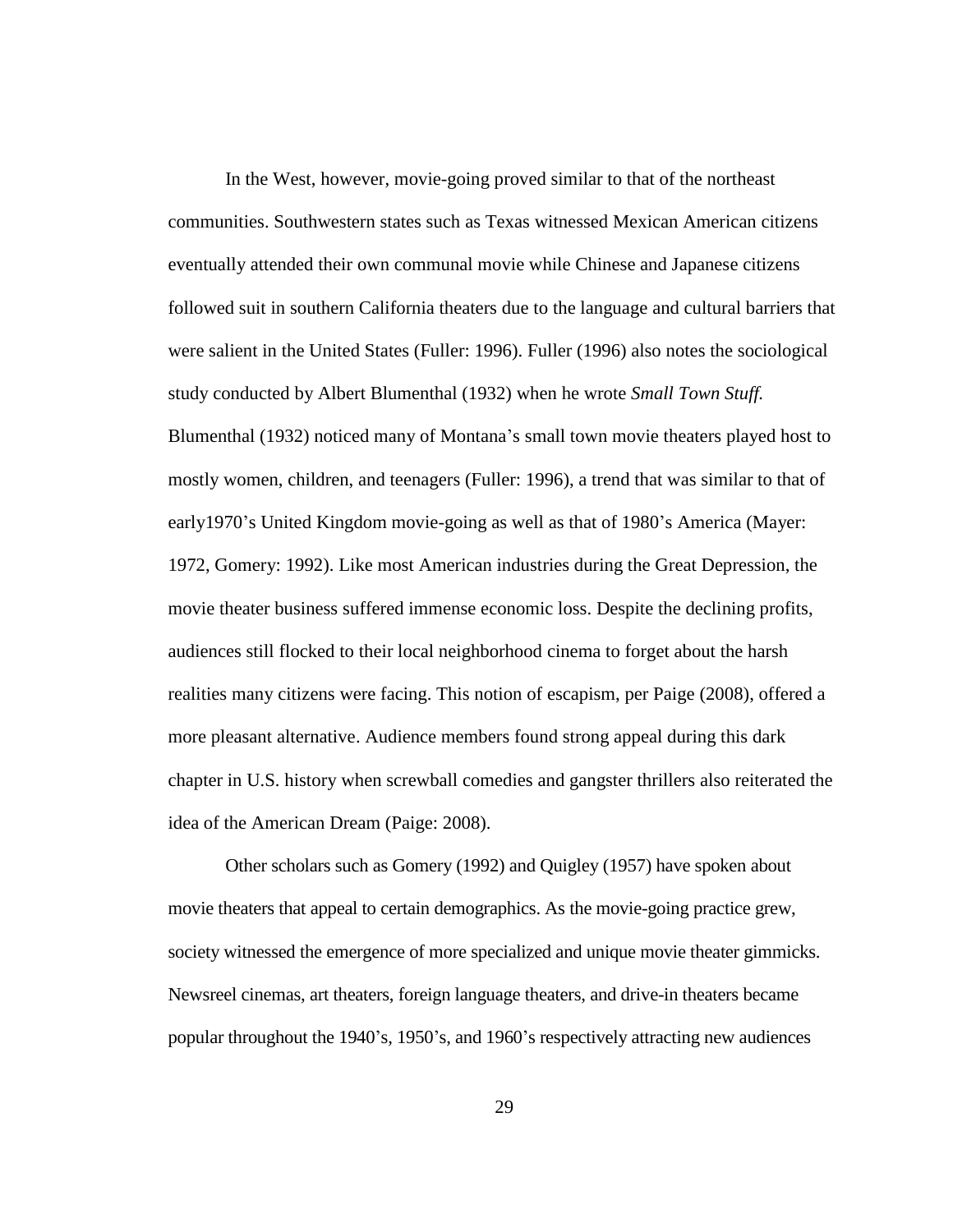In the West, however, movie-going proved similar to that of the northeast communities. Southwestern states such as Texas witnessed Mexican American citizens eventually attended their own communal movie while Chinese and Japanese citizens followed suit in southern California theaters due to the language and cultural barriers that were salient in the United States (Fuller: 1996). Fuller (1996) also notes the sociological study conducted by Albert Blumenthal (1932) when he wrote *Small Town Stuff.* Blumenthal (1932) noticed many of Montana's small town movie theaters played host to mostly women, children, and teenagers (Fuller: 1996), a trend that was similar to that of early1970's United Kingdom movie-going as well as that of 1980's America (Mayer: 1972, Gomery: 1992). Like most American industries during the Great Depression, the movie theater business suffered immense economic loss. Despite the declining profits, audiences still flocked to their local neighborhood cinema to forget about the harsh realities many citizens were facing. This notion of escapism, per Paige (2008), offered a more pleasant alternative. Audience members found strong appeal during this dark chapter in U.S. history when screwball comedies and gangster thrillers also reiterated the idea of the American Dream (Paige: 2008).

Other scholars such as Gomery (1992) and Quigley (1957) have spoken about movie theaters that appeal to certain demographics. As the movie-going practice grew, society witnessed the emergence of more specialized and unique movie theater gimmicks. Newsreel cinemas, art theaters, foreign language theaters, and drive-in theaters became popular throughout the 1940's, 1950's, and 1960's respectively attracting new audiences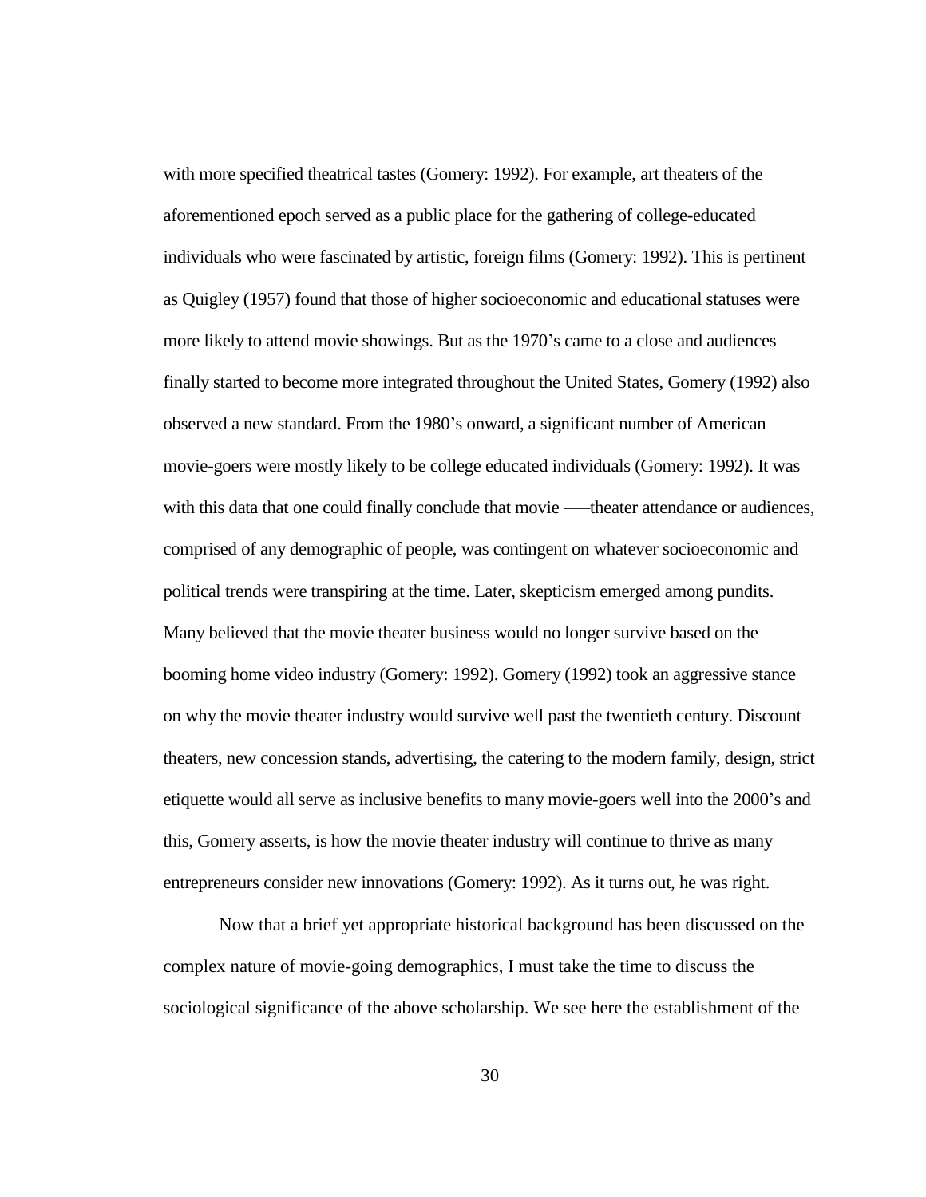with more specified theatrical tastes (Gomery: 1992). For example, art theaters of the aforementioned epoch served as a public place for the gathering of college-educated individuals who were fascinated by artistic, foreign films (Gomery: 1992). This is pertinent as Quigley (1957) found that those of higher socioeconomic and educational statuses were more likely to attend movie showings. But as the 1970's came to a close and audiences finally started to become more integrated throughout the United States, Gomery (1992) also observed a new standard. From the 1980's onward, a significant number of American movie-goers were mostly likely to be college educated individuals (Gomery: 1992). It was with this data that one could finally conclude that movie –—theater attendance or audiences, comprised of any demographic of people, was contingent on whatever socioeconomic and political trends were transpiring at the time. Later, skepticism emerged among pundits. Many believed that the movie theater business would no longer survive based on the booming home video industry (Gomery: 1992). Gomery (1992) took an aggressive stance on why the movie theater industry would survive well past the twentieth century. Discount theaters, new concession stands, advertising, the catering to the modern family, design, strict etiquette would all serve as inclusive benefits to many movie-goers well into the 2000's and this, Gomery asserts, is how the movie theater industry will continue to thrive as many entrepreneurs consider new innovations (Gomery: 1992). As it turns out, he was right.

Now that a brief yet appropriate historical background has been discussed on the complex nature of movie-going demographics, I must take the time to discuss the sociological significance of the above scholarship. We see here the establishment of the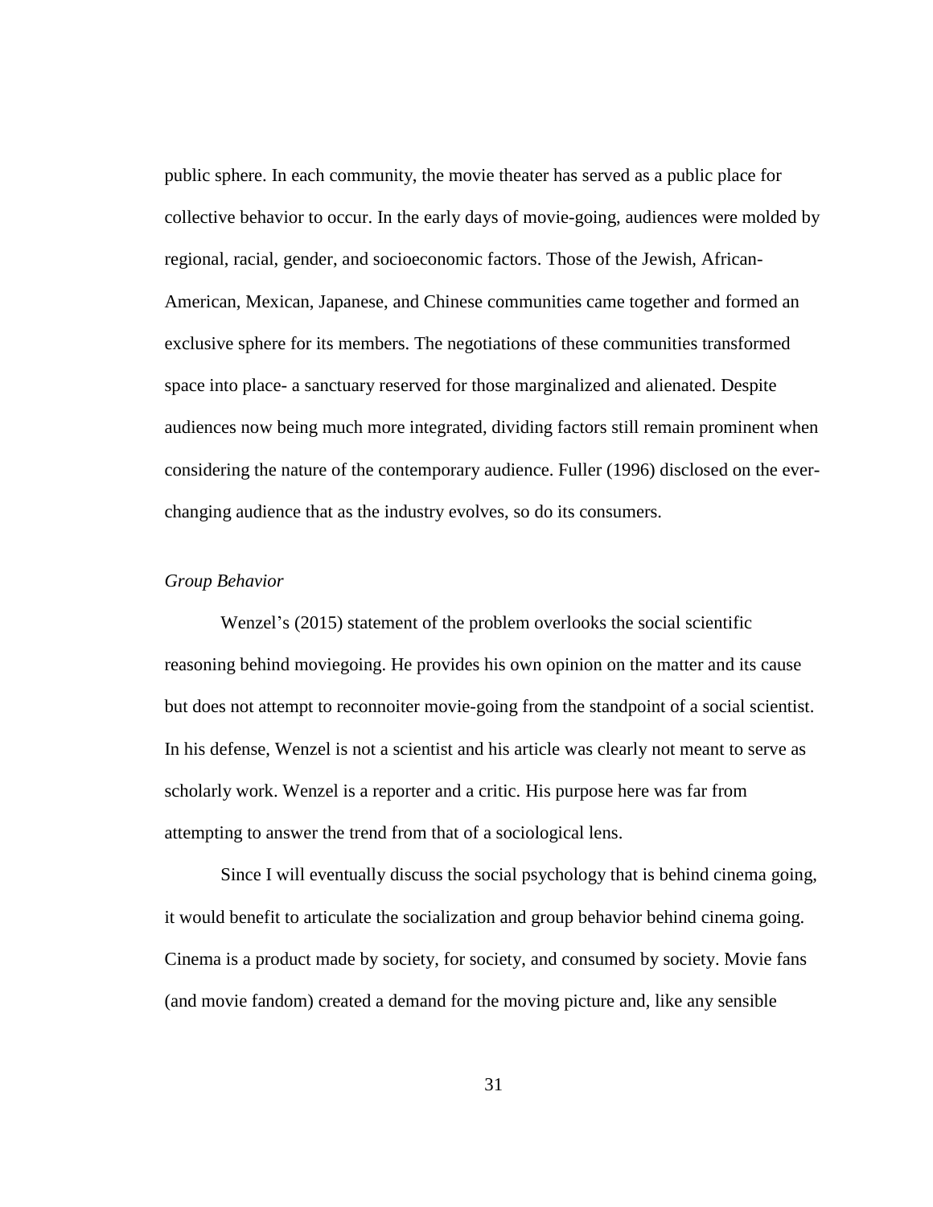public sphere. In each community, the movie theater has served as a public place for collective behavior to occur. In the early days of movie-going, audiences were molded by regional, racial, gender, and socioeconomic factors. Those of the Jewish, African-American, Mexican, Japanese, and Chinese communities came together and formed an exclusive sphere for its members. The negotiations of these communities transformed space into place- a sanctuary reserved for those marginalized and alienated. Despite audiences now being much more integrated, dividing factors still remain prominent when considering the nature of the contemporary audience. Fuller (1996) disclosed on the ever-changing audience that as the industry evolves, so do its consumers.

*Group Behavior*

Wenzel's (2015) statement of the problem overlooks the social scientific reasoning behind moviegoing. He provides his own opinion on the matter and its cause but does not attempt to reconnoiter movie-going from the standpoint of a social scientist. In his defense, Wenzel is not a scientist and his article was clearly not meant to serve as scholarly work. Wenzel is a reporter and a critic. His purpose here was far from attempting to answer the trend from that of a sociological lens.

Since I will eventually discuss the social psychology that is behind cinema going, it would benefit to articulate the socialization and group behavior behind cinema going. Cinema is a product made by society, for society, and consumed by society. Movie fans (and movie fandom) created a demand for the moving picture and, like any sensible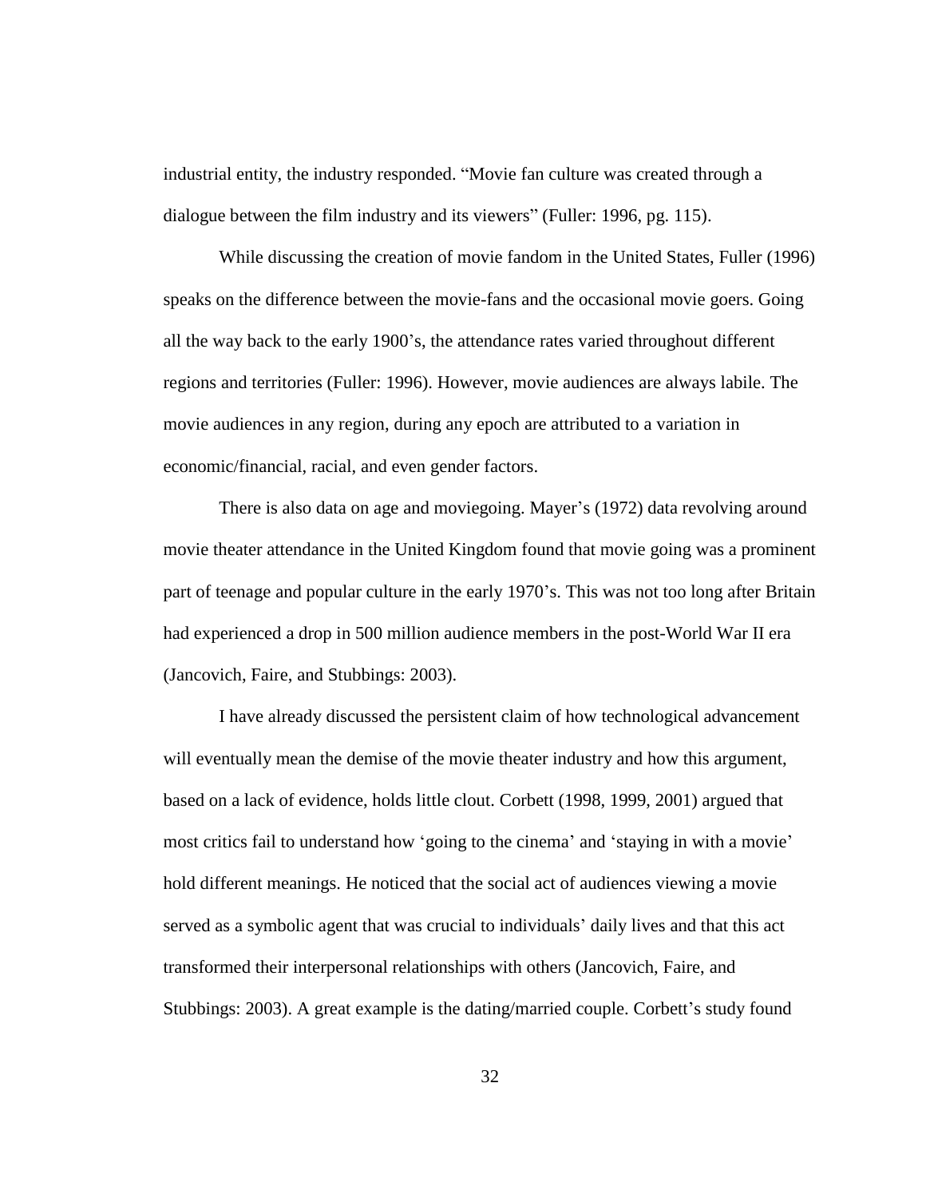industrial entity, the industry responded. "Movie fan culture was created through a dialogue between the film industry and its viewers" (Fuller: 1996, pg. 115).

While discussing the creation of movie fandom in the United States, Fuller (1996) speaks on the difference between the movie-fans and the occasional movie goers. Going all the way back to the early 1900's, the attendance rates varied throughout different regions and territories (Fuller: 1996). However, movie audiences are always labile. The movie audiences in any region, during any epoch are attributed to a variation in economic/financial, racial, and even gender factors.

There is also data on age and moviegoing. Mayer's (1972) data revolving around movie theater attendance in the United Kingdom found that movie going was a prominent part of teenage and popular culture in the early 1970's. This was not too long after Britain had experienced a drop in 500 million audience members in the post-World War II era (Jancovich, Faire, and Stubbings: 2003).

I have already discussed the persistent claim of how technological advancement will eventually mean the demise of the movie theater industry and how this argument, based on a lack of evidence, holds little clout. Corbett (1998, 1999, 2001) argued that most critics fail to understand how 'going to the cinema' and 'staying in with a movie' hold different meanings. He noticed that the social act of audiences viewing a movie served as a symbolic agent that was crucial to individuals' daily lives and that this act transformed their interpersonal relationships with others (Jancovich, Faire, and Stubbings: 2003). A great example is the dating/married couple. Corbett's study found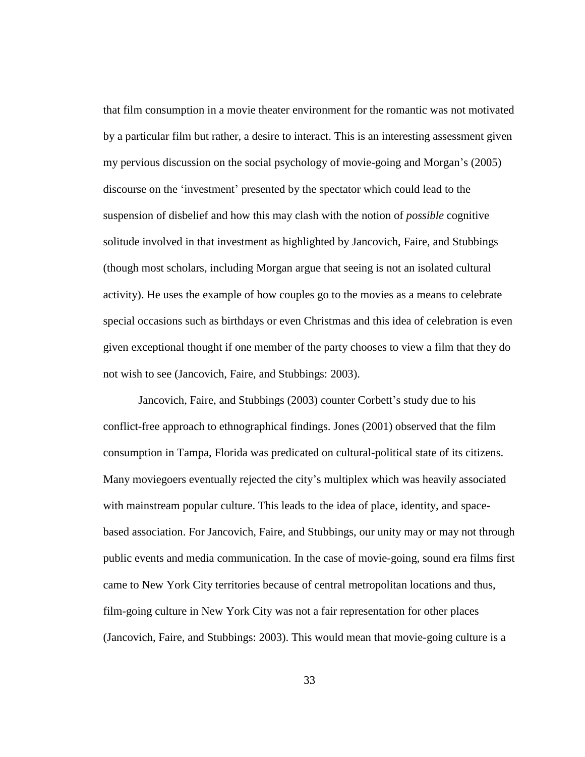that film consumption in a movie theater environment for the romantic was not motivated by a particular film but rather, a desire to interact. This is an interesting assessment given my pervious discussion on the social psychology of movie-going and Morgan's (2005) discourse on the 'investment' presented by the spectator which could lead to the suspension of disbelief and how this may clash with the notion of *possible* cognitive solitude involved in that investment as highlighted by Jancovich, Faire, and Stubbings (though most scholars, including Morgan argue that seeing is not an isolated cultural activity). He uses the example of how couples go to the movies as a means to celebrate special occasions such as birthdays or even Christmas and this idea of celebration is even given exceptional thought if one member of the party chooses to view a film that they do not wish to see (Jancovich, Faire, and Stubbings: 2003).

Jancovich, Faire, and Stubbings (2003) counter Corbett's study due to his conflict-free approach to ethnographical findings. Jones (2001) observed that the film consumption in Tampa, Florida was predicated on cultural-political state of its citizens. Many moviegoers eventually rejected the city's multiplex which was heavily associated with mainstream popular culture. This leads to the idea of place, identity, and space-based association. For Jancovich, Faire, and Stubbings, our unity may or may not through public events and media communication. In the case of movie-going, sound era films first came to New York City territories because of central metropolitan locations and thus, film-going culture in New York City was not a fair representation for other places (Jancovich, Faire, and Stubbings: 2003). This would mean that movie-going culture is a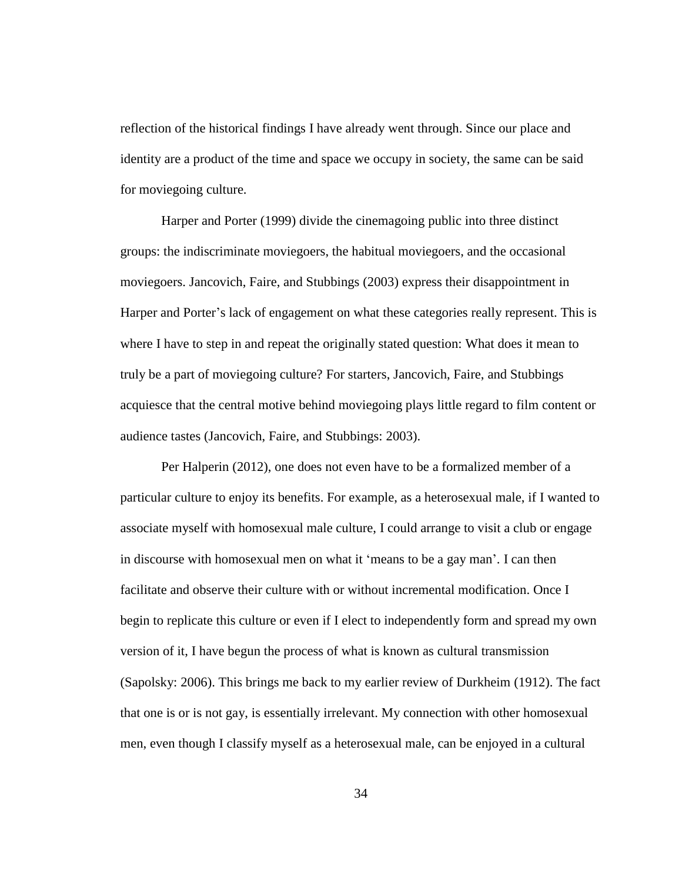reflection of the historical findings I have already went through. Since our place and identity are a product of the time and space we occupy in society, the same can be said for moviegoing culture.

Harper and Porter (1999) divide the cinemagoing public into three distinct groups: the indiscriminate moviegoers, the habitual moviegoers, and the occasional moviegoers. Jancovich, Faire, and Stubbings (2003) express their disappointment in Harper and Porter's lack of engagement on what these categories really represent. This is where I have to step in and repeat the originally stated question: What does it mean to truly be a part of moviegoing culture? For starters, Jancovich, Faire, and Stubbings acquiesce that the central motive behind moviegoing plays little regard to film content or audience tastes (Jancovich, Faire, and Stubbings: 2003).

Per Halperin (2012), one does not even have to be a formalized member of a particular culture to enjoy its benefits. For example, as a heterosexual male, if I wanted to associate myself with homosexual male culture, I could arrange to visit a club or engage in discourse with homosexual men on what it 'means to be a gay man'. I can then facilitate and observe their culture with or without incremental modification. Once I begin to replicate this culture or even if I elect to independently form and spread my own version of it, I have begun the process of what is known as cultural transmission (Sapolsky: 2006). This brings me back to my earlier review of Durkheim (1912). The fact that one is or is not gay, is essentially irrelevant. My connection with other homosexual men, even though I classify myself as a heterosexual male, can be enjoyed in a cultural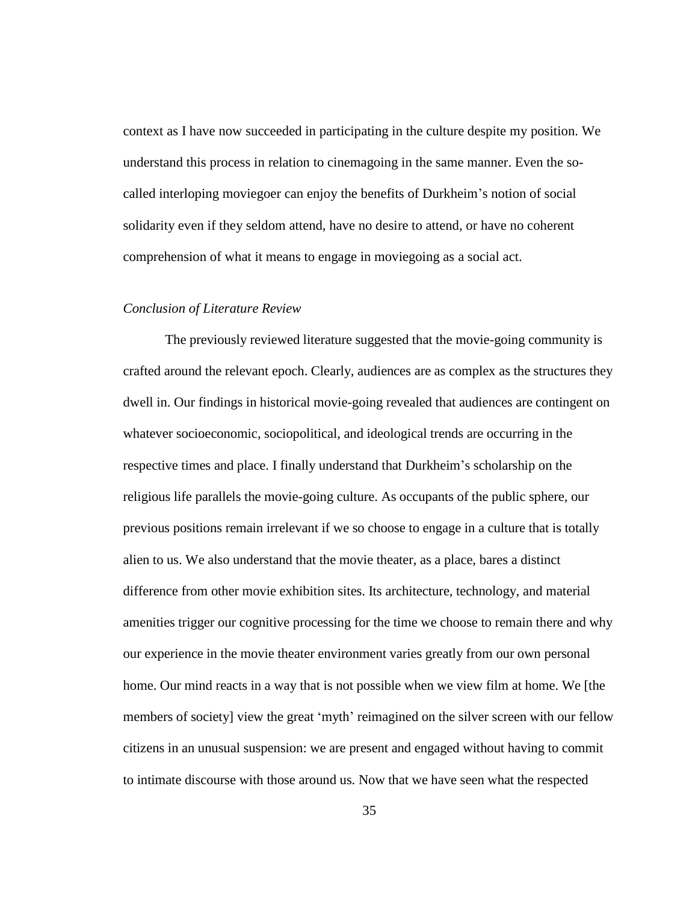context as I have now succeeded in participating in the culture despite my position. We understand this process in relation to cinemagoing in the same manner. Even the so-called interloping moviegoer can enjoy the benefits of Durkheim's notion of social solidarity even if they seldom attend, have no desire to attend, or have no coherent comprehension of what it means to engage in moviegoing as a social act.

### *Conclusion of Literature Review*

The previously reviewed literature suggested that the movie-going community is crafted around the relevant epoch. Clearly, audiences are as complex as the structures they dwell in. Our findings in historical movie-going revealed that audiences are contingent on whatever socioeconomic, sociopolitical, and ideological trends are occurring in the respective times and place. I finally understand that Durkheim's scholarship on the religious life parallels the movie-going culture. As occupants of the public sphere, our previous positions remain irrelevant if we so choose to engage in a culture that is totally alien to us. We also understand that the movie theater, as a place, bares a distinct difference from other movie exhibition sites. Its architecture, technology, and material amenities trigger our cognitive processing for the time we choose to remain there and why our experience in the movie theater environment varies greatly from our own personal home. Our mind reacts in a way that is not possible when we view film at home. We [the members of society] view the great 'myth' reimagined on the silver screen with our fellow citizens in an unusual suspension: we are present and engaged without having to commit to intimate discourse with those around us. Now that we have seen what the respected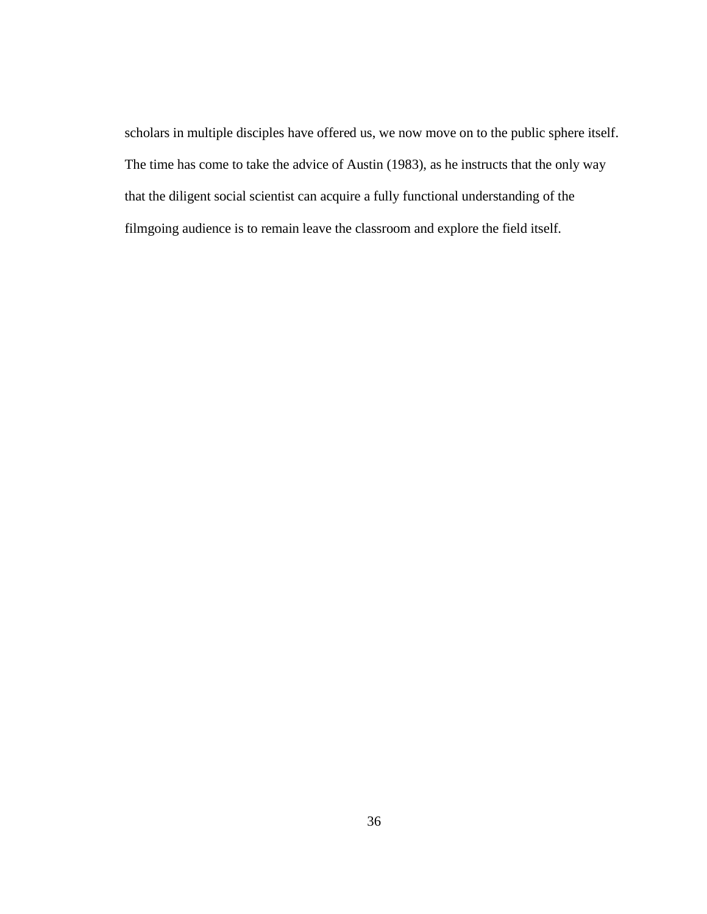scholars in multiple disciples have offered us, we now move on to the public sphere itself. The time has come to take the advice of Austin (1983), as he instructs that the only way that the diligent social scientist can acquire a fully functional understanding of the filmgoing audience is to remain leave the classroom and explore the field itself.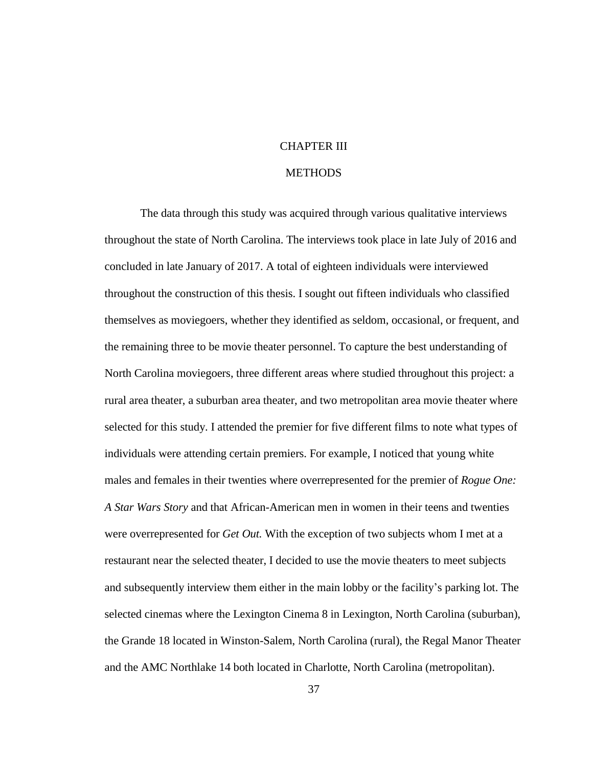# CHAPTER III

# METHODS

The data through this study was acquired through various qualitative interviews throughout the state of North Carolina. The interviews took place in late July of 2016 and concluded in late January of 2017. A total of eighteen individuals were interviewed throughout the construction of this thesis. I sought out fifteen individuals who classified themselves as moviegoers, whether they identified as seldom, occasional, or frequent, and the remaining three to be movie theater personnel. To capture the best understanding of North Carolina moviegoers, three different areas where studied throughout this project: a rural area theater, a suburban area theater, and two metropolitan area movie theater where selected for this study. I attended the premier for five different films to note what types of individuals were attending certain premiers. For example, I noticed that young white males and females in their twenties where overrepresented for the premier of *Rogue One: A Star Wars Story* and that African-American men in women in their teens and twenties were overrepresented for *Get Out.* With the exception of two subjects whom I met at a restaurant near the selected theater, I decided to use the movie theaters to meet subjects and subsequently interview them either in the main lobby or the facility's parking lot. The selected cinemas where the Lexington Cinema 8 in Lexington, North Carolina (suburban), the Grande 18 located in Winston-Salem, North Carolina (rural), the Regal Manor Theater and the AMC Northlake 14 both located in Charlotte, North Carolina (metropolitan).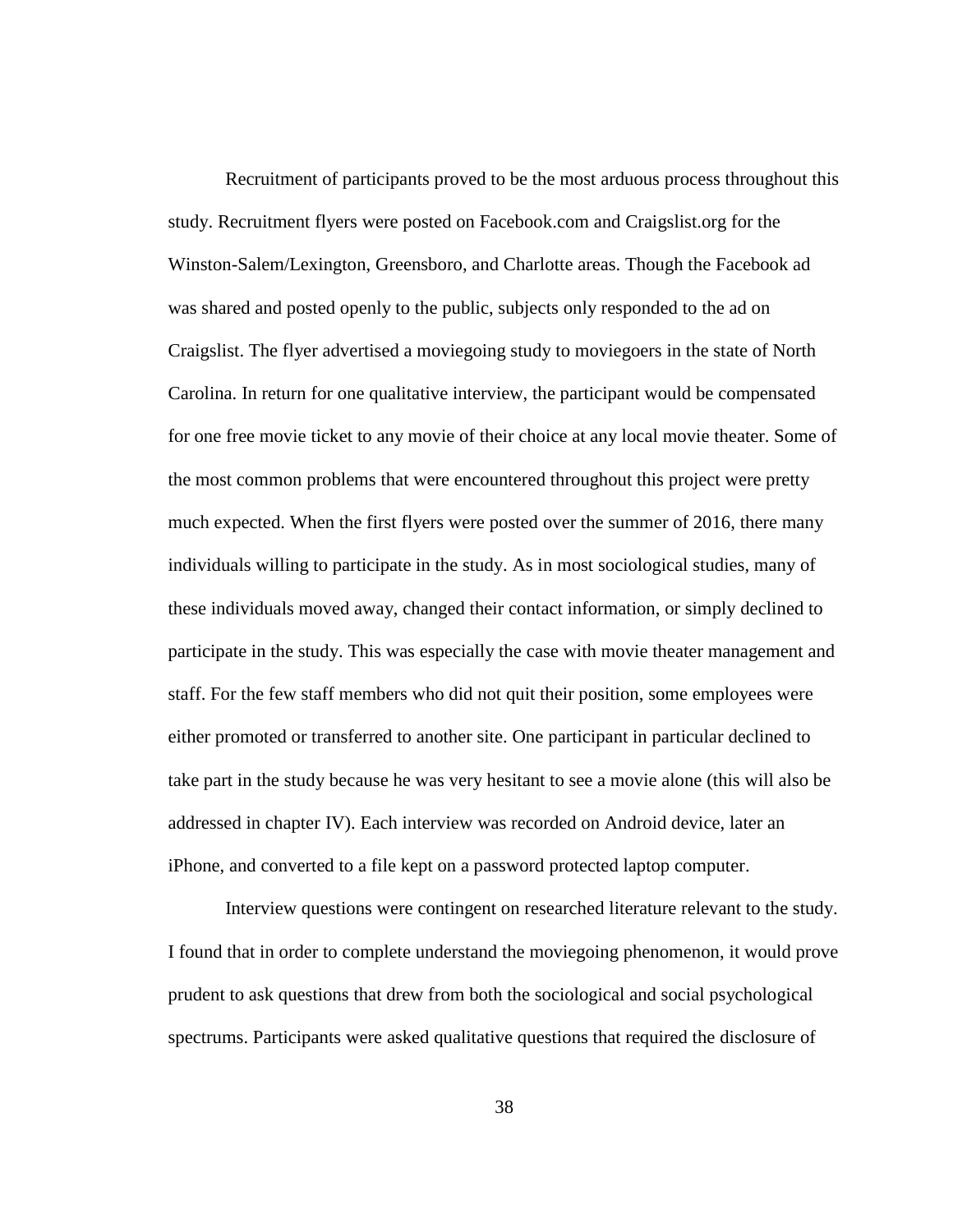Recruitment of participants proved to be the most arduous process throughout this study. Recruitment flyers were posted on Facebook.com and Craigslist.org for the Winston-Salem/Lexington, Greensboro, and Charlotte areas. Though the Facebook ad was shared and posted openly to the public, subjects only responded to the ad on Craigslist. The flyer advertised a moviegoing study to moviegoers in the state of North Carolina. In return for one qualitative interview, the participant would be compensated for one free movie ticket to any movie of their choice at any local movie theater. Some of the most common problems that were encountered throughout this project were pretty much expected. When the first flyers were posted over the summer of 2016, there many individuals willing to participate in the study. As in most sociological studies, many of these individuals moved away, changed their contact information, or simply declined to participate in the study. This was especially the case with movie theater management and staff. For the few staff members who did not quit their position, some employees were either promoted or transferred to another site. One participant in particular declined to take part in the study because he was very hesitant to see a movie alone (this will also be addressed in chapter IV). Each interview was recorded on Android device, later an iPhone, and converted to a file kept on a password protected laptop computer.

Interview questions were contingent on researched literature relevant to the study. I found that in order to complete understand the moviegoing phenomenon, it would prove prudent to ask questions that drew from both the sociological and social psychological spectrums. Participants were asked qualitative questions that required the disclosure of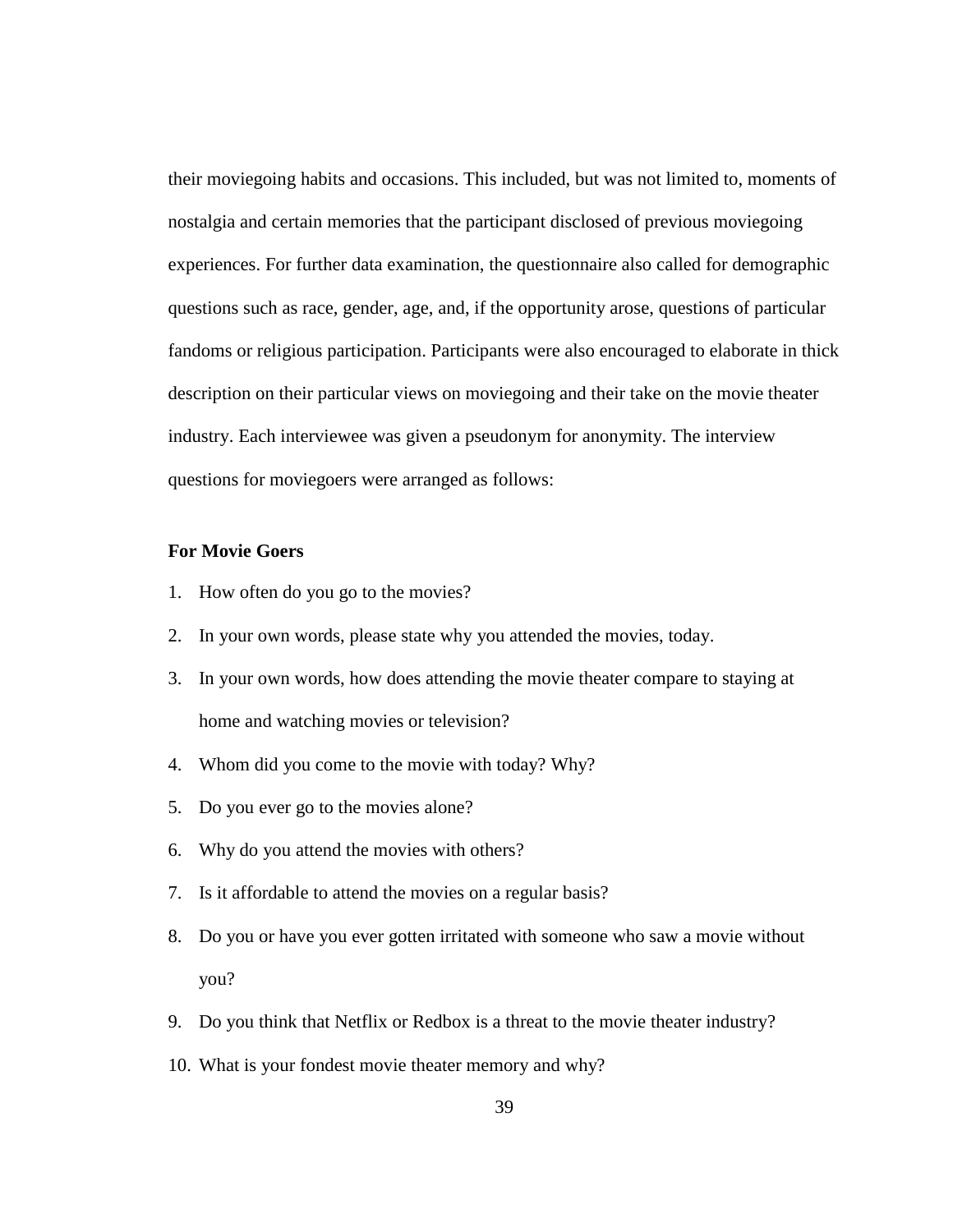their moviegoing habits and occasions. This included, but was not limited to, moments of nostalgia and certain memories that the participant disclosed of previous moviegoing experiences. For further data examination, the questionnaire also called for demographic questions such as race, gender, age, and, if the opportunity arose, questions of particular fandoms or religious participation. Participants were also encouraged to elaborate in thick description on their particular views on moviegoing and their take on the movie theater industry. Each interviewee was given a pseudonym for anonymity. The interview questions for moviegoers were arranged as follows:

**For Movie Goers**

1. How often do you go to the movies?
2. In your own words, please state why you attended the movies, today.
3. In your own words, how does attending the movie theater compare to staying at home and watching movies or television?
4. Whom did you come to the movie with today? Why?
5. Do you ever go to the movies alone?
6. Why do you attend the movies with others?
7. Is it affordable to attend the movies on a regular basis?
8. Do you or have you ever gotten irritated with someone who saw a movie without you?
9. Do you think that Netflix or Redbox is a threat to the movie theater industry?
10. What is your fondest movie theater memory and why?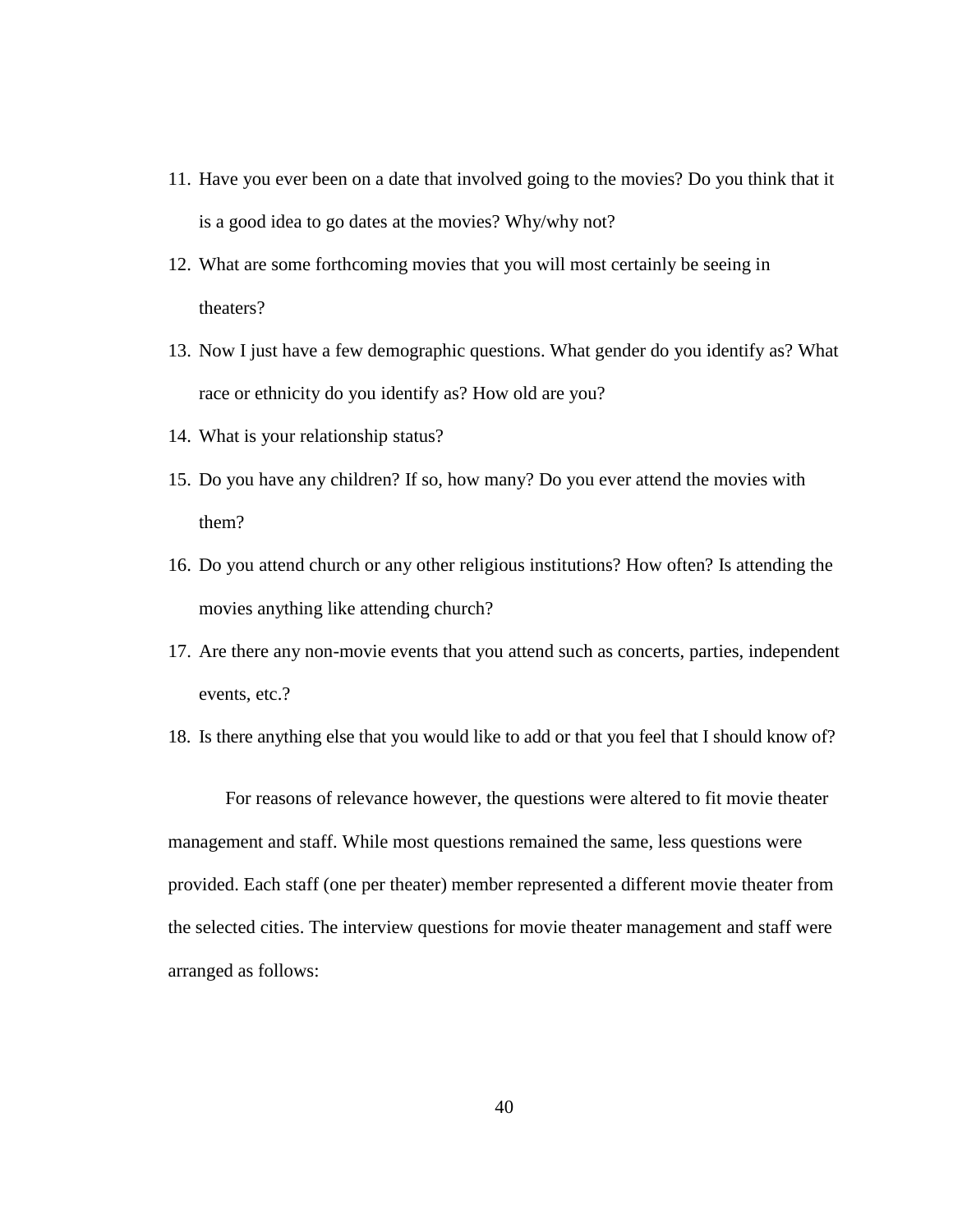11. Have you ever been on a date that involved going to the movies? Do you think that it is a good idea to go dates at the movies? Why/why not?
12. What are some forthcoming movies that you will most certainly be seeing in theaters?
13. Now I just have a few demographic questions. What gender do you identify as? What race or ethnicity do you identify as? How old are you?
14. What is your relationship status?
15. Do you have any children? If so, how many? Do you ever attend the movies with them?
16. Do you attend church or any other religious institutions? How often? Is attending the movies anything like attending church?
17. Are there any non-movie events that you attend such as concerts, parties, independent events, etc.?
18. Is there anything else that you would like to add or that you feel that I should know of?

For reasons of relevance however, the questions were altered to fit movie theater management and staff. While most questions remained the same, less questions were provided. Each staff (one per theater) member represented a different movie theater from the selected cities. The interview questions for movie theater management and staff were arranged as follows: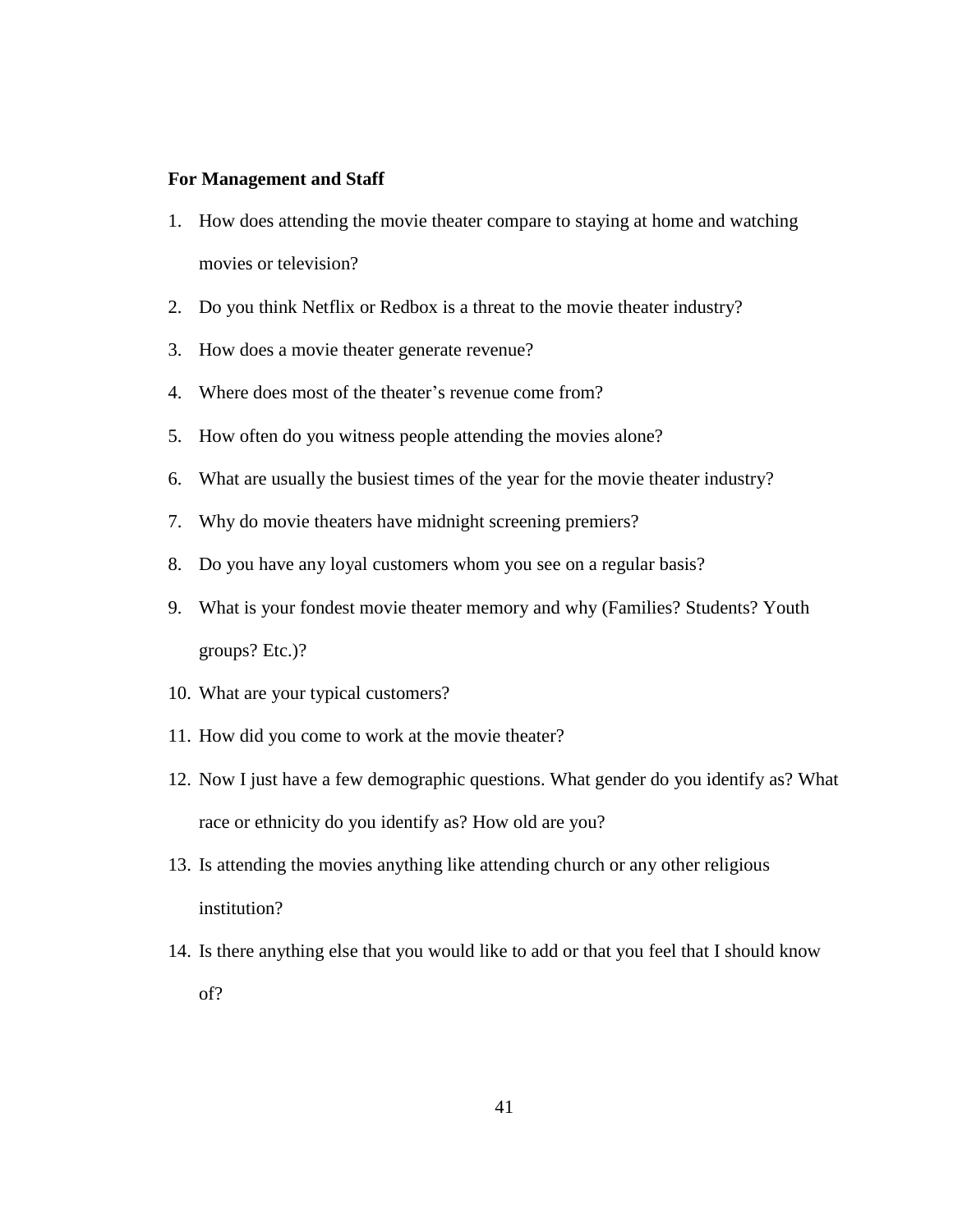**For Management and Staff**

1. How does attending the movie theater compare to staying at home and watching movies or television?
2. Do you think Netflix or Redbox is a threat to the movie theater industry?
3. How does a movie theater generate revenue?
4. Where does most of the theater's revenue come from?
5. How often do you witness people attending the movies alone?
6. What are usually the busiest times of the year for the movie theater industry?
7. Why do movie theaters have midnight screening premiers?
8. Do you have any loyal customers whom you see on a regular basis?
9. What is your fondest movie theater memory and why (Families? Students? Youth groups? Etc.)?
10. What are your typical customers?
11. How did you come to work at the movie theater?
12. Now I just have a few demographic questions. What gender do you identify as? What race or ethnicity do you identify as? How old are you?
13. Is attending the movies anything like attending church or any other religious institution?
14. Is there anything else that you would like to add or that you feel that I should know of?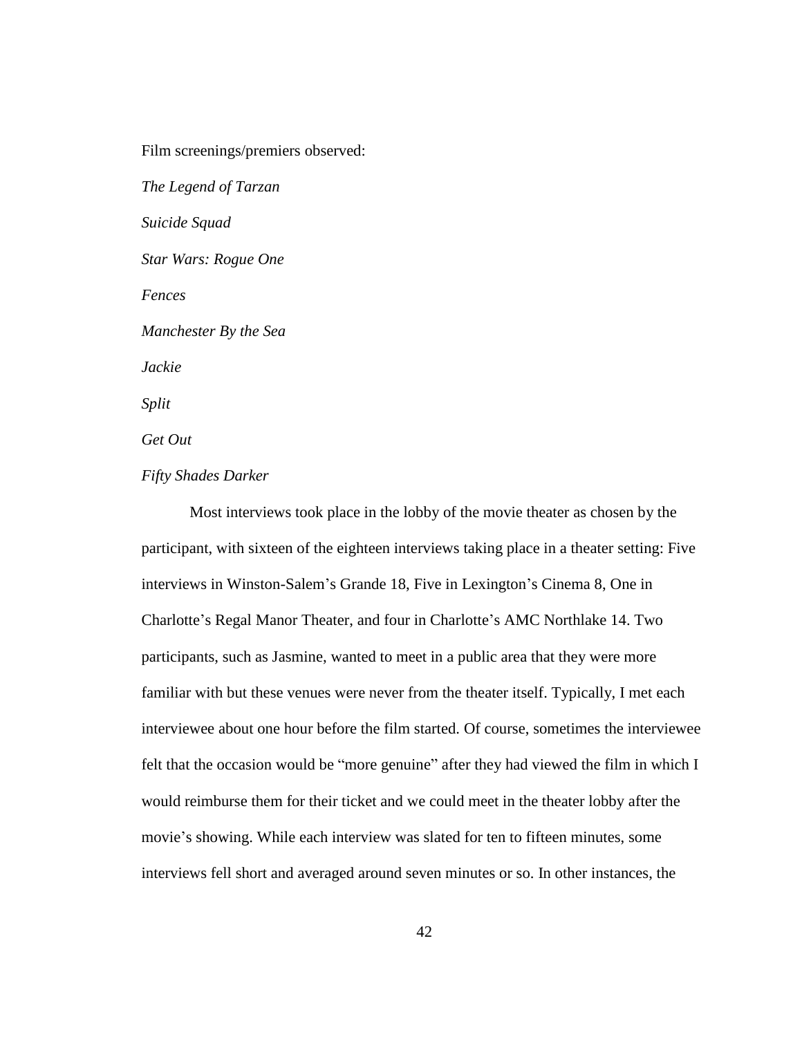Film screenings/premiers observed:

*The Legend of Tarzan*

*Suicide Squad*

*Star Wars: Rogue One*

*Fences*

*Manchester By the Sea*

*Jackie*

*Split*

*Get Out*

*Fifty Shades Darker*

Most interviews took place in the lobby of the movie theater as chosen by the participant, with sixteen of the eighteen interviews taking place in a theater setting: Five interviews in Winston-Salem's Grande 18, Five in Lexington's Cinema 8, One in Charlotte's Regal Manor Theater, and four in Charlotte's AMC Northlake 14. Two participants, such as Jasmine, wanted to meet in a public area that they were more familiar with but these venues were never from the theater itself. Typically, I met each interviewee about one hour before the film started. Of course, sometimes the interviewee felt that the occasion would be "more genuine" after they had viewed the film in which I would reimburse them for their ticket and we could meet in the theater lobby after the movie's showing. While each interview was slated for ten to fifteen minutes, some interviews fell short and averaged around seven minutes or so. In other instances, the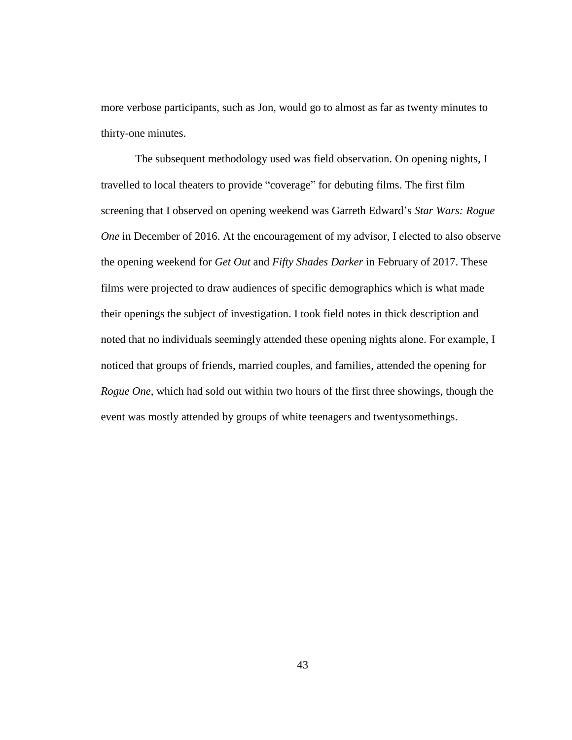more verbose participants, such as Jon, would go to almost as far as twenty minutes to thirty-one minutes.

The subsequent methodology used was field observation. On opening nights, I travelled to local theaters to provide "coverage" for debuting films. The first film screening that I observed on opening weekend was Garreth Edward's *Star Wars: Rogue One* in December of 2016. At the encouragement of my advisor, I elected to also observe the opening weekend for *Get Out* and *Fifty Shades Darker* in February of 2017. These films were projected to draw audiences of specific demographics which is what made their openings the subject of investigation. I took field notes in thick description and noted that no individuals seemingly attended these opening nights alone. For example, I noticed that groups of friends, married couples, and families, attended the opening for *Rogue One*, which had sold out within two hours of the first three showings, though the event was mostly attended by groups of white teenagers and twentysomethings.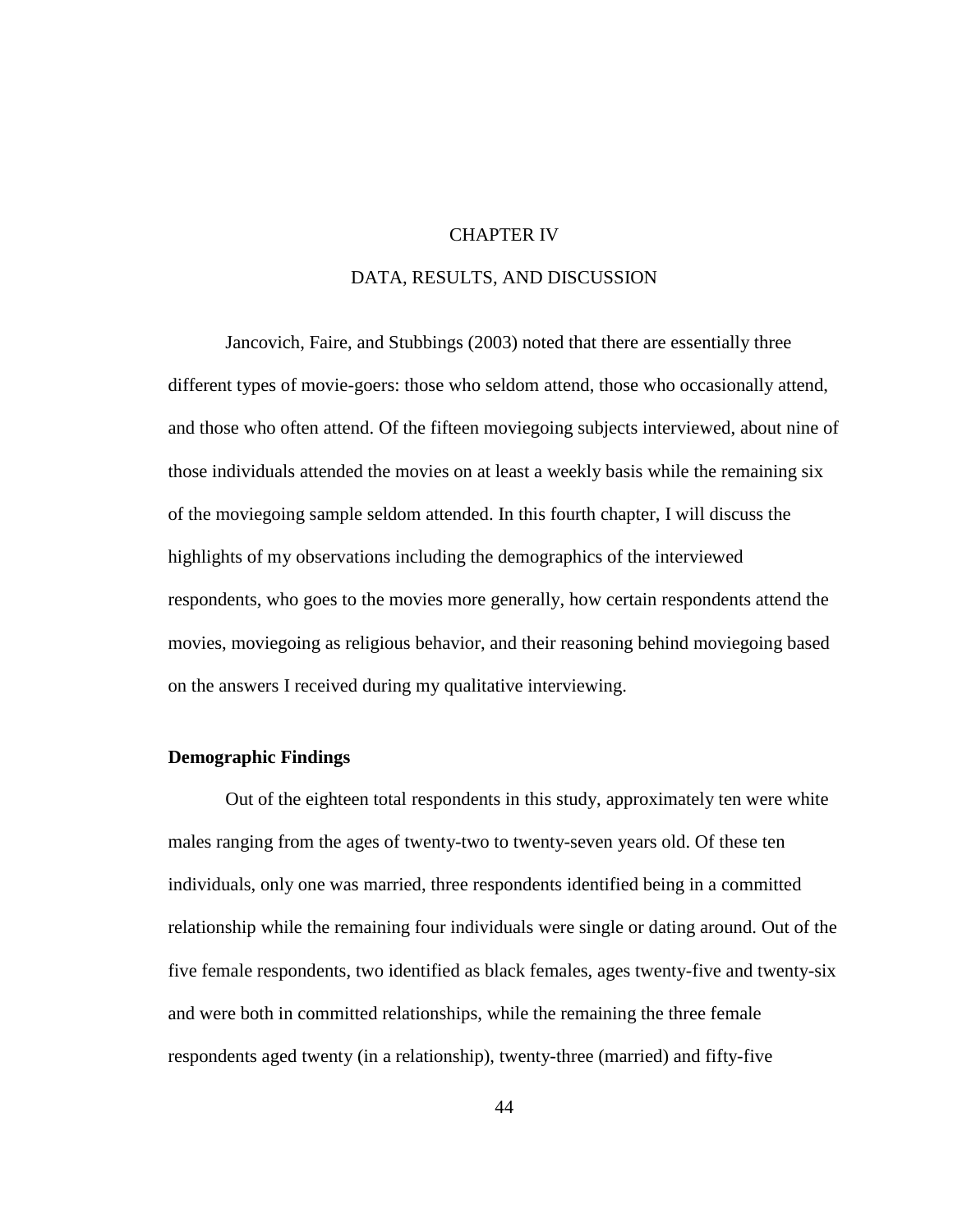# CHAPTER IV

# DATA, RESULTS, AND DISCUSSION

Jancovich, Faire, and Stubbings (2003) noted that there are essentially three different types of movie-goers: those who seldom attend, those who occasionally attend, and those who often attend. Of the fifteen moviegoing subjects interviewed, about nine of those individuals attended the movies on at least a weekly basis while the remaining six of the moviegoing sample seldom attended. In this fourth chapter, I will discuss the highlights of my observations including the demographics of the interviewed respondents, who goes to the movies more generally, how certain respondents attend the movies, moviegoing as religious behavior, and their reasoning behind moviegoing based on the answers I received during my qualitative interviewing.

## Demographic Findings

Out of the eighteen total respondents in this study, approximately ten were white males ranging from the ages of twenty-two to twenty-seven years old. Of these ten individuals, only one was married, three respondents identified being in a committed relationship while the remaining four individuals were single or dating around. Out of the five female respondents, two identified as black females, ages twenty-five and twenty-six and were both in committed relationships, while the remaining the three female respondents aged twenty (in a relationship), twenty-three (married) and fifty-five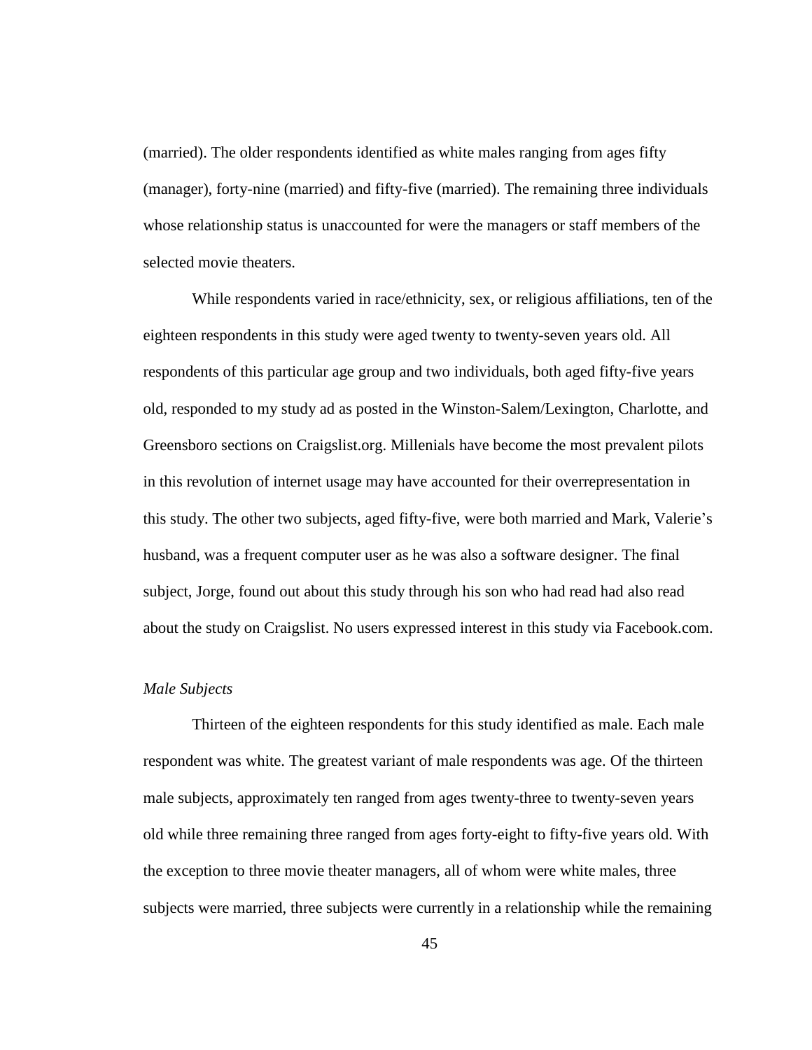(married). The older respondents identified as white males ranging from ages fifty (manager), forty-nine (married) and fifty-five (married). The remaining three individuals whose relationship status is unaccounted for were the managers or staff members of the selected movie theaters.

While respondents varied in race/ethnicity, sex, or religious affiliations, ten of the eighteen respondents in this study were aged twenty to twenty-seven years old. All respondents of this particular age group and two individuals, both aged fifty-five years old, responded to my study ad as posted in the Winston-Salem/Lexington, Charlotte, and Greensboro sections on Craigslist.org. Millenials have become the most prevalent pilots in this revolution of internet usage may have accounted for their overrepresentation in this study. The other two subjects, aged fifty-five, were both married and Mark, Valerie's husband, was a frequent computer user as he was also a software designer. The final subject, Jorge, found out about this study through his son who had read had also read about the study on Craigslist. No users expressed interest in this study via Facebook.com.

*Male Subjects*

Thirteen of the eighteen respondents for this study identified as male. Each male respondent was white. The greatest variant of male respondents was age. Of the thirteen male subjects, approximately ten ranged from ages twenty-three to twenty-seven years old while three remaining three ranged from ages forty-eight to fifty-five years old. With the exception to three movie theater managers, all of whom were white males, three subjects were married, three subjects were currently in a relationship while the remaining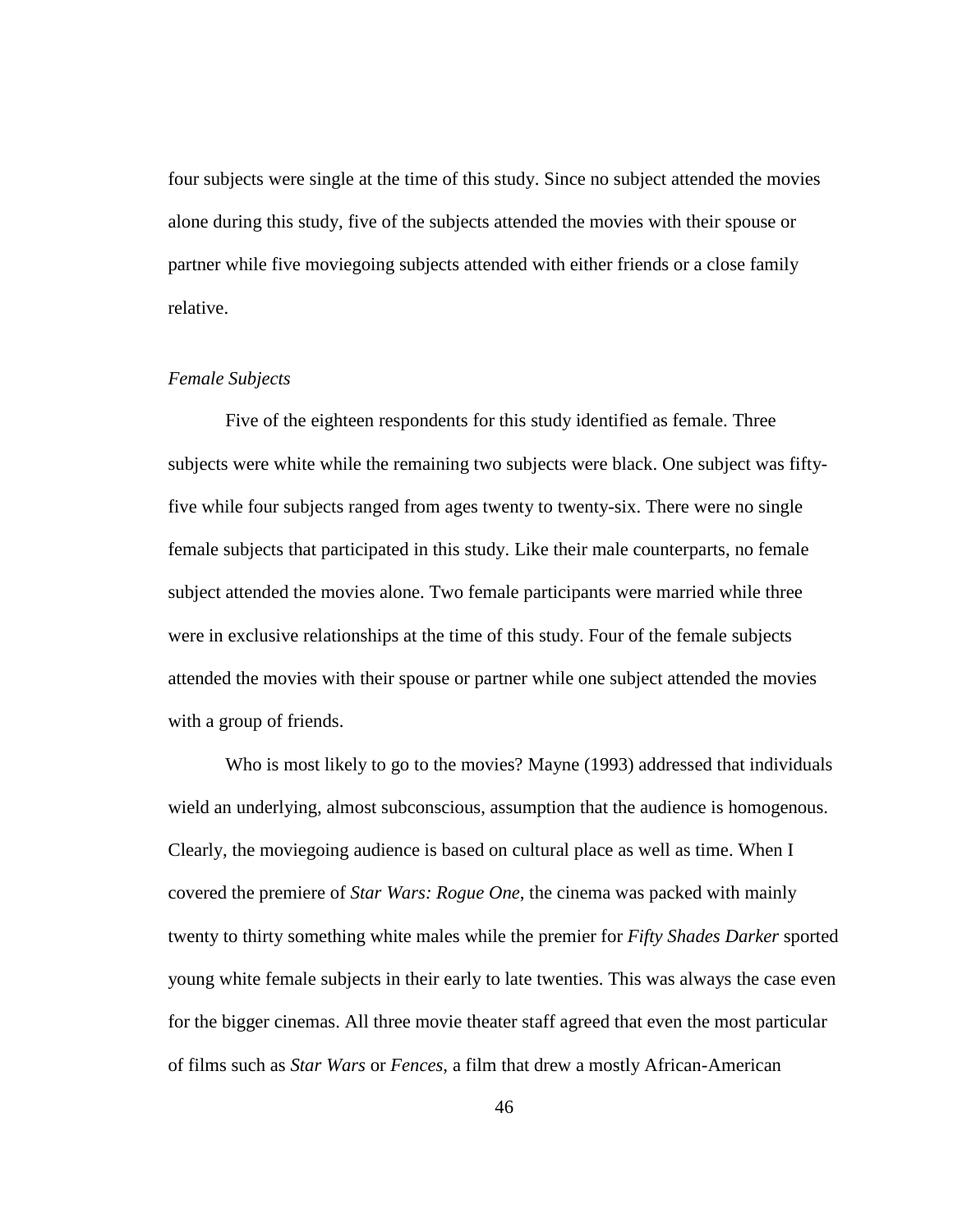four subjects were single at the time of this study. Since no subject attended the movies alone during this study, five of the subjects attended the movies with their spouse or partner while five moviegoing subjects attended with either friends or a close family relative.

*Female Subjects*

Five of the eighteen respondents for this study identified as female. Three subjects were white while the remaining two subjects were black. One subject was fifty-five while four subjects ranged from ages twenty to twenty-six. There were no single female subjects that participated in this study. Like their male counterparts, no female subject attended the movies alone. Two female participants were married while three were in exclusive relationships at the time of this study. Four of the female subjects attended the movies with their spouse or partner while one subject attended the movies with a group of friends.

Who is most likely to go to the movies? Mayne (1993) addressed that individuals wield an underlying, almost subconscious, assumption that the audience is homogenous. Clearly, the moviegoing audience is based on cultural place as well as time. When I covered the premiere of *Star Wars: Rogue One*, the cinema was packed with mainly twenty to thirty something white males while the premier for *Fifty Shades Darker* sported young white female subjects in their early to late twenties. This was always the case even for the bigger cinemas. All three movie theater staff agreed that even the most particular of films such as *Star Wars* or *Fences*, a film that drew a mostly African-American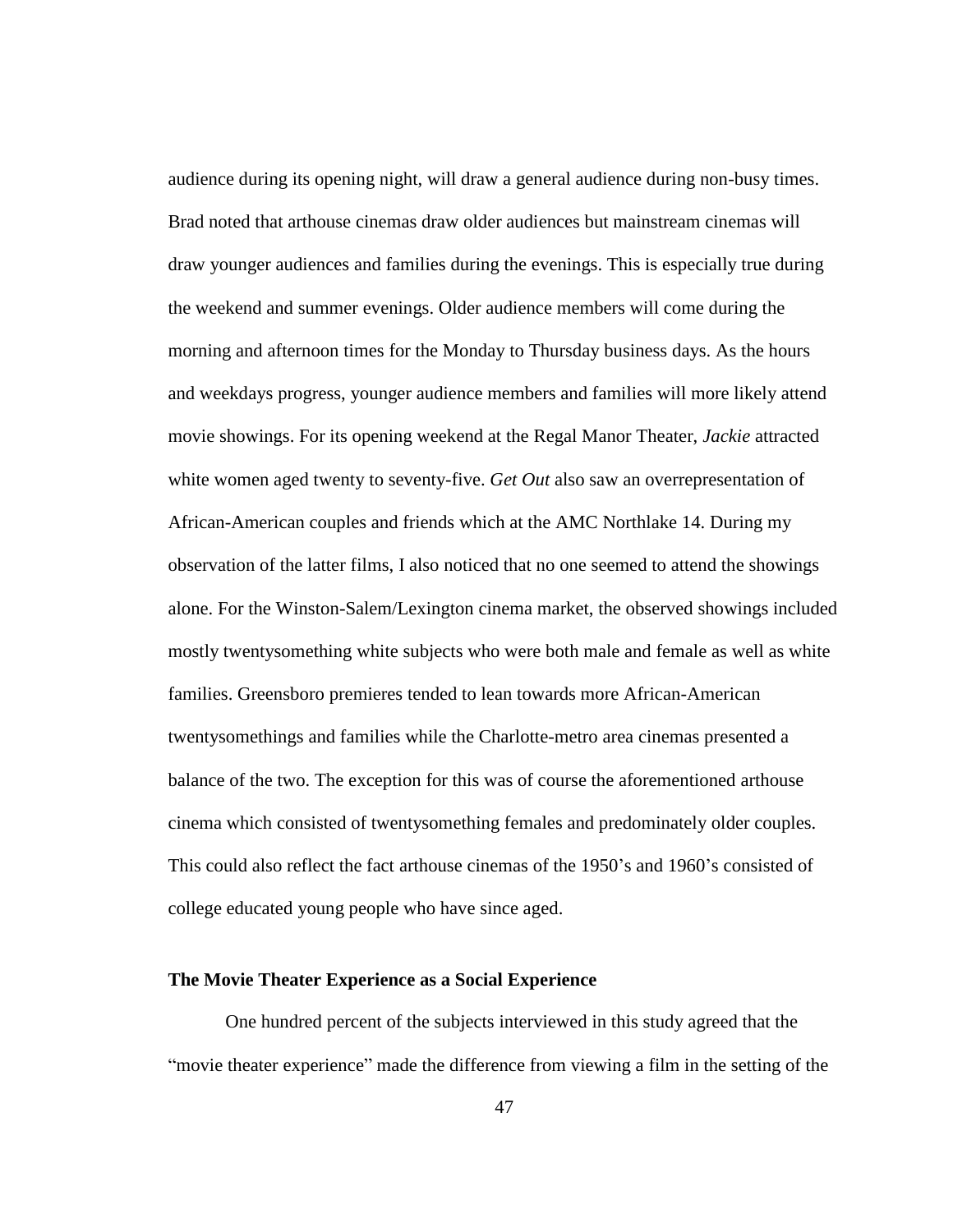audience during its opening night, will draw a general audience during non-busy times. Brad noted that arthouse cinemas draw older audiences but mainstream cinemas will draw younger audiences and families during the evenings. This is especially true during the weekend and summer evenings. Older audience members will come during the morning and afternoon times for the Monday to Thursday business days. As the hours and weekdays progress, younger audience members and families will more likely attend movie showings. For its opening weekend at the Regal Manor Theater, *Jackie* attracted white women aged twenty to seventy-five. *Get Out* also saw an overrepresentation of African-American couples and friends which at the AMC Northlake 14. During my observation of the latter films, I also noticed that no one seemed to attend the showings alone. For the Winston-Salem/Lexington cinema market, the observed showings included mostly twentysomething white subjects who were both male and female as well as white families. Greensboro premieres tended to lean towards more African-American twentysomethings and families while the Charlotte-metro area cinemas presented a balance of the two. The exception for this was of course the aforementioned arthouse cinema which consisted of twentysomething females and predominately older couples. This could also reflect the fact arthouse cinemas of the 1950's and 1960's consisted of college educated young people who have since aged.

**The Movie Theater Experience as a Social Experience**

One hundred percent of the subjects interviewed in this study agreed that the "movie theater experience" made the difference from viewing a film in the setting of the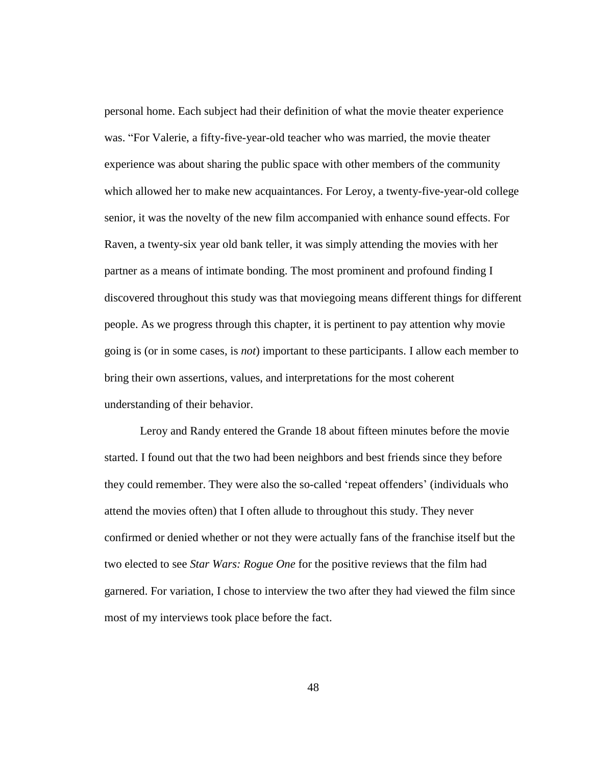personal home. Each subject had their definition of what the movie theater experience was. "For Valerie, a fifty-five-year-old teacher who was married, the movie theater experience was about sharing the public space with other members of the community which allowed her to make new acquaintances. For Leroy, a twenty-five-year-old college senior, it was the novelty of the new film accompanied with enhance sound effects. For Raven, a twenty-six year old bank teller, it was simply attending the movies with her partner as a means of intimate bonding. The most prominent and profound finding I discovered throughout this study was that moviegoing means different things for different people. As we progress through this chapter, it is pertinent to pay attention why movie going is (or in some cases, is *not*) important to these participants. I allow each member to bring their own assertions, values, and interpretations for the most coherent understanding of their behavior.

Leroy and Randy entered the Grande 18 about fifteen minutes before the movie started. I found out that the two had been neighbors and best friends since they before they could remember. They were also the so-called 'repeat offenders' (individuals who attend the movies often) that I often allude to throughout this study. They never confirmed or denied whether or not they were actually fans of the franchise itself but the two elected to see *Star Wars: Rogue One* for the positive reviews that the film had garnered. For variation, I chose to interview the two after they had viewed the film since most of my interviews took place before the fact.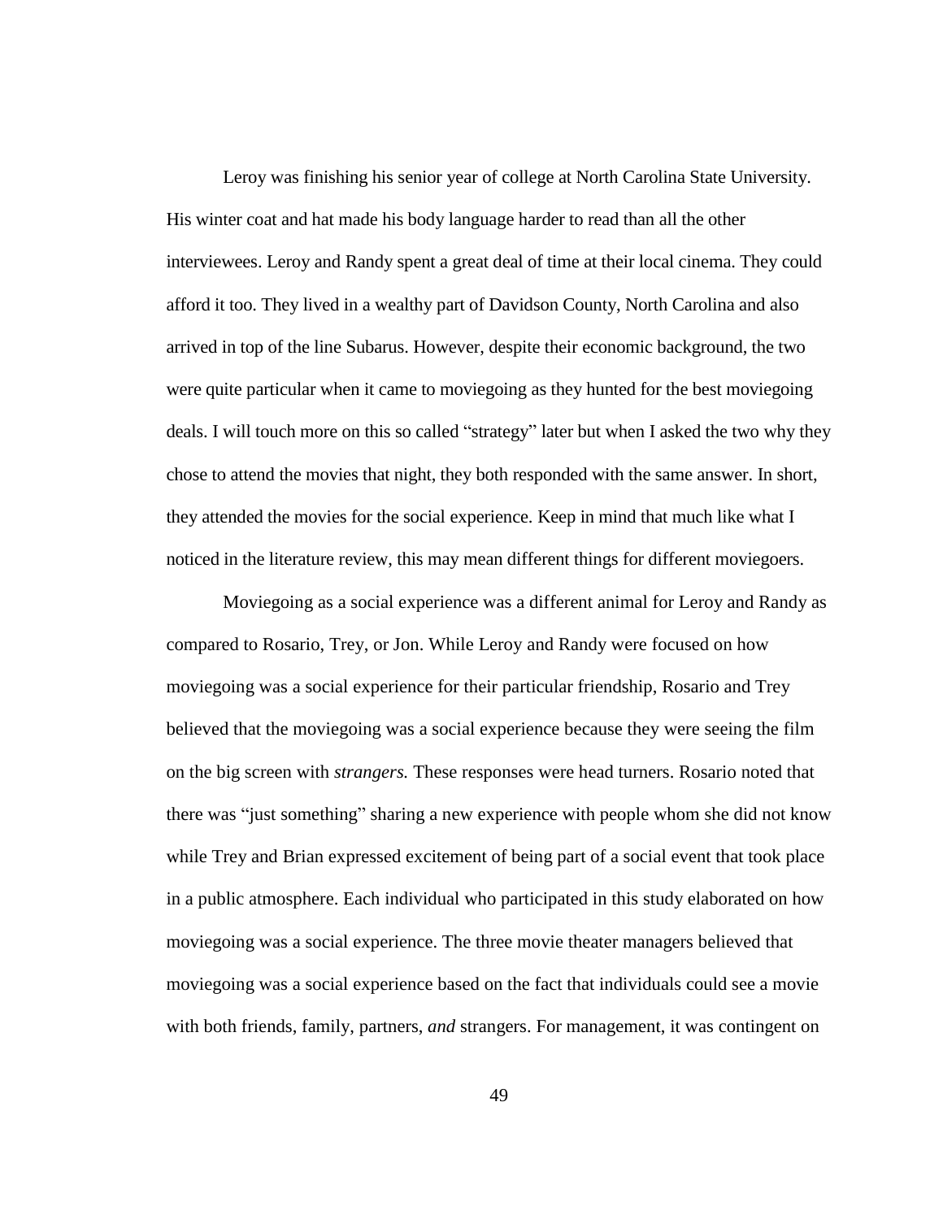Leroy was finishing his senior year of college at North Carolina State University. His winter coat and hat made his body language harder to read than all the other interviewees. Leroy and Randy spent a great deal of time at their local cinema. They could afford it too. They lived in a wealthy part of Davidson County, North Carolina and also arrived in top of the line Subarus. However, despite their economic background, the two were quite particular when it came to moviegoing as they hunted for the best moviegoing deals. I will touch more on this so called "strategy" later but when I asked the two why they chose to attend the movies that night, they both responded with the same answer. In short, they attended the movies for the social experience. Keep in mind that much like what I noticed in the literature review, this may mean different things for different moviegoers.

Moviegoing as a social experience was a different animal for Leroy and Randy as compared to Rosario, Trey, or Jon. While Leroy and Randy were focused on how moviegoing was a social experience for their particular friendship, Rosario and Trey believed that the moviegoing was a social experience because they were seeing the film on the big screen with *strangers.* These responses were head turners. Rosario noted that there was "just something" sharing a new experience with people whom she did not know while Trey and Brian expressed excitement of being part of a social event that took place in a public atmosphere. Each individual who participated in this study elaborated on how moviegoing was a social experience. The three movie theater managers believed that moviegoing was a social experience based on the fact that individuals could see a movie with both friends, family, partners, *and* strangers. For management, it was contingent on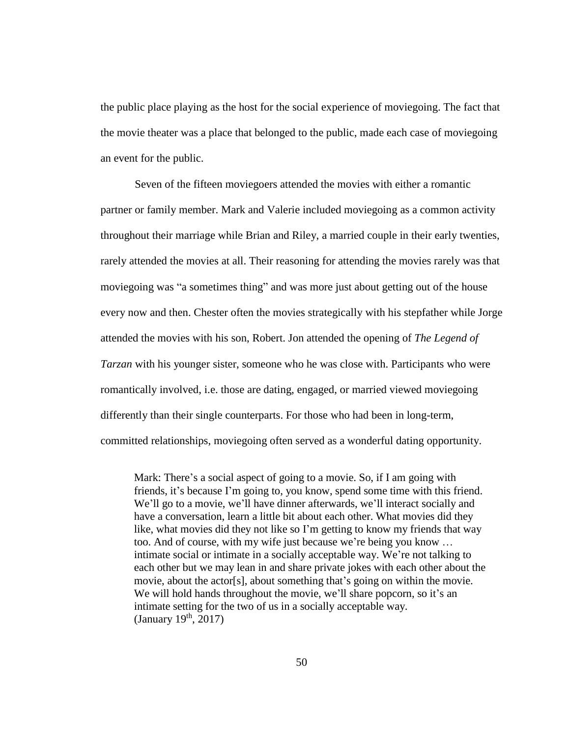the public place playing as the host for the social experience of moviegoing. The fact that the movie theater was a place that belonged to the public, made each case of moviegoing an event for the public.

Seven of the fifteen moviegoers attended the movies with either a romantic partner or family member. Mark and Valerie included moviegoing as a common activity throughout their marriage while Brian and Riley, a married couple in their early twenties, rarely attended the movies at all. Their reasoning for attending the movies rarely was that moviegoing was "a sometimes thing" and was more just about getting out of the house every now and then. Chester often the movies strategically with his stepfather while Jorge attended the movies with his son, Robert. Jon attended the opening of *The Legend of Tarzan* with his younger sister, someone who he was close with. Participants who were romantically involved, i.e. those are dating, engaged, or married viewed moviegoing differently than their single counterparts. For those who had been in long-term, committed relationships, moviegoing often served as a wonderful dating opportunity.

> Mark: There's a social aspect of going to a movie. So, if I am going with friends, it's because I'm going to, you know, spend some time with this friend. We'll go to a movie, we'll have dinner afterwards, we'll interact socially and have a conversation, learn a little bit about each other. What movies did they like, what movies did they not like so I'm getting to know my friends that way too. And of course, with my wife just because we're being you know … intimate social or intimate in a socially acceptable way. We're not talking to each other but we may lean in and share private jokes with each other about the movie, about the actor[s], about something that's going on within the movie. We will hold hands throughout the movie, we'll share popcorn, so it's an intimate setting for the two of us in a socially acceptable way. (January 19th, 2017)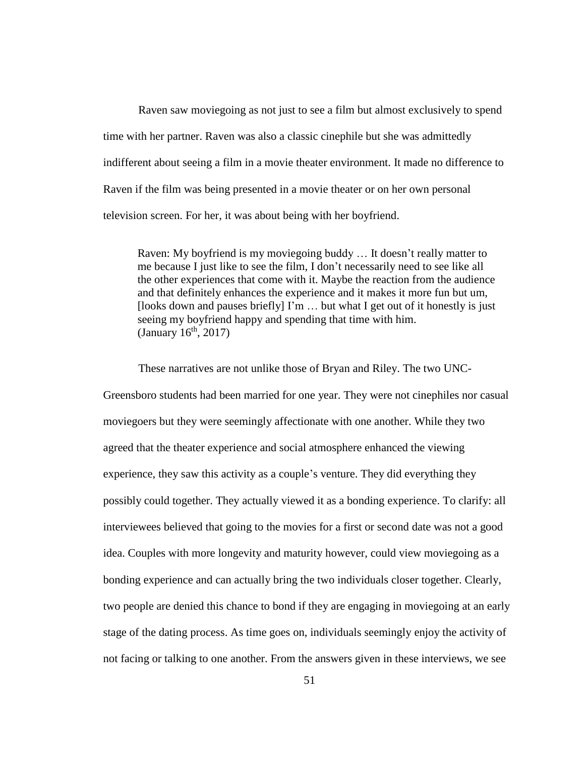Raven saw moviegoing as not just to see a film but almost exclusively to spend time with her partner. Raven was also a classic cinephile but she was admittedly indifferent about seeing a film in a movie theater environment. It made no difference to Raven if the film was being presented in a movie theater or on her own personal television screen. For her, it was about being with her boyfriend.

> Raven: My boyfriend is my moviegoing buddy … It doesn't really matter to me because I just like to see the film, I don't necessarily need to see like all the other experiences that come with it. Maybe the reaction from the audience and that definitely enhances the experience and it makes it more fun but um, [looks down and pauses briefly] I'm … but what I get out of it honestly is just seeing my boyfriend happy and spending that time with him. (January 16th, 2017)

These narratives are not unlike those of Bryan and Riley. The two UNC-Greensboro students had been married for one year. They were not cinephiles nor casual moviegoers but they were seemingly affectionate with one another. While they two agreed that the theater experience and social atmosphere enhanced the viewing experience, they saw this activity as a couple's venture. They did everything they possibly could together. They actually viewed it as a bonding experience. To clarify: all interviewees believed that going to the movies for a first or second date was not a good idea. Couples with more longevity and maturity however, could view moviegoing as a bonding experience and can actually bring the two individuals closer together. Clearly, two people are denied this chance to bond if they are engaging in moviegoing at an early stage of the dating process. As time goes on, individuals seemingly enjoy the activity of not facing or talking to one another. From the answers given in these interviews, we see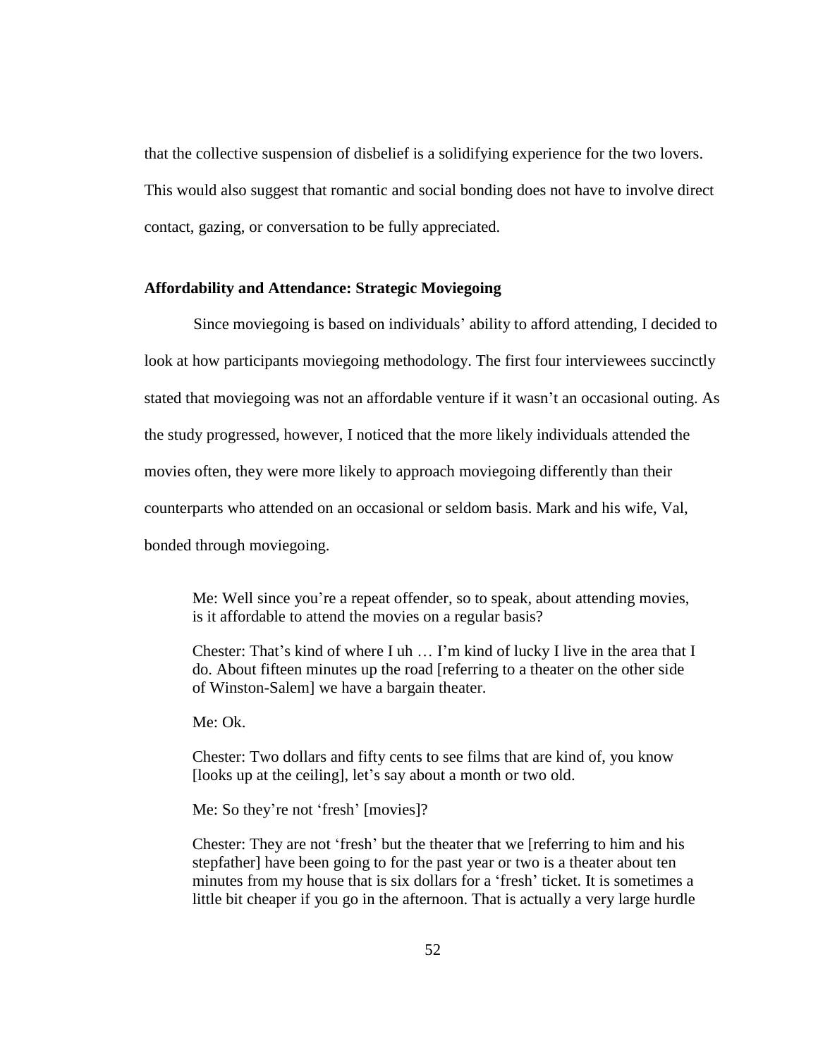that the collective suspension of disbelief is a solidifying experience for the two lovers. This would also suggest that romantic and social bonding does not have to involve direct contact, gazing, or conversation to be fully appreciated.

### Affordability and Attendance: Strategic Moviegoing

Since moviegoing is based on individuals' ability to afford attending, I decided to look at how participants moviegoing methodology. The first four interviewees succinctly stated that moviegoing was not an affordable venture if it wasn't an occasional outing. As the study progressed, however, I noticed that the more likely individuals attended the movies often, they were more likely to approach moviegoing differently than their counterparts who attended on an occasional or seldom basis. Mark and his wife, Val, bonded through moviegoing.

> Me: Well since you're a repeat offender, so to speak, about attending movies, is it affordable to attend the movies on a regular basis?
>
> Chester: That's kind of where I uh … I'm kind of lucky I live in the area that I do. About fifteen minutes up the road [referring to a theater on the other side of Winston-Salem] we have a bargain theater.
>
> Me: Ok.
>
> Chester: Two dollars and fifty cents to see films that are kind of, you know [looks up at the ceiling], let's say about a month or two old.
>
> Me: So they're not 'fresh' [movies]?
>
> Chester: They are not 'fresh' but the theater that we [referring to him and his stepfather] have been going to for the past year or two is a theater about ten minutes from my house that is six dollars for a 'fresh' ticket. It is sometimes a little bit cheaper if you go in the afternoon. That is actually a very large hurdle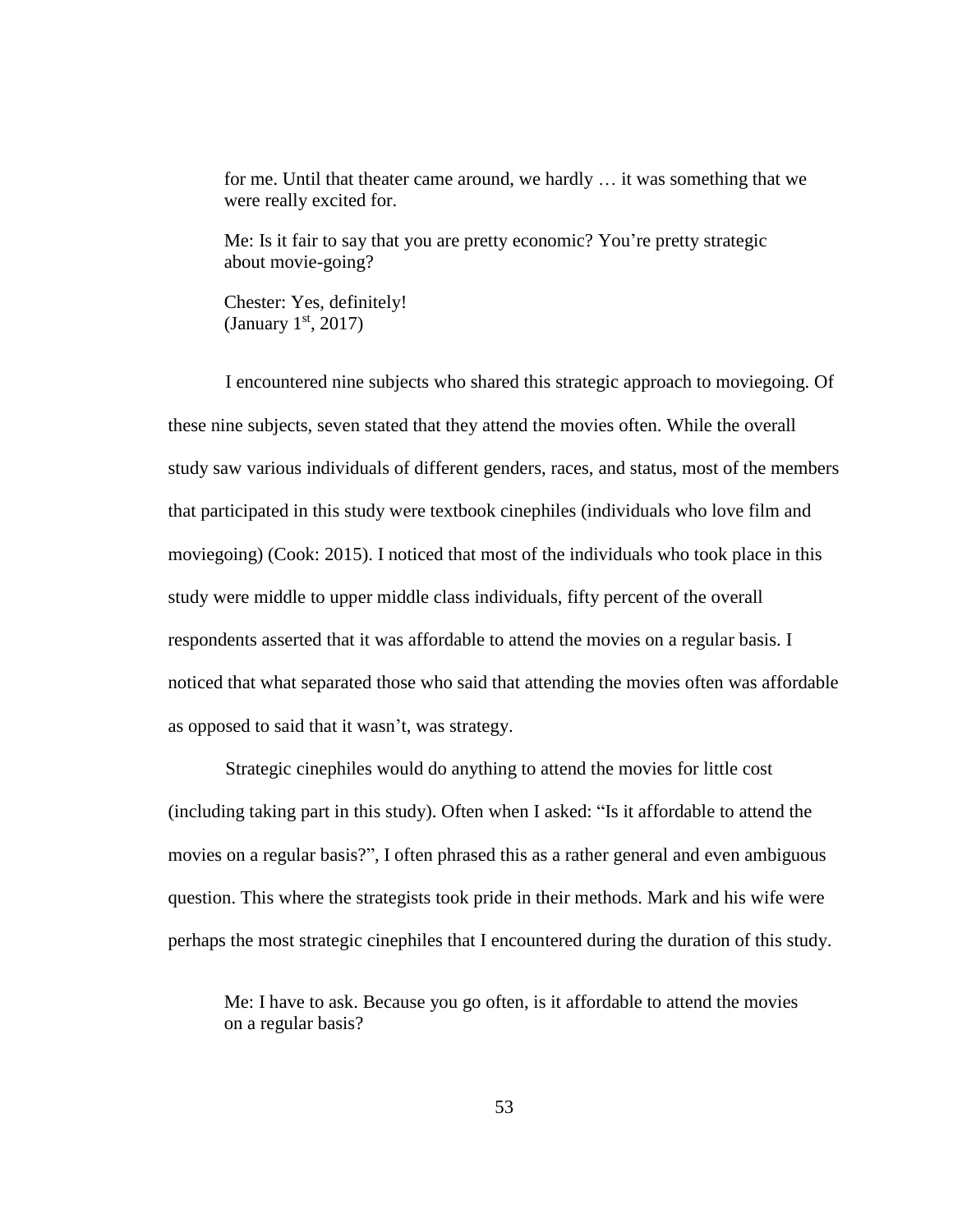> for me. Until that theater came around, we hardly … it was something that we were really excited for.
>
> Me: Is it fair to say that you are pretty economic? You're pretty strategic about movie-going?
>
> Chester: Yes, definitely!
> (January 1st, 2017)

I encountered nine subjects who shared this strategic approach to moviegoing. Of these nine subjects, seven stated that they attend the movies often. While the overall study saw various individuals of different genders, races, and status, most of the members that participated in this study were textbook cinephiles (individuals who love film and moviegoing) (Cook: 2015). I noticed that most of the individuals who took place in this study were middle to upper middle class individuals, fifty percent of the overall respondents asserted that it was affordable to attend the movies on a regular basis. I noticed that what separated those who said that attending the movies often was affordable as opposed to said that it wasn't, was strategy.

Strategic cinephiles would do anything to attend the movies for little cost (including taking part in this study). Often when I asked: "Is it affordable to attend the movies on a regular basis?", I often phrased this as a rather general and even ambiguous question. This where the strategists took pride in their methods. Mark and his wife were perhaps the most strategic cinephiles that I encountered during the duration of this study.

> Me: I have to ask. Because you go often, is it affordable to attend the movies on a regular basis?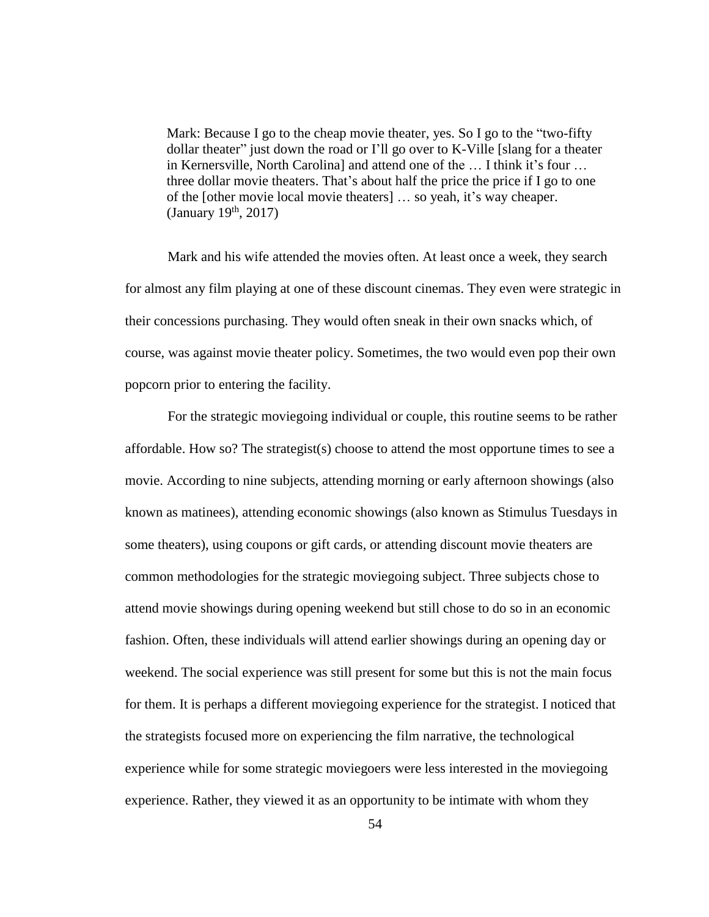> Mark: Because I go to the cheap movie theater, yes. So I go to the "two-fifty dollar theater" just down the road or I'll go over to K-Ville [slang for a theater in Kernersville, North Carolina] and attend one of the … I think it's four … three dollar movie theaters. That's about half the price the price if I go to one of the [other movie local movie theaters] … so yeah, it's way cheaper. (January 19th, 2017)

Mark and his wife attended the movies often. At least once a week, they search for almost any film playing at one of these discount cinemas. They even were strategic in their concessions purchasing. They would often sneak in their own snacks which, of course, was against movie theater policy. Sometimes, the two would even pop their own popcorn prior to entering the facility.

For the strategic moviegoing individual or couple, this routine seems to be rather affordable. How so? The strategist(s) choose to attend the most opportune times to see a movie. According to nine subjects, attending morning or early afternoon showings (also known as matinees), attending economic showings (also known as Stimulus Tuesdays in some theaters), using coupons or gift cards, or attending discount movie theaters are common methodologies for the strategic moviegoing subject. Three subjects chose to attend movie showings during opening weekend but still chose to do so in an economic fashion. Often, these individuals will attend earlier showings during an opening day or weekend. The social experience was still present for some but this is not the main focus for them. It is perhaps a different moviegoing experience for the strategist. I noticed that the strategists focused more on experiencing the film narrative, the technological experience while for some strategic moviegoers were less interested in the moviegoing experience. Rather, they viewed it as an opportunity to be intimate with whom they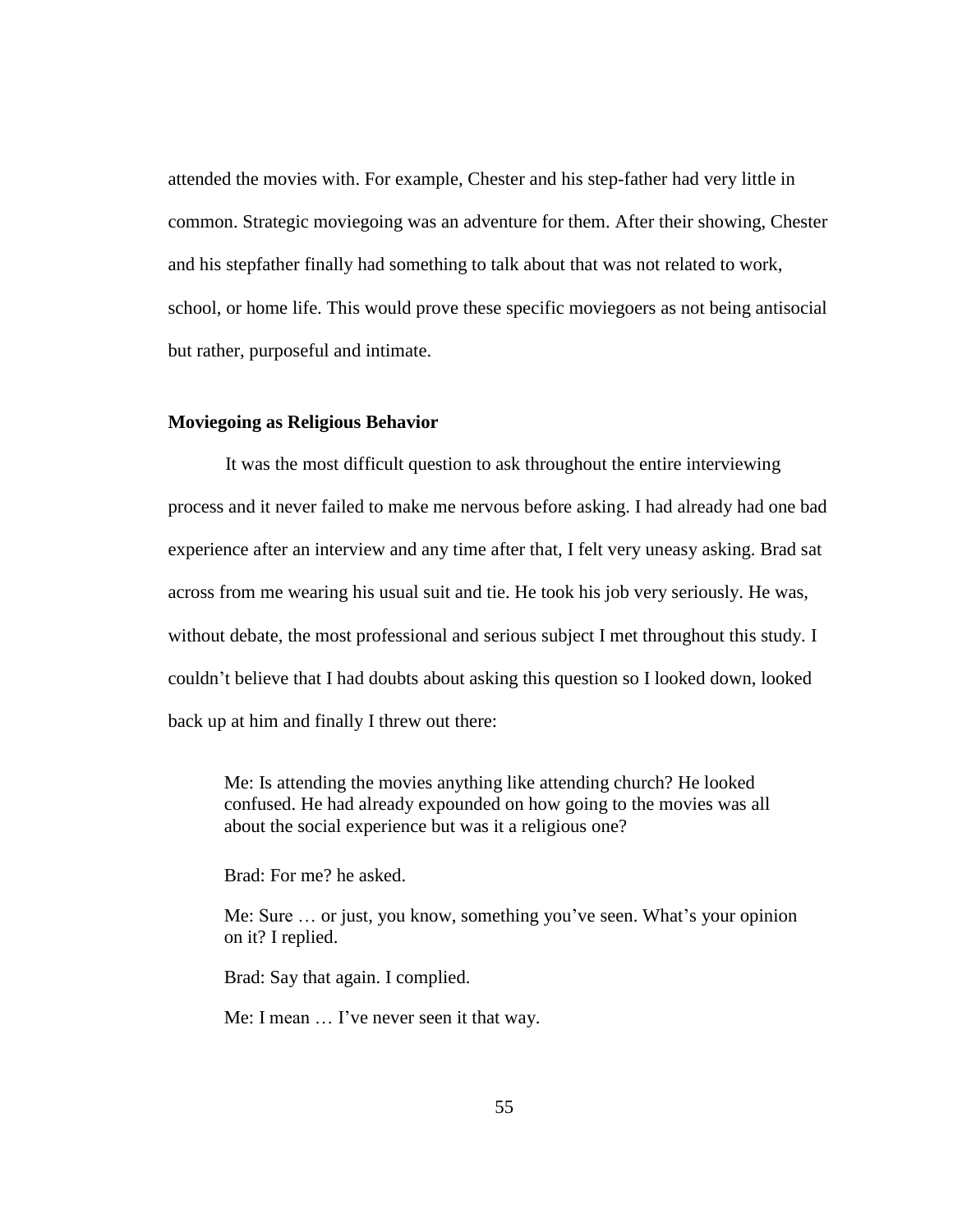attended the movies with. For example, Chester and his step-father had very little in common. Strategic moviegoing was an adventure for them. After their showing, Chester and his stepfather finally had something to talk about that was not related to work, school, or home life. This would prove these specific moviegoers as not being antisocial but rather, purposeful and intimate.

### Moviegoing as Religious Behavior

It was the most difficult question to ask throughout the entire interviewing process and it never failed to make me nervous before asking. I had already had one bad experience after an interview and any time after that, I felt very uneasy asking. Brad sat across from me wearing his usual suit and tie. He took his job very seriously. He was, without debate, the most professional and serious subject I met throughout this study. I couldn't believe that I had doubts about asking this question so I looked down, looked back up at him and finally I threw out there:

> Me: Is attending the movies anything like attending church? He looked confused. He had already expounded on how going to the movies was all about the social experience but was it a religious one?
>
> Brad: For me? he asked.
>
> Me: Sure … or just, you know, something you've seen. What's your opinion on it? I replied.
>
> Brad: Say that again. I complied.
>
> Me: I mean … I've never seen it that way.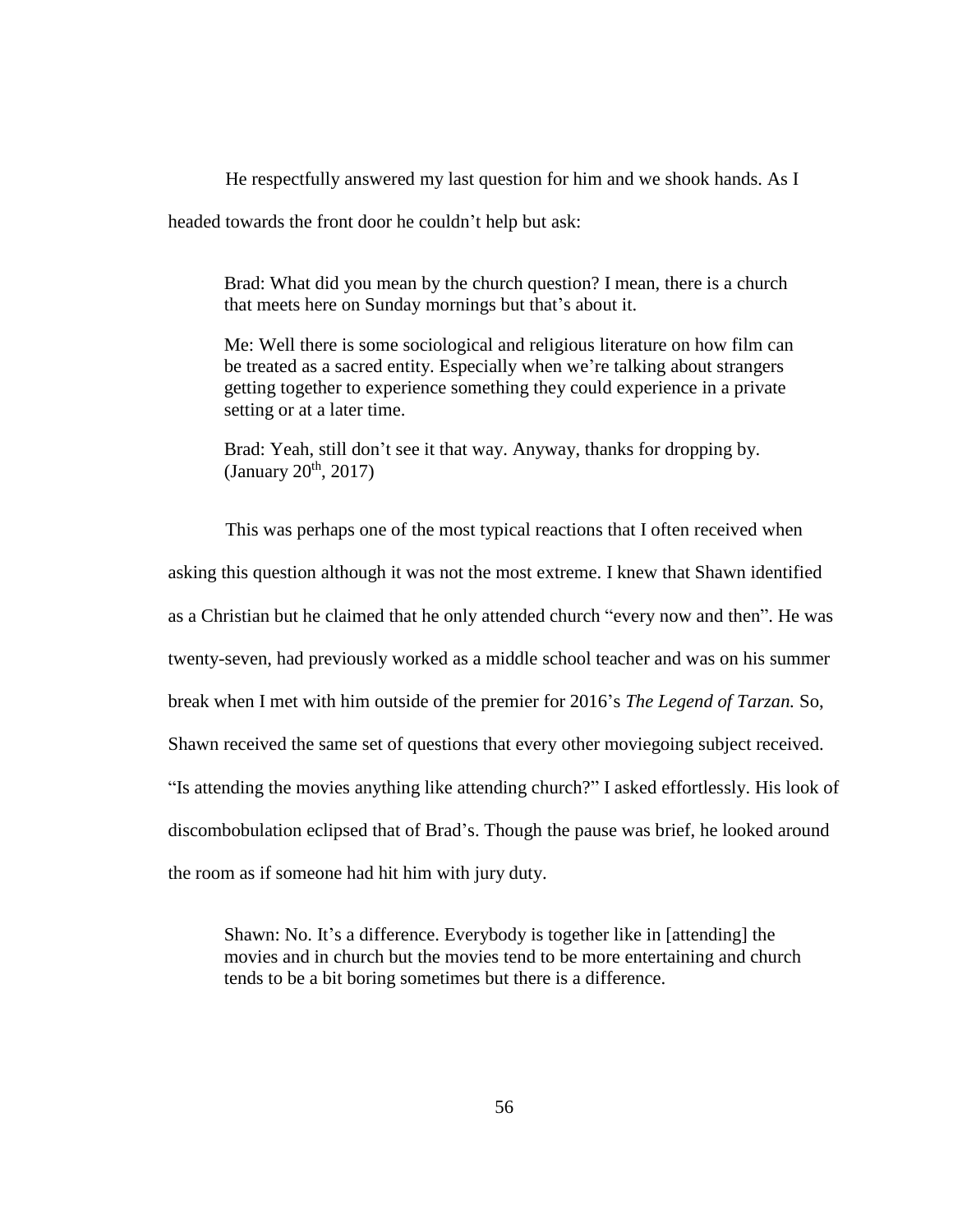He respectfully answered my last question for him and we shook hands. As I headed towards the front door he couldn't help but ask:

> Brad: What did you mean by the church question? I mean, there is a church that meets here on Sunday mornings but that's about it.
>
> Me: Well there is some sociological and religious literature on how film can be treated as a sacred entity. Especially when we're talking about strangers getting together to experience something they could experience in a private setting or at a later time.
>
> Brad: Yeah, still don't see it that way. Anyway, thanks for dropping by. (January 20th, 2017)

This was perhaps one of the most typical reactions that I often received when asking this question although it was not the most extreme. I knew that Shawn identified as a Christian but he claimed that he only attended church "every now and then". He was twenty-seven, had previously worked as a middle school teacher and was on his summer break when I met with him outside of the premier for 2016's *The Legend of Tarzan.* So, Shawn received the same set of questions that every other moviegoing subject received. "Is attending the movies anything like attending church?" I asked effortlessly. His look of discombobulation eclipsed that of Brad's. Though the pause was brief, he looked around the room as if someone had hit him with jury duty.

> Shawn: No. It's a difference. Everybody is together like in [attending] the movies and in church but the movies tend to be more entertaining and church tends to be a bit boring sometimes but there is a difference.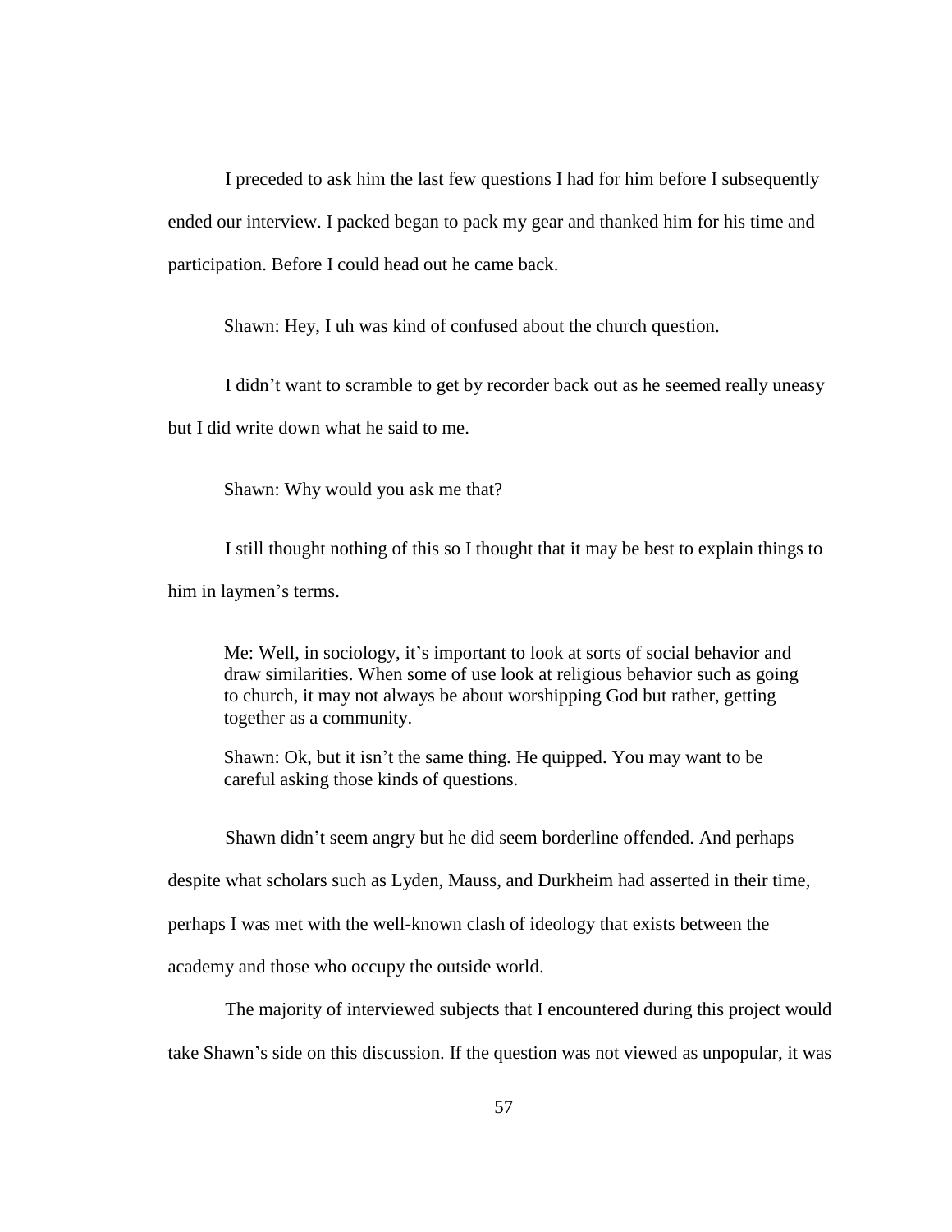I preceded to ask him the last few questions I had for him before I subsequently ended our interview. I packed began to pack my gear and thanked him for his time and participation. Before I could head out he came back.

Shawn: Hey, I uh was kind of confused about the church question.

I didn't want to scramble to get by recorder back out as he seemed really uneasy but I did write down what he said to me.

Shawn: Why would you ask me that?

I still thought nothing of this so I thought that it may be best to explain things to him in laymen's terms.

> Me: Well, in sociology, it's important to look at sorts of social behavior and draw similarities. When some of use look at religious behavior such as going to church, it may not always be about worshipping God but rather, getting together as a community.
>
> Shawn: Ok, but it isn't the same thing. He quipped. You may want to be careful asking those kinds of questions.

Shawn didn't seem angry but he did seem borderline offended. And perhaps despite what scholars such as Lyden, Mauss, and Durkheim had asserted in their time, perhaps I was met with the well-known clash of ideology that exists between the academy and those who occupy the outside world.

The majority of interviewed subjects that I encountered during this project would take Shawn's side on this discussion. If the question was not viewed as unpopular, it was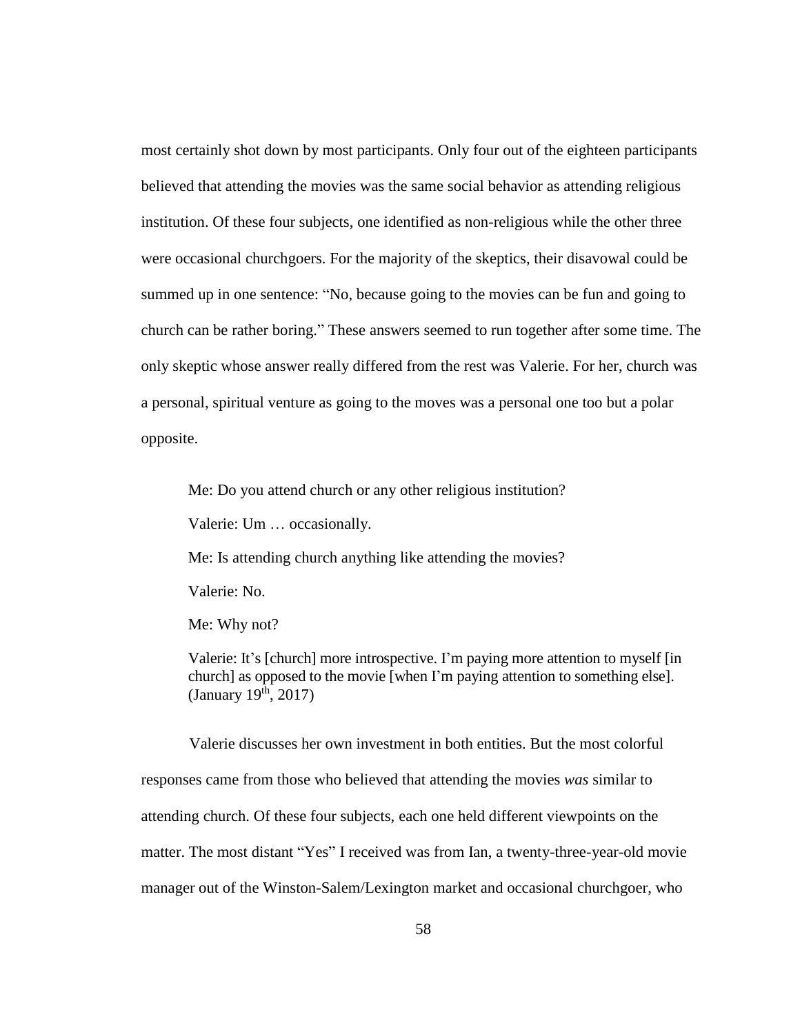most certainly shot down by most participants. Only four out of the eighteen participants believed that attending the movies was the same social behavior as attending religious institution. Of these four subjects, one identified as non-religious while the other three were occasional churchgoers. For the majority of the skeptics, their disavowal could be summed up in one sentence: "No, because going to the movies can be fun and going to church can be rather boring." These answers seemed to run together after some time. The only skeptic whose answer really differed from the rest was Valerie. For her, church was a personal, spiritual venture as going to the moves was a personal one too but a polar opposite.

> Me: Do you attend church or any other religious institution?
>
> Valerie: Um … occasionally.
>
> Me: Is attending church anything like attending the movies?
>
> Valerie: No.
>
> Me: Why not?
>
> Valerie: It's [church] more introspective. I'm paying more attention to myself [in church] as opposed to the movie [when I'm paying attention to something else]. (January 19th, 2017)

Valerie discusses her own investment in both entities. But the most colorful responses came from those who believed that attending the movies *was* similar to attending church. Of these four subjects, each one held different viewpoints on the matter. The most distant "Yes" I received was from Ian, a twenty-three-year-old movie manager out of the Winston-Salem/Lexington market and occasional churchgoer, who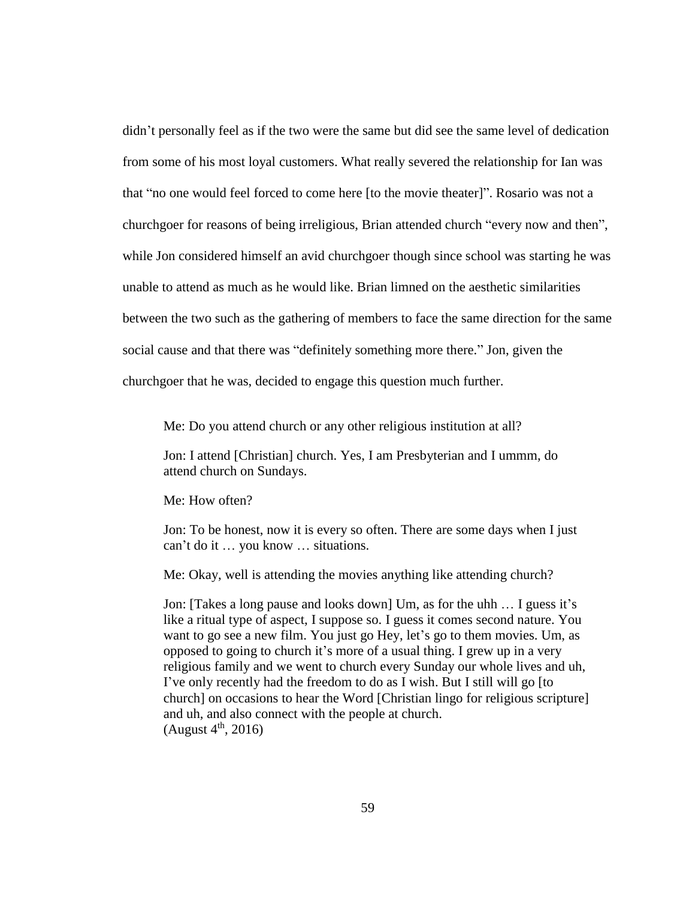didn’t personally feel as if the two were the same but did see the same level of dedication from some of his most loyal customers. What really severed the relationship for Ian was that “no one would feel forced to come here [to the movie theater]”. Rosario was not a churchgoer for reasons of being irreligious, Brian attended church “every now and then”, while Jon considered himself an avid churchgoer though since school was starting he was unable to attend as much as he would like. Brian limned on the aesthetic similarities between the two such as the gathering of members to face the same direction for the same social cause and that there was “definitely something more there.” Jon, given the churchgoer that he was, decided to engage this question much further.

> Me: Do you attend church or any other religious institution at all?
>
> Jon: I attend [Christian] church. Yes, I am Presbyterian and I ummm, do attend church on Sundays.
>
> Me: How often?
>
> Jon: To be honest, now it is every so often. There are some days when I just can’t do it … you know … situations.
>
> Me: Okay, well is attending the movies anything like attending church?
>
> Jon: [Takes a long pause and looks down] Um, as for the uhh … I guess it’s like a ritual type of aspect, I suppose so. I guess it comes second nature. You want to go see a new film. You just go Hey, let’s go to them movies. Um, as opposed to going to church it’s more of a usual thing. I grew up in a very religious family and we went to church every Sunday our whole lives and uh, I’ve only recently had the freedom to do as I wish. But I still will go [to church] on occasions to hear the Word [Christian lingo for religious scripture] and uh, and also connect with the people at church.
> (August 4th, 2016)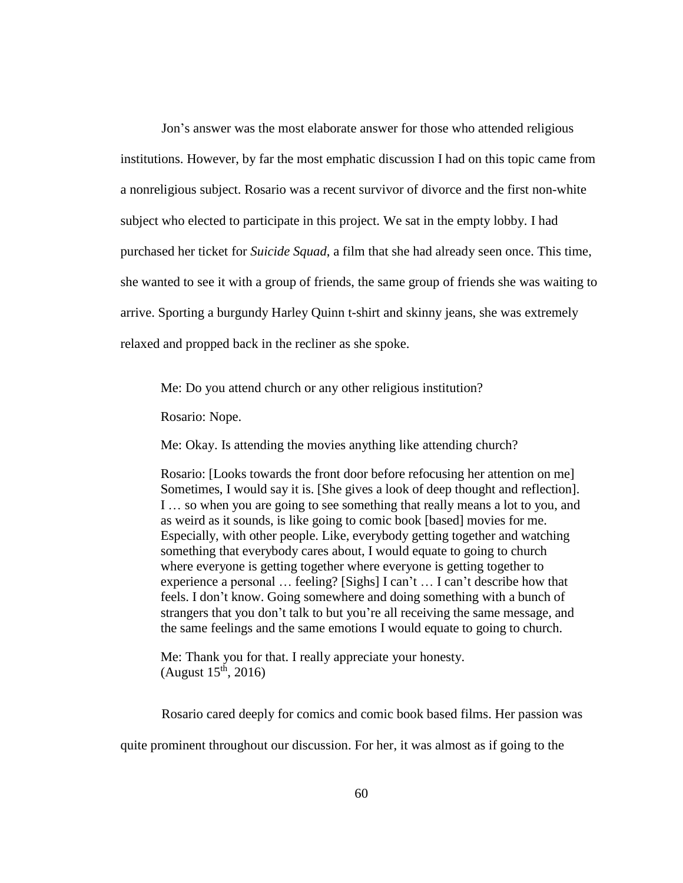Jon's answer was the most elaborate answer for those who attended religious institutions. However, by far the most emphatic discussion I had on this topic came from a nonreligious subject. Rosario was a recent survivor of divorce and the first non-white subject who elected to participate in this project. We sat in the empty lobby. I had purchased her ticket for *Suicide Squad*, a film that she had already seen once. This time, she wanted to see it with a group of friends, the same group of friends she was waiting to arrive. Sporting a burgundy Harley Quinn t-shirt and skinny jeans, she was extremely relaxed and propped back in the recliner as she spoke.

> Me: Do you attend church or any other religious institution?
>
> Rosario: Nope.
>
> Me: Okay. Is attending the movies anything like attending church?
>
> Rosario: [Looks towards the front door before refocusing her attention on me] Sometimes, I would say it is. [She gives a look of deep thought and reflection]. I … so when you are going to see something that really means a lot to you, and as weird as it sounds, is like going to comic book [based] movies for me. Especially, with other people. Like, everybody getting together and watching something that everybody cares about, I would equate to going to church where everyone is getting together where everyone is getting together to experience a personal … feeling? [Sighs] I can't … I can't describe how that feels. I don't know. Going somewhere and doing something with a bunch of strangers that you don't talk to but you're all receiving the same message, and the same feelings and the same emotions I would equate to going to church.
>
> Me: Thank you for that. I really appreciate your honesty.
> (August 15th, 2016)

Rosario cared deeply for comics and comic book based films. Her passion was quite prominent throughout our discussion. For her, it was almost as if going to the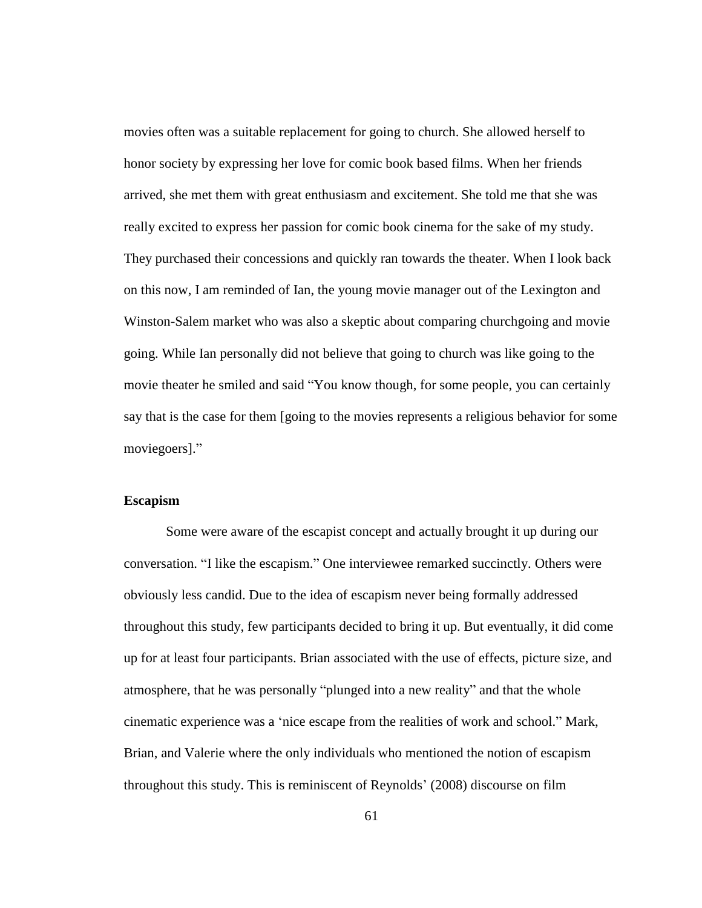movies often was a suitable replacement for going to church. She allowed herself to honor society by expressing her love for comic book based films. When her friends arrived, she met them with great enthusiasm and excitement. She told me that she was really excited to express her passion for comic book cinema for the sake of my study. They purchased their concessions and quickly ran towards the theater. When I look back on this now, I am reminded of Ian, the young movie manager out of the Lexington and Winston-Salem market who was also a skeptic about comparing churchgoing and movie going. While Ian personally did not believe that going to church was like going to the movie theater he smiled and said "You know though, for some people, you can certainly say that is the case for them [going to the movies represents a religious behavior for some moviegoers]."

**Escapism**

Some were aware of the escapist concept and actually brought it up during our conversation. "I like the escapism." One interviewee remarked succinctly. Others were obviously less candid. Due to the idea of escapism never being formally addressed throughout this study, few participants decided to bring it up. But eventually, it did come up for at least four participants. Brian associated with the use of effects, picture size, and atmosphere, that he was personally "plunged into a new reality" and that the whole cinematic experience was a 'nice escape from the realities of work and school." Mark, Brian, and Valerie where the only individuals who mentioned the notion of escapism throughout this study. This is reminiscent of Reynolds' (2008) discourse on film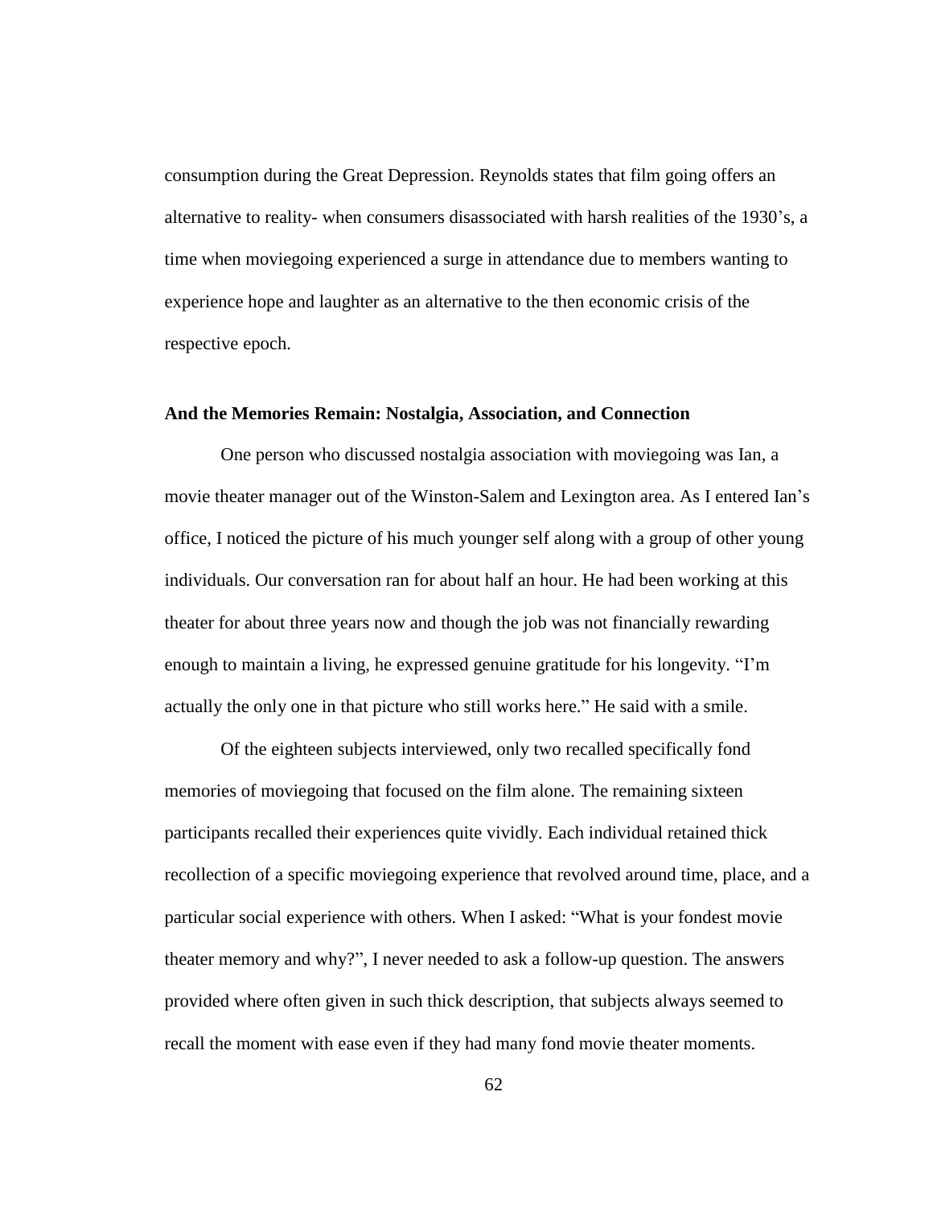consumption during the Great Depression. Reynolds states that film going offers an alternative to reality- when consumers disassociated with harsh realities of the 1930's, a time when moviegoing experienced a surge in attendance due to members wanting to experience hope and laughter as an alternative to the then economic crisis of the respective epoch.

### And the Memories Remain: Nostalgia, Association, and Connection

One person who discussed nostalgia association with moviegoing was Ian, a movie theater manager out of the Winston-Salem and Lexington area. As I entered Ian's office, I noticed the picture of his much younger self along with a group of other young individuals. Our conversation ran for about half an hour. He had been working at this theater for about three years now and though the job was not financially rewarding enough to maintain a living, he expressed genuine gratitude for his longevity. "I'm actually the only one in that picture who still works here." He said with a smile.

Of the eighteen subjects interviewed, only two recalled specifically fond memories of moviegoing that focused on the film alone. The remaining sixteen participants recalled their experiences quite vividly. Each individual retained thick recollection of a specific moviegoing experience that revolved around time, place, and a particular social experience with others. When I asked: "What is your fondest movie theater memory and why?", I never needed to ask a follow-up question. The answers provided where often given in such thick description, that subjects always seemed to recall the moment with ease even if they had many fond movie theater moments.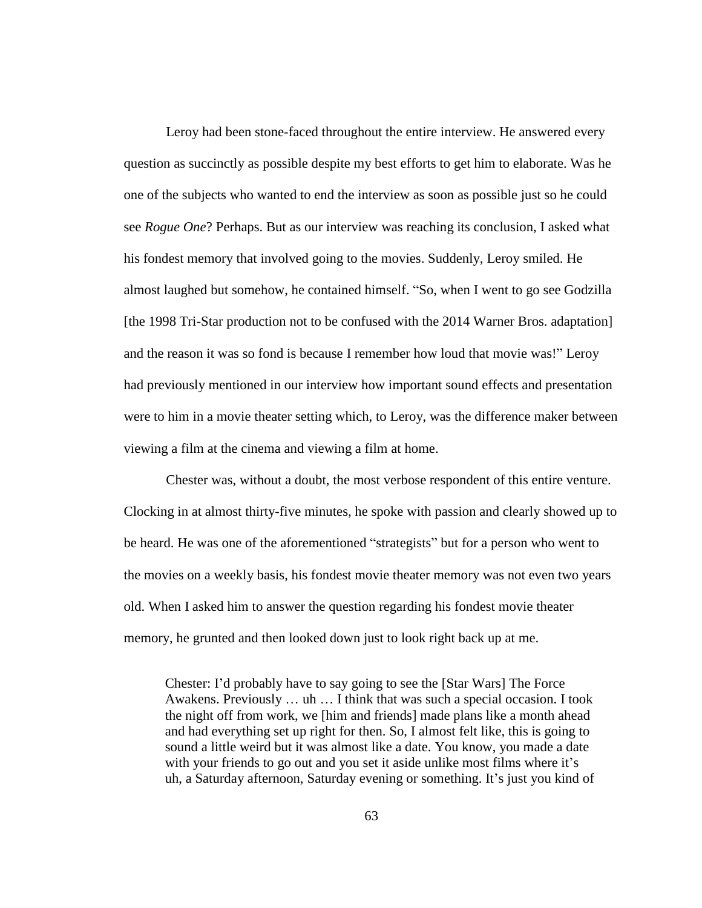Leroy had been stone-faced throughout the entire interview. He answered every question as succinctly as possible despite my best efforts to get him to elaborate. Was he one of the subjects who wanted to end the interview as soon as possible just so he could see *Rogue One*? Perhaps. But as our interview was reaching its conclusion, I asked what his fondest memory that involved going to the movies. Suddenly, Leroy smiled. He almost laughed but somehow, he contained himself. "So, when I went to go see Godzilla [the 1998 Tri-Star production not to be confused with the 2014 Warner Bros. adaptation] and the reason it was so fond is because I remember how loud that movie was!" Leroy had previously mentioned in our interview how important sound effects and presentation were to him in a movie theater setting which, to Leroy, was the difference maker between viewing a film at the cinema and viewing a film at home.

Chester was, without a doubt, the most verbose respondent of this entire venture. Clocking in at almost thirty-five minutes, he spoke with passion and clearly showed up to be heard. He was one of the aforementioned "strategists" but for a person who went to the movies on a weekly basis, his fondest movie theater memory was not even two years old. When I asked him to answer the question regarding his fondest movie theater memory, he grunted and then looked down just to look right back up at me.

> Chester: I'd probably have to say going to see the [Star Wars] The Force Awakens. Previously … uh … I think that was such a special occasion. I took the night off from work, we [him and friends] made plans like a month ahead and had everything set up right for then. So, I almost felt like, this is going to sound a little weird but it was almost like a date. You know, you made a date with your friends to go out and you set it aside unlike most films where it's uh, a Saturday afternoon, Saturday evening or something. It's just you kind of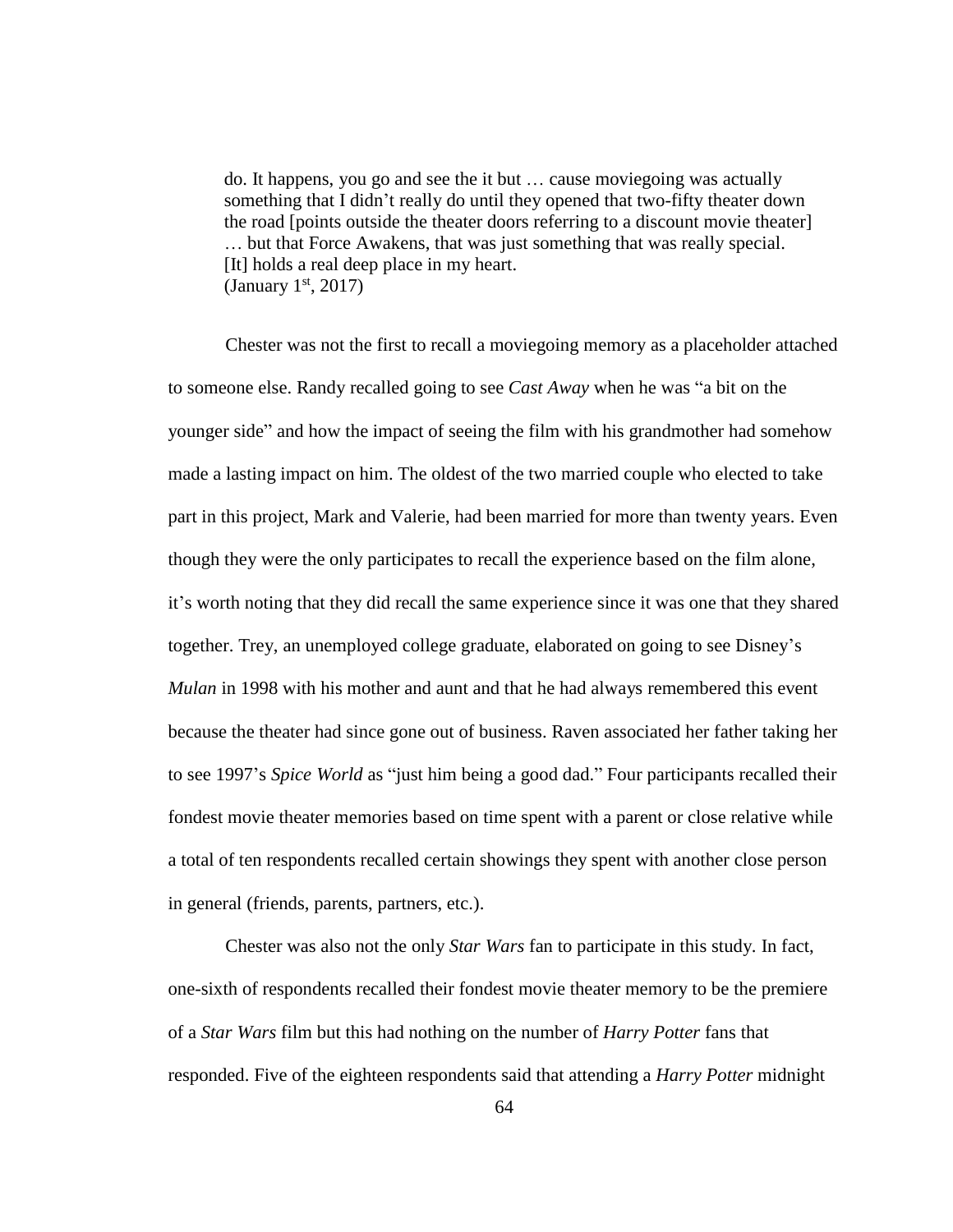do. It happens, you go and see the it but … cause moviegoing was actually something that I didn't really do until they opened that two-fifty theater down the road [points outside the theater doors referring to a discount movie theater] … but that Force Awakens, that was just something that was really special. [It] holds a real deep place in my heart.
(January 1st, 2017)

Chester was not the first to recall a moviegoing memory as a placeholder attached to someone else. Randy recalled going to see *Cast Away* when he was "a bit on the younger side" and how the impact of seeing the film with his grandmother had somehow made a lasting impact on him. The oldest of the two married couple who elected to take part in this project, Mark and Valerie, had been married for more than twenty years. Even though they were the only participates to recall the experience based on the film alone, it's worth noting that they did recall the same experience since it was one that they shared together. Trey, an unemployed college graduate, elaborated on going to see Disney's *Mulan* in 1998 with his mother and aunt and that he had always remembered this event because the theater had since gone out of business. Raven associated her father taking her to see 1997's *Spice World* as "just him being a good dad." Four participants recalled their fondest movie theater memories based on time spent with a parent or close relative while a total of ten respondents recalled certain showings they spent with another close person in general (friends, parents, partners, etc.).

Chester was also not the only *Star Wars* fan to participate in this study. In fact, one-sixth of respondents recalled their fondest movie theater memory to be the premiere of a *Star Wars* film but this had nothing on the number of *Harry Potter* fans that responded. Five of the eighteen respondents said that attending a *Harry Potter* midnight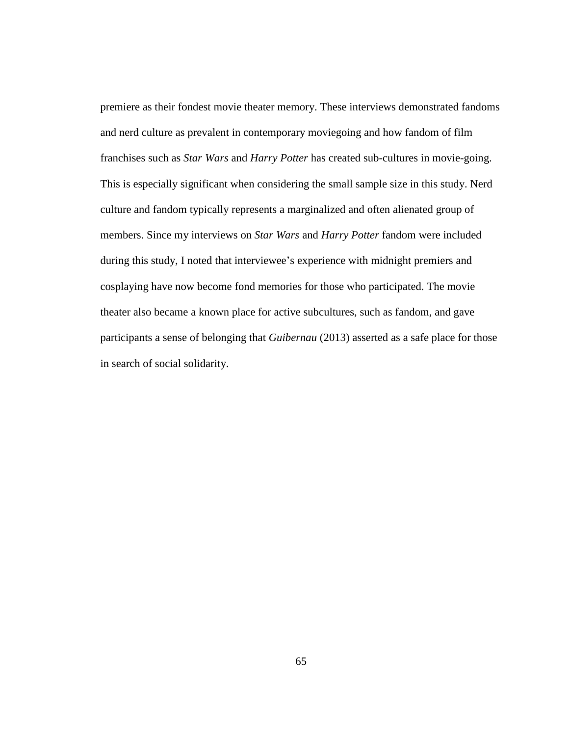premiere as their fondest movie theater memory. These interviews demonstrated fandoms and nerd culture as prevalent in contemporary moviegoing and how fandom of film franchises such as *Star Wars* and *Harry Potter* has created sub-cultures in movie-going. This is especially significant when considering the small sample size in this study. Nerd culture and fandom typically represents a marginalized and often alienated group of members. Since my interviews on *Star Wars* and *Harry Potter* fandom were included during this study, I noted that interviewee's experience with midnight premiers and cosplaying have now become fond memories for those who participated. The movie theater also became a known place for active subcultures, such as fandom, and gave participants a sense of belonging that *Guibernau* (2013) asserted as a safe place for those in search of social solidarity.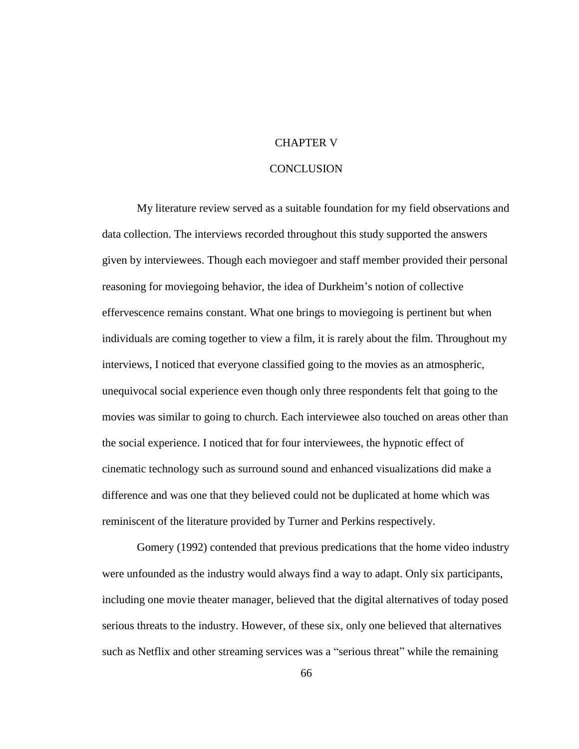# CHAPTER V

# CONCLUSION

My literature review served as a suitable foundation for my field observations and data collection. The interviews recorded throughout this study supported the answers given by interviewees. Though each moviegoer and staff member provided their personal reasoning for moviegoing behavior, the idea of Durkheim's notion of collective effervescence remains constant. What one brings to moviegoing is pertinent but when individuals are coming together to view a film, it is rarely about the film. Throughout my interviews, I noticed that everyone classified going to the movies as an atmospheric, unequivocal social experience even though only three respondents felt that going to the movies was similar to going to church. Each interviewee also touched on areas other than the social experience. I noticed that for four interviewees, the hypnotic effect of cinematic technology such as surround sound and enhanced visualizations did make a difference and was one that they believed could not be duplicated at home which was reminiscent of the literature provided by Turner and Perkins respectively.

Gomery (1992) contended that previous predications that the home video industry were unfounded as the industry would always find a way to adapt. Only six participants, including one movie theater manager, believed that the digital alternatives of today posed serious threats to the industry. However, of these six, only one believed that alternatives such as Netflix and other streaming services was a "serious threat" while the remaining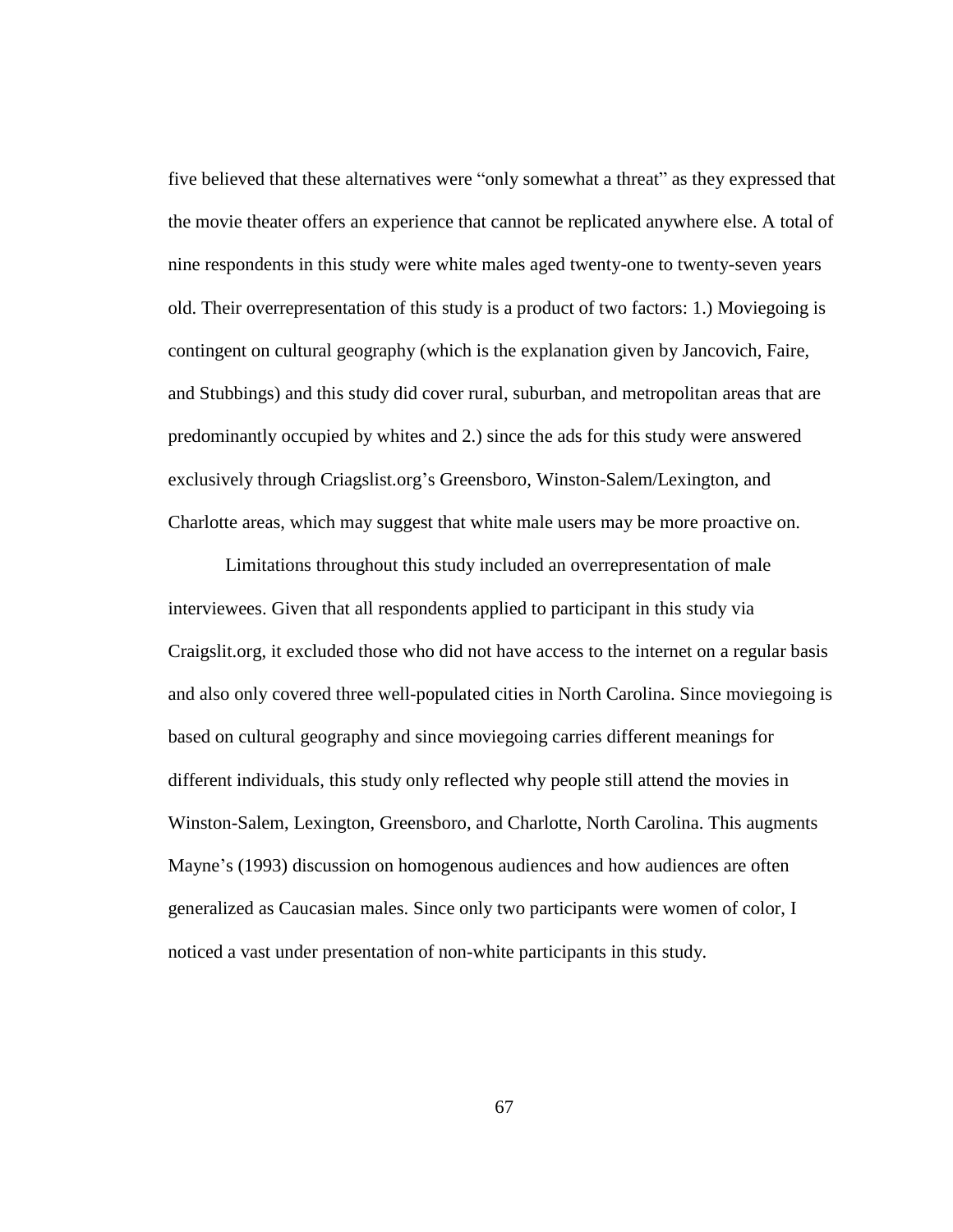five believed that these alternatives were "only somewhat a threat" as they expressed that the movie theater offers an experience that cannot be replicated anywhere else. A total of nine respondents in this study were white males aged twenty-one to twenty-seven years old. Their overrepresentation of this study is a product of two factors: 1.) Moviegoing is contingent on cultural geography (which is the explanation given by Jancovich, Faire, and Stubbings) and this study did cover rural, suburban, and metropolitan areas that are predominantly occupied by whites and 2.) since the ads for this study were answered exclusively through Criagslist.org's Greensboro, Winston-Salem/Lexington, and Charlotte areas, which may suggest that white male users may be more proactive on.

Limitations throughout this study included an overrepresentation of male interviewees. Given that all respondents applied to participant in this study via Craigslit.org, it excluded those who did not have access to the internet on a regular basis and also only covered three well-populated cities in North Carolina. Since moviegoing is based on cultural geography and since moviegoing carries different meanings for different individuals, this study only reflected why people still attend the movies in Winston-Salem, Lexington, Greensboro, and Charlotte, North Carolina. This augments Mayne's (1993) discussion on homogenous audiences and how audiences are often generalized as Caucasian males. Since only two participants were women of color, I noticed a vast under presentation of non-white participants in this study.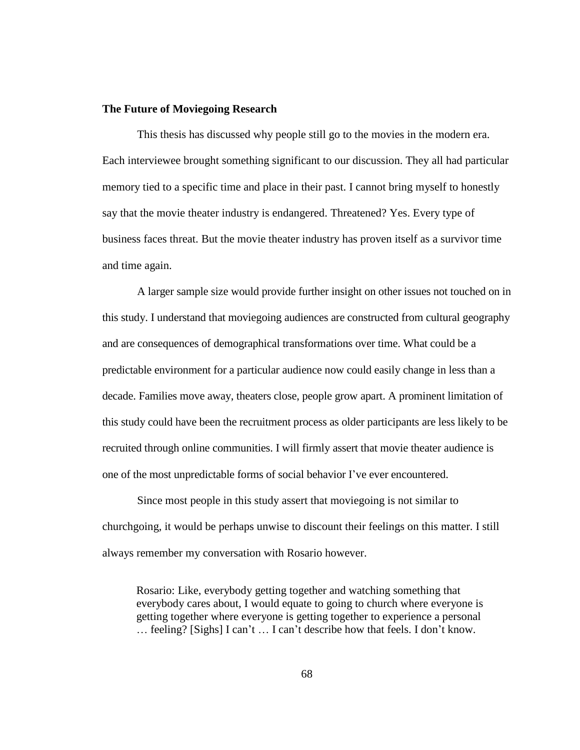**The Future of Moviegoing Research**

This thesis has discussed why people still go to the movies in the modern era. Each interviewee brought something significant to our discussion. They all had particular memory tied to a specific time and place in their past. I cannot bring myself to honestly say that the movie theater industry is endangered. Threatened? Yes. Every type of business faces threat. But the movie theater industry has proven itself as a survivor time and time again.

A larger sample size would provide further insight on other issues not touched on in this study. I understand that moviegoing audiences are constructed from cultural geography and are consequences of demographical transformations over time. What could be a predictable environment for a particular audience now could easily change in less than a decade. Families move away, theaters close, people grow apart. A prominent limitation of this study could have been the recruitment process as older participants are less likely to be recruited through online communities. I will firmly assert that movie theater audience is one of the most unpredictable forms of social behavior I've ever encountered.

Since most people in this study assert that moviegoing is not similar to churchgoing, it would be perhaps unwise to discount their feelings on this matter. I still always remember my conversation with Rosario however.

> Rosario: Like, everybody getting together and watching something that everybody cares about, I would equate to going to church where everyone is getting together where everyone is getting together to experience a personal … feeling? [Sighs] I can't … I can't describe how that feels. I don't know.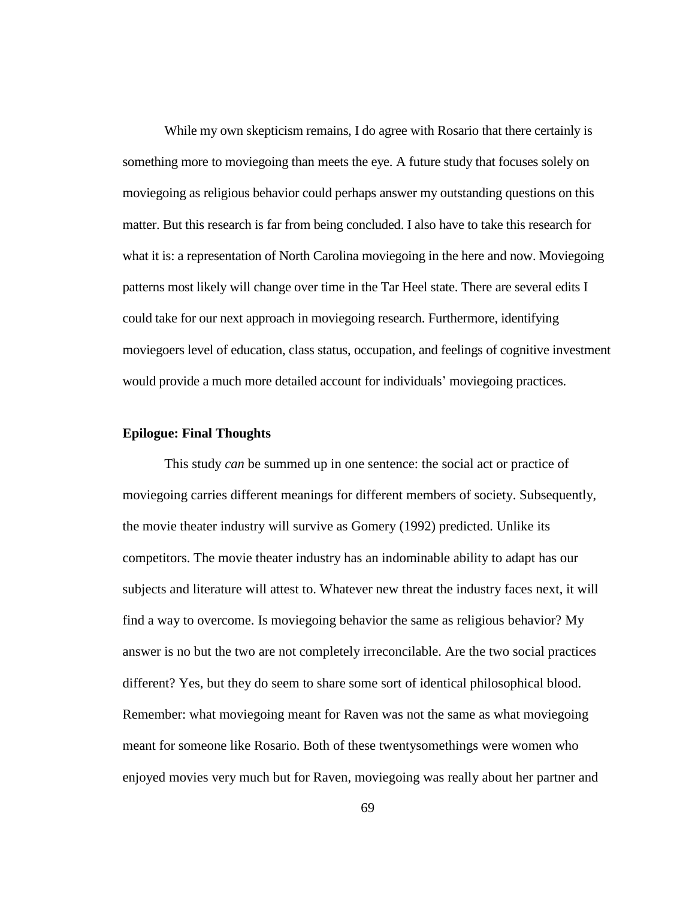While my own skepticism remains, I do agree with Rosario that there certainly is something more to moviegoing than meets the eye. A future study that focuses solely on moviegoing as religious behavior could perhaps answer my outstanding questions on this matter. But this research is far from being concluded. I also have to take this research for what it is: a representation of North Carolina moviegoing in the here and now. Moviegoing patterns most likely will change over time in the Tar Heel state. There are several edits I could take for our next approach in moviegoing research. Furthermore, identifying moviegoers level of education, class status, occupation, and feelings of cognitive investment would provide a much more detailed account for individuals' moviegoing practices.

**Epilogue: Final Thoughts**

This study *can* be summed up in one sentence: the social act or practice of moviegoing carries different meanings for different members of society. Subsequently, the movie theater industry will survive as Gomery (1992) predicted. Unlike its competitors. The movie theater industry has an indominable ability to adapt has our subjects and literature will attest to. Whatever new threat the industry faces next, it will find a way to overcome. Is moviegoing behavior the same as religious behavior? My answer is no but the two are not completely irreconcilable. Are the two social practices different? Yes, but they do seem to share some sort of identical philosophical blood. Remember: what moviegoing meant for Raven was not the same as what moviegoing meant for someone like Rosario. Both of these twentysomethings were women who enjoyed movies very much but for Raven, moviegoing was really about her partner and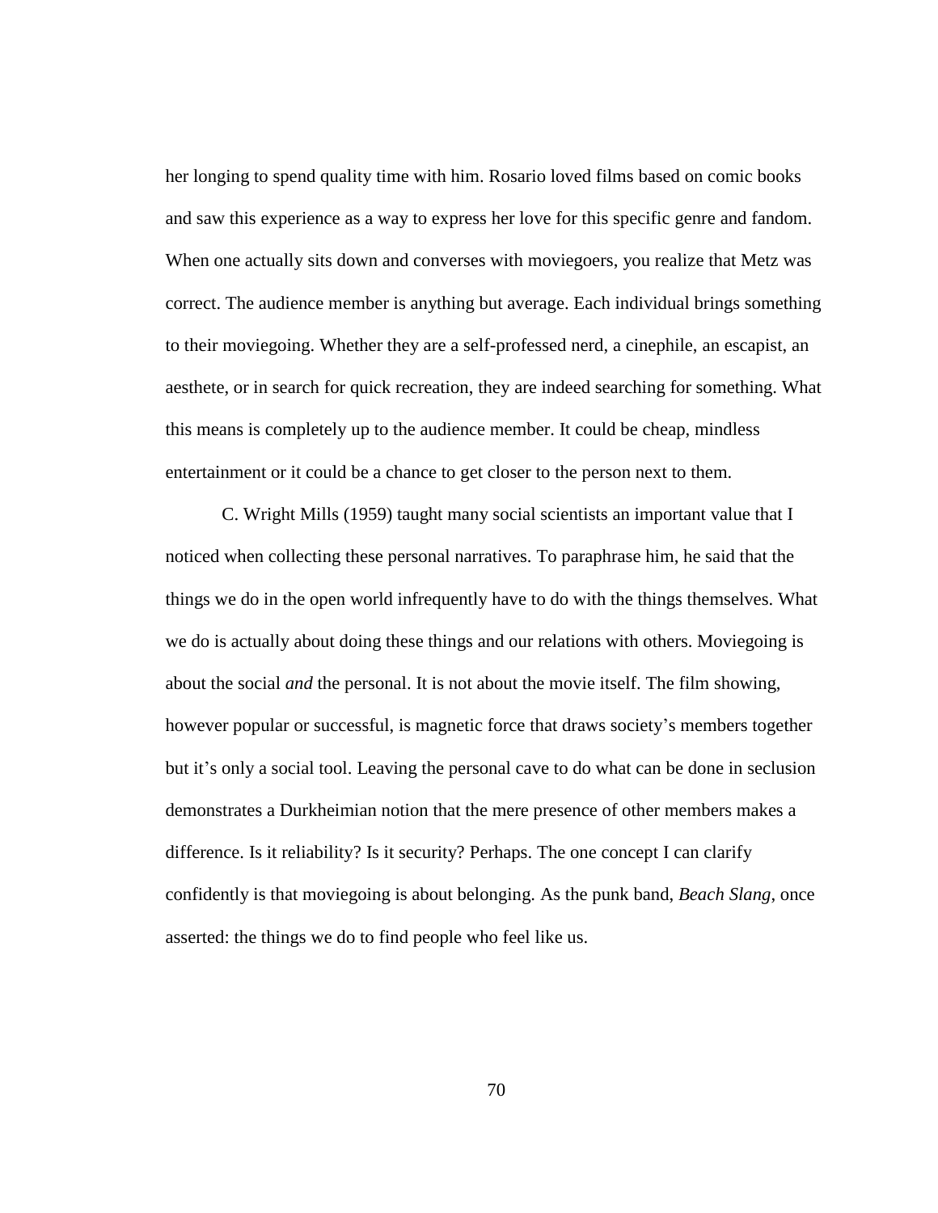her longing to spend quality time with him. Rosario loved films based on comic books and saw this experience as a way to express her love for this specific genre and fandom. When one actually sits down and converses with moviegoers, you realize that Metz was correct. The audience member is anything but average. Each individual brings something to their moviegoing. Whether they are a self-professed nerd, a cinephile, an escapist, an aesthete, or in search for quick recreation, they are indeed searching for something. What this means is completely up to the audience member. It could be cheap, mindless entertainment or it could be a chance to get closer to the person next to them.

C. Wright Mills (1959) taught many social scientists an important value that I noticed when collecting these personal narratives. To paraphrase him, he said that the things we do in the open world infrequently have to do with the things themselves. What we do is actually about doing these things and our relations with others. Moviegoing is about the social *and* the personal. It is not about the movie itself. The film showing, however popular or successful, is magnetic force that draws society's members together but it's only a social tool. Leaving the personal cave to do what can be done in seclusion demonstrates a Durkheimian notion that the mere presence of other members makes a difference. Is it reliability? Is it security? Perhaps. The one concept I can clarify confidently is that moviegoing is about belonging. As the punk band, *Beach Slang*, once asserted: the things we do to find people who feel like us.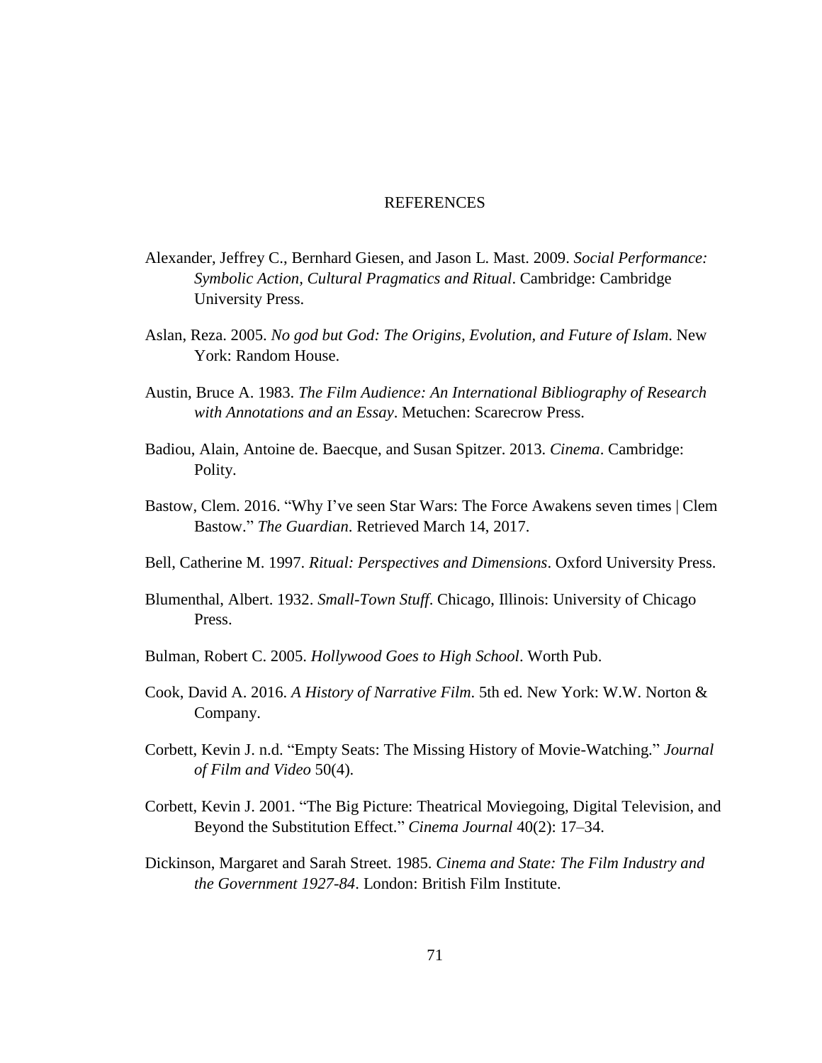# REFERENCES

Alexander, Jeffrey C., Bernhard Giesen, and Jason L. Mast. 2009. *Social Performance: Symbolic Action, Cultural Pragmatics and Ritual*. Cambridge: Cambridge University Press.

Aslan, Reza. 2005. *No god but God: The Origins, Evolution, and Future of Islam*. New York: Random House.

Austin, Bruce A. 1983. *The Film Audience: An International Bibliography of Research with Annotations and an Essay*. Metuchen: Scarecrow Press.

Badiou, Alain, Antoine de. Baecque, and Susan Spitzer. 2013. *Cinema*. Cambridge: Polity.

Bastow, Clem. 2016. "Why I've seen Star Wars: The Force Awakens seven times | Clem Bastow." *The Guardian*. Retrieved March 14, 2017.

Bell, Catherine M. 1997. *Ritual: Perspectives and Dimensions*. Oxford University Press.

Blumenthal, Albert. 1932. *Small-Town Stuff*. Chicago, Illinois: University of Chicago Press.

Bulman, Robert C. 2005. *Hollywood Goes to High School*. Worth Pub.

Cook, David A. 2016. *A History of Narrative Film*. 5th ed. New York: W.W. Norton & Company.

Corbett, Kevin J. n.d. "Empty Seats: The Missing History of Movie-Watching." *Journal of Film and Video* 50(4).

Corbett, Kevin J. 2001. "The Big Picture: Theatrical Moviegoing, Digital Television, and Beyond the Substitution Effect." *Cinema Journal* 40(2): 17–34.

Dickinson, Margaret and Sarah Street. 1985. *Cinema and State: The Film Industry and the Government 1927-84*. London: British Film Institute.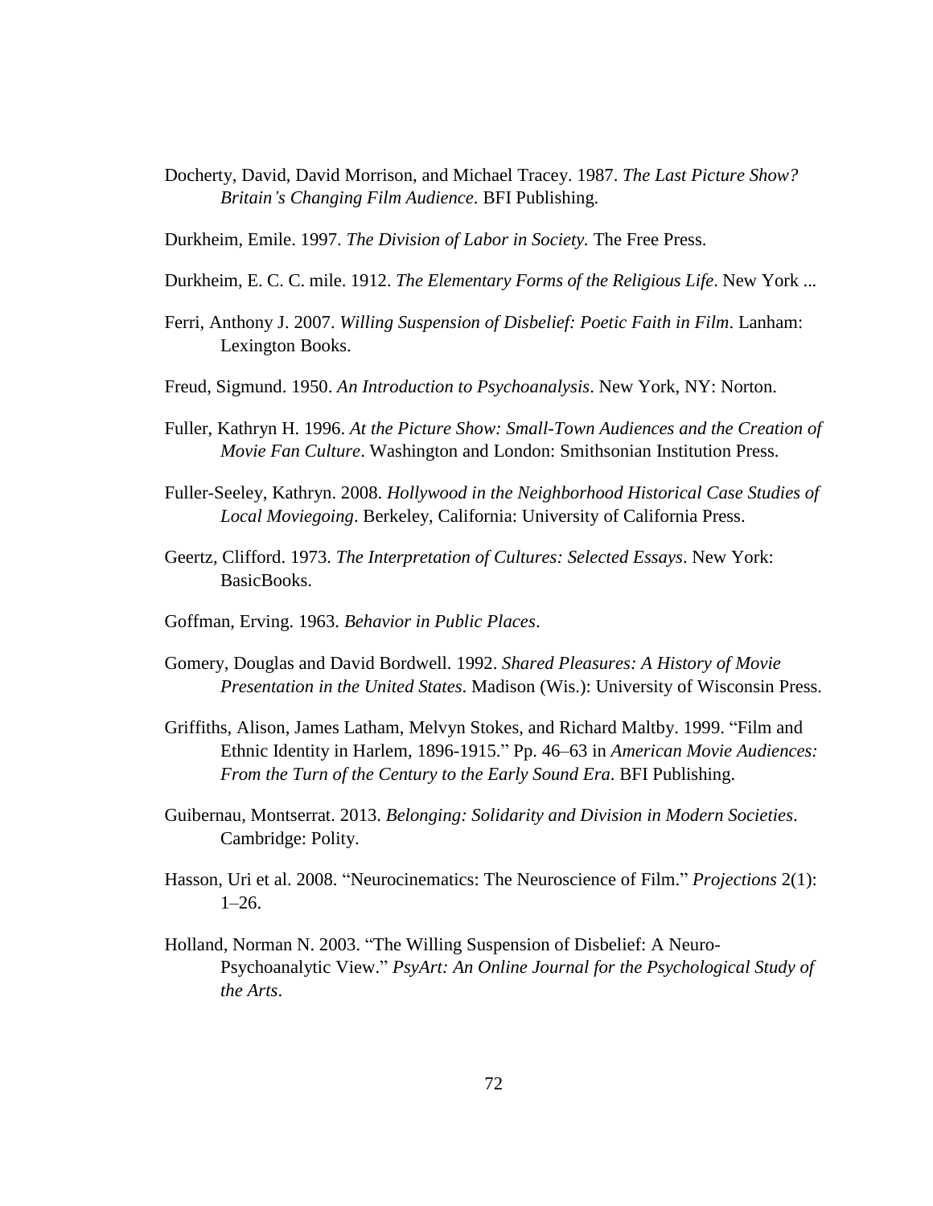Docherty, David, David Morrison, and Michael Tracey. 1987. *The Last Picture Show? Britain's Changing Film Audience*. BFI Publishing.

Durkheim, Emile. 1997. *The Division of Labor in Society.* The Free Press.

Durkheim, E. C. C. mile. 1912. *The Elementary Forms of the Religious Life*. New York ...

Ferri, Anthony J. 2007. *Willing Suspension of Disbelief: Poetic Faith in Film*. Lanham: Lexington Books.

Freud, Sigmund. 1950. *An Introduction to Psychoanalysis*. New York, NY: Norton.

Fuller, Kathryn H. 1996. *At the Picture Show: Small-Town Audiences and the Creation of Movie Fan Culture*. Washington and London: Smithsonian Institution Press.

Fuller-Seeley, Kathryn. 2008. *Hollywood in the Neighborhood Historical Case Studies of Local Moviegoing*. Berkeley, California: University of California Press.

Geertz, Clifford. 1973. *The Interpretation of Cultures: Selected Essays*. New York: BasicBooks.

Goffman, Erving. 1963. *Behavior in Public Places*.

Gomery, Douglas and David Bordwell. 1992. *Shared Pleasures: A History of Movie Presentation in the United States*. Madison (Wis.): University of Wisconsin Press.

Griffiths, Alison, James Latham, Melvyn Stokes, and Richard Maltby. 1999. "Film and Ethnic Identity in Harlem, 1896-1915." Pp. 46–63 in *American Movie Audiences: From the Turn of the Century to the Early Sound Era*. BFI Publishing.

Guibernau, Montserrat. 2013. *Belonging: Solidarity and Division in Modern Societies*. Cambridge: Polity.

Hasson, Uri et al. 2008. "Neurocinematics: The Neuroscience of Film." *Projections* 2(1): 1–26.

Holland, Norman N. 2003. "The Willing Suspension of Disbelief: A Neuro-Psychoanalytic View." *PsyArt: An Online Journal for the Psychological Study of the Arts*.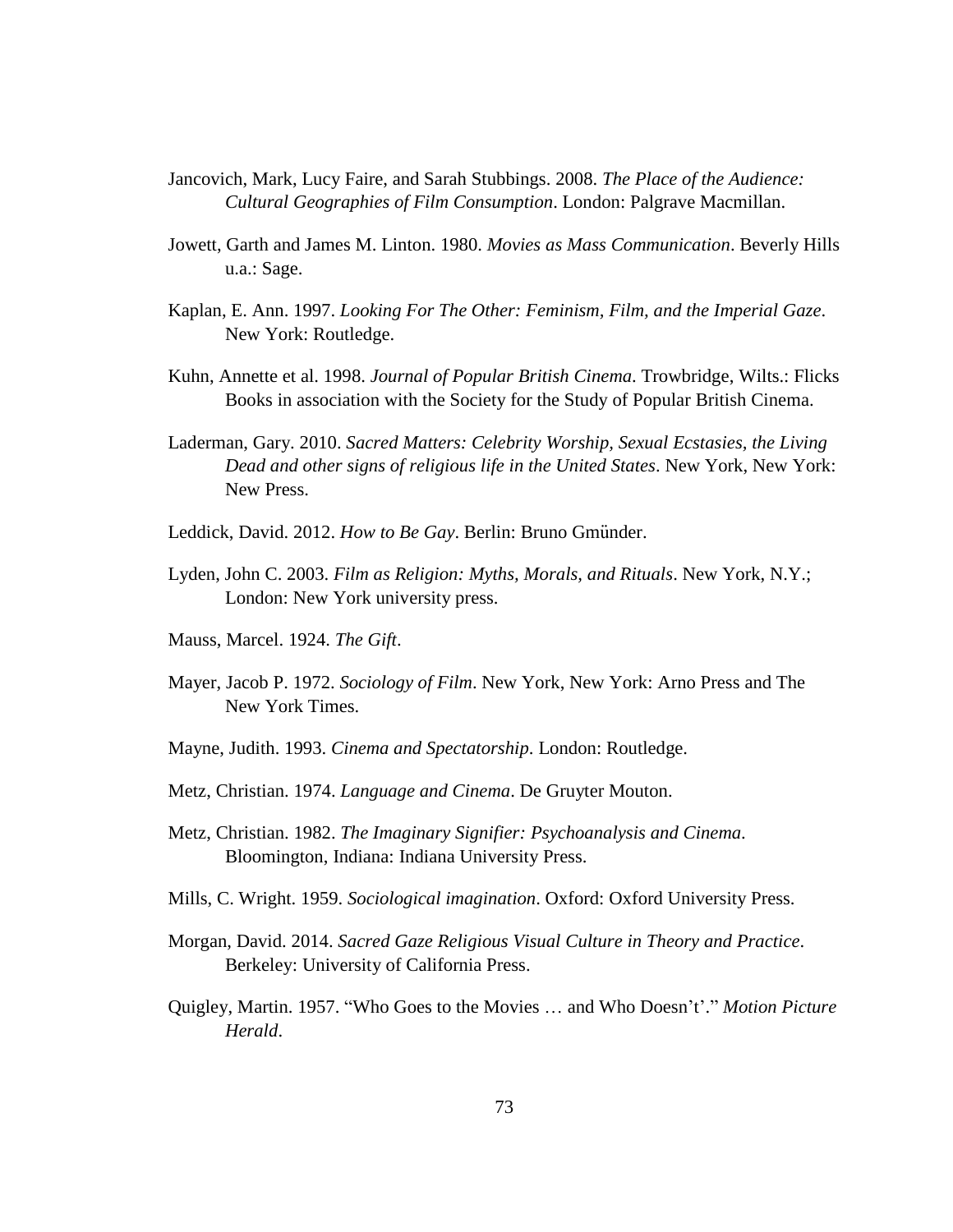Jancovich, Mark, Lucy Faire, and Sarah Stubbings. 2008. *The Place of the Audience: Cultural Geographies of Film Consumption*. London: Palgrave Macmillan.

Jowett, Garth and James M. Linton. 1980. *Movies as Mass Communication*. Beverly Hills u.a.: Sage.

Kaplan, E. Ann. 1997. *Looking For The Other: Feminism, Film, and the Imperial Gaze*. New York: Routledge.

Kuhn, Annette et al. 1998. *Journal of Popular British Cinema*. Trowbridge, Wilts.: Flicks Books in association with the Society for the Study of Popular British Cinema.

Laderman, Gary. 2010. *Sacred Matters: Celebrity Worship, Sexual Ecstasies, the Living Dead and other signs of religious life in the United States*. New York, New York: New Press.

Leddick, David. 2012. *How to Be Gay*. Berlin: Bruno Gmünder.

Lyden, John C. 2003. *Film as Religion: Myths, Morals, and Rituals*. New York, N.Y.; London: New York university press.

Mauss, Marcel. 1924. *The Gift*.

Mayer, Jacob P. 1972. *Sociology of Film*. New York, New York: Arno Press and The New York Times.

Mayne, Judith. 1993. *Cinema and Spectatorship*. London: Routledge.

Metz, Christian. 1974. *Language and Cinema*. De Gruyter Mouton.

Metz, Christian. 1982. *The Imaginary Signifier: Psychoanalysis and Cinema*. Bloomington, Indiana: Indiana University Press.

Mills, C. Wright. 1959. *Sociological imagination*. Oxford: Oxford University Press.

Morgan, David. 2014. *Sacred Gaze Religious Visual Culture in Theory and Practice*. Berkeley: University of California Press.

Quigley, Martin. 1957. "Who Goes to the Movies … and Who Doesn't'." *Motion Picture Herald*.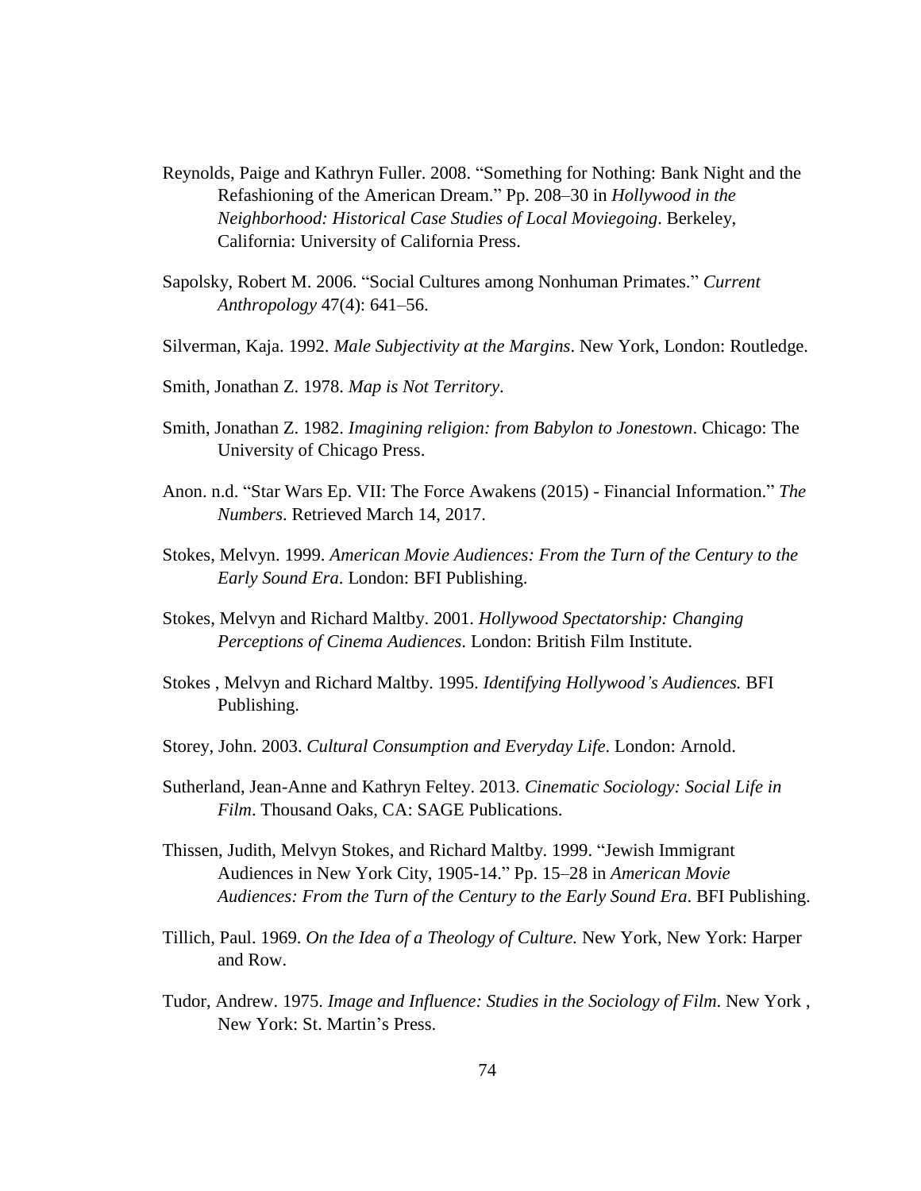Reynolds, Paige and Kathryn Fuller. 2008. "Something for Nothing: Bank Night and the Refashioning of the American Dream." Pp. 208–30 in *Hollywood in the Neighborhood: Historical Case Studies of Local Moviegoing*. Berkeley, California: University of California Press.

Sapolsky, Robert M. 2006. "Social Cultures among Nonhuman Primates." *Current Anthropology* 47(4): 641–56.

Silverman, Kaja. 1992. *Male Subjectivity at the Margins*. New York, London: Routledge.

Smith, Jonathan Z. 1978. *Map is Not Territory*.

Smith, Jonathan Z. 1982. *Imagining religion: from Babylon to Jonestown*. Chicago: The University of Chicago Press.

Anon. n.d. "Star Wars Ep. VII: The Force Awakens (2015) - Financial Information." *The Numbers*. Retrieved March 14, 2017.

Stokes, Melvyn. 1999. *American Movie Audiences: From the Turn of the Century to the Early Sound Era*. London: BFI Publishing.

Stokes, Melvyn and Richard Maltby. 2001. *Hollywood Spectatorship: Changing Perceptions of Cinema Audiences*. London: British Film Institute.

Stokes , Melvyn and Richard Maltby. 1995. *Identifying Hollywood's Audiences.* BFI Publishing.

Storey, John. 2003. *Cultural Consumption and Everyday Life*. London: Arnold.

Sutherland, Jean-Anne and Kathryn Feltey. 2013. *Cinematic Sociology: Social Life in Film*. Thousand Oaks, CA: SAGE Publications.

Thissen, Judith, Melvyn Stokes, and Richard Maltby. 1999. "Jewish Immigrant Audiences in New York City, 1905-14." Pp. 15–28 in *American Movie Audiences: From the Turn of the Century to the Early Sound Era*. BFI Publishing.

Tillich, Paul. 1969. *On the Idea of a Theology of Culture.* New York, New York: Harper and Row.

Tudor, Andrew. 1975. *Image and Influence: Studies in the Sociology of Film*. New York , New York: St. Martin's Press.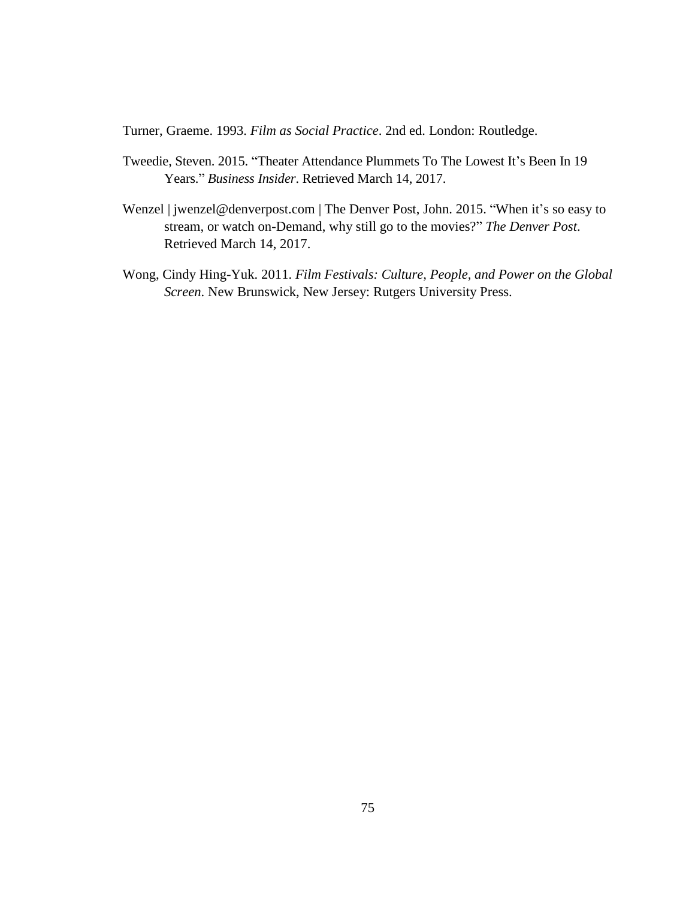Turner, Graeme. 1993. *Film as Social Practice*. 2nd ed. London: Routledge.

Tweedie, Steven. 2015. "Theater Attendance Plummets To The Lowest It's Been In 19 Years." *Business Insider*. Retrieved March 14, 2017.

Wenzel | jwenzel@denverpost.com | The Denver Post, John. 2015. "When it's so easy to stream, or watch on-Demand, why still go to the movies?" *The Denver Post*. Retrieved March 14, 2017.

Wong, Cindy Hing-Yuk. 2011. *Film Festivals: Culture, People, and Power on the Global Screen*. New Brunswick, New Jersey: Rutgers University Press.